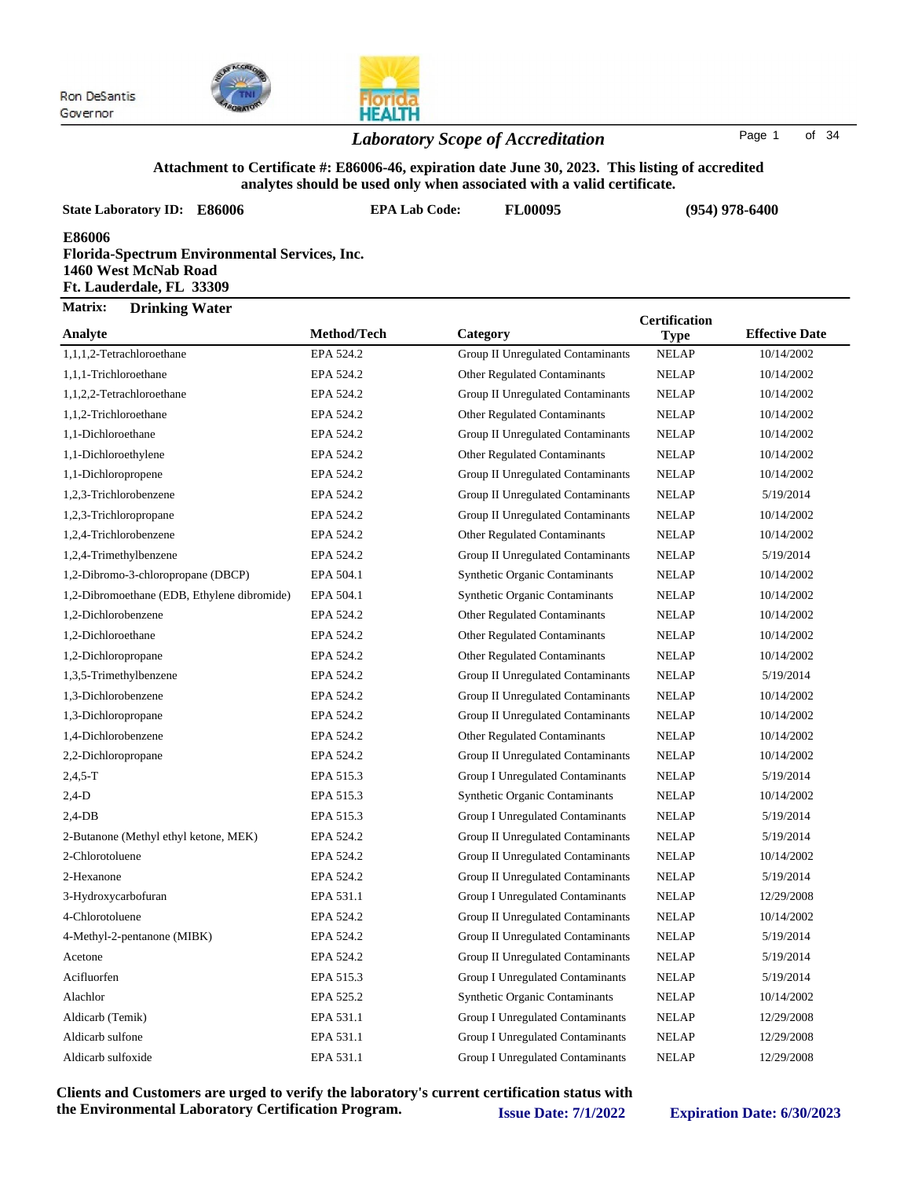Ron DeSantis
Governor

# *Laboratory Scope of Accreditation*

**Attachment to Certificate #: E86006-46, expiration date June 30, 2023. This listing of accredited analytes should be used only when associated with a valid certificate.**

**State Laboratory ID: E86006** **EPA Lab Code: FL00095** **(954) 978-6400**

**E86006**
**Florida-Spectrum Environmental Services, Inc.**
**1460 West McNab Road**
**Ft. Lauderdale, FL 33309**

**Matrix: Drinking Water**

| Analyte | Method/Tech | Category | Certification Type | Effective Date |
|---|---|---|---|---|
| 1,1,1,2-Tetrachloroethane | EPA 524.2 | Group II Unregulated Contaminants | NELAP | 10/14/2002 |
| 1,1,1-Trichloroethane | EPA 524.2 | Other Regulated Contaminants | NELAP | 10/14/2002 |
| 1,1,2,2-Tetrachloroethane | EPA 524.2 | Group II Unregulated Contaminants | NELAP | 10/14/2002 |
| 1,1,2-Trichloroethane | EPA 524.2 | Other Regulated Contaminants | NELAP | 10/14/2002 |
| 1,1-Dichloroethane | EPA 524.2 | Group II Unregulated Contaminants | NELAP | 10/14/2002 |
| 1,1-Dichloroethylene | EPA 524.2 | Other Regulated Contaminants | NELAP | 10/14/2002 |
| 1,1-Dichloropropene | EPA 524.2 | Group II Unregulated Contaminants | NELAP | 10/14/2002 |
| 1,2,3-Trichlorobenzene | EPA 524.2 | Group II Unregulated Contaminants | NELAP | 5/19/2014 |
| 1,2,3-Trichloropropane | EPA 524.2 | Group II Unregulated Contaminants | NELAP | 10/14/2002 |
| 1,2,4-Trichlorobenzene | EPA 524.2 | Other Regulated Contaminants | NELAP | 10/14/2002 |
| 1,2,4-Trimethylbenzene | EPA 524.2 | Group II Unregulated Contaminants | NELAP | 5/19/2014 |
| 1,2-Dibromo-3-chloropropane (DBCP) | EPA 504.1 | Synthetic Organic Contaminants | NELAP | 10/14/2002 |
| 1,2-Dibromoethane (EDB, Ethylene dibromide) | EPA 504.1 | Synthetic Organic Contaminants | NELAP | 10/14/2002 |
| 1,2-Dichlorobenzene | EPA 524.2 | Other Regulated Contaminants | NELAP | 10/14/2002 |
| 1,2-Dichloroethane | EPA 524.2 | Other Regulated Contaminants | NELAP | 10/14/2002 |
| 1,2-Dichloropropane | EPA 524.2 | Other Regulated Contaminants | NELAP | 10/14/2002 |
| 1,3,5-Trimethylbenzene | EPA 524.2 | Group II Unregulated Contaminants | NELAP | 5/19/2014 |
| 1,3-Dichlorobenzene | EPA 524.2 | Group II Unregulated Contaminants | NELAP | 10/14/2002 |
| 1,3-Dichloropropane | EPA 524.2 | Group II Unregulated Contaminants | NELAP | 10/14/2002 |
| 1,4-Dichlorobenzene | EPA 524.2 | Other Regulated Contaminants | NELAP | 10/14/2002 |
| 2,2-Dichloropropane | EPA 524.2 | Group II Unregulated Contaminants | NELAP | 10/14/2002 |
| 2,4,5-T | EPA 515.3 | Group I Unregulated Contaminants | NELAP | 5/19/2014 |
| 2,4-D | EPA 515.3 | Synthetic Organic Contaminants | NELAP | 10/14/2002 |
| 2,4-DB | EPA 515.3 | Group I Unregulated Contaminants | NELAP | 5/19/2014 |
| 2-Butanone (Methyl ethyl ketone, MEK) | EPA 524.2 | Group II Unregulated Contaminants | NELAP | 5/19/2014 |
| 2-Chlorotoluene | EPA 524.2 | Group II Unregulated Contaminants | NELAP | 10/14/2002 |
| 2-Hexanone | EPA 524.2 | Group II Unregulated Contaminants | NELAP | 5/19/2014 |
| 3-Hydroxycarbofuran | EPA 531.1 | Group I Unregulated Contaminants | NELAP | 12/29/2008 |
| 4-Chlorotoluene | EPA 524.2 | Group II Unregulated Contaminants | NELAP | 10/14/2002 |
| 4-Methyl-2-pentanone (MIBK) | EPA 524.2 | Group II Unregulated Contaminants | NELAP | 5/19/2014 |
| Acetone | EPA 524.2 | Group II Unregulated Contaminants | NELAP | 5/19/2014 |
| Acifluorfen | EPA 515.3 | Group I Unregulated Contaminants | NELAP | 5/19/2014 |
| Alachlor | EPA 525.2 | Synthetic Organic Contaminants | NELAP | 10/14/2002 |
| Aldicarb (Temik) | EPA 531.1 | Group I Unregulated Contaminants | NELAP | 12/29/2008 |
| Aldicarb sulfone | EPA 531.1 | Group I Unregulated Contaminants | NELAP | 12/29/2008 |
| Aldicarb sulfoxide | EPA 531.1 | Group I Unregulated Contaminants | NELAP | 12/29/2008 |

**Clients and Customers are urged to verify the laboratory's current certification status with the Environmental Laboratory Certification Program.** **Issue Date: 7/1/2022** **Expiration Date: 6/30/2023**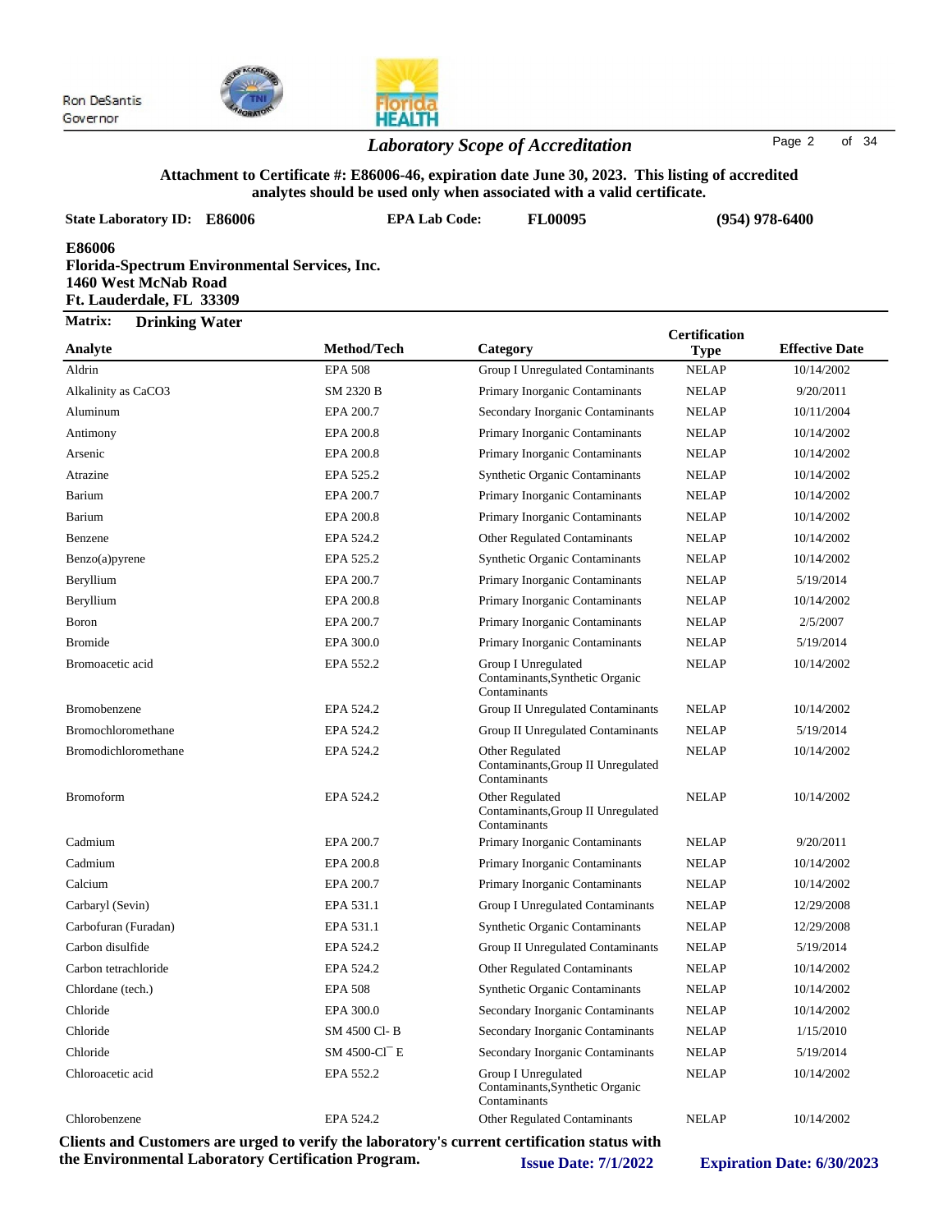Ron DeSantis
Governor

## *Laboratory Scope of Accreditation*

**Attachment to Certificate #: E86006-46, expiration date June 30, 2023. This listing of accredited analytes should be used only when associated with a valid certificate.**

**State Laboratory ID: E86006** **EPA Lab Code: FL00095** **(954) 978-6400**

**E86006**
**Florida-Spectrum Environmental Services, Inc.**
**1460 West McNab Road**
**Ft. Lauderdale, FL 33309**

**Matrix: Drinking Water**

| Analyte | Method/Tech | Category | Certification Type | Effective Date |
|---|---|---|---|---|
| Aldrin | EPA 508 | Group I Unregulated Contaminants | NELAP | 10/14/2002 |
| Alkalinity as CaCO3 | SM 2320 B | Primary Inorganic Contaminants | NELAP | 9/20/2011 |
| Aluminum | EPA 200.7 | Secondary Inorganic Contaminants | NELAP | 10/11/2004 |
| Antimony | EPA 200.8 | Primary Inorganic Contaminants | NELAP | 10/14/2002 |
| Arsenic | EPA 200.8 | Primary Inorganic Contaminants | NELAP | 10/14/2002 |
| Atrazine | EPA 525.2 | Synthetic Organic Contaminants | NELAP | 10/14/2002 |
| Barium | EPA 200.7 | Primary Inorganic Contaminants | NELAP | 10/14/2002 |
| Barium | EPA 200.8 | Primary Inorganic Contaminants | NELAP | 10/14/2002 |
| Benzene | EPA 524.2 | Other Regulated Contaminants | NELAP | 10/14/2002 |
| Benzo(a)pyrene | EPA 525.2 | Synthetic Organic Contaminants | NELAP | 10/14/2002 |
| Beryllium | EPA 200.7 | Primary Inorganic Contaminants | NELAP | 5/19/2014 |
| Beryllium | EPA 200.8 | Primary Inorganic Contaminants | NELAP | 10/14/2002 |
| Boron | EPA 200.7 | Primary Inorganic Contaminants | NELAP | 2/5/2007 |
| Bromide | EPA 300.0 | Primary Inorganic Contaminants | NELAP | 5/19/2014 |
| Bromoacetic acid | EPA 552.2 | Group I Unregulated Contaminants,Synthetic Organic Contaminants | NELAP | 10/14/2002 |
| Bromobenzene | EPA 524.2 | Group II Unregulated Contaminants | NELAP | 10/14/2002 |
| Bromochloromethane | EPA 524.2 | Group II Unregulated Contaminants | NELAP | 5/19/2014 |
| Bromodichloromethane | EPA 524.2 | Other Regulated Contaminants,Group II Unregulated Contaminants | NELAP | 10/14/2002 |
| Bromoform | EPA 524.2 | Other Regulated Contaminants,Group II Unregulated Contaminants | NELAP | 10/14/2002 |
| Cadmium | EPA 200.7 | Primary Inorganic Contaminants | NELAP | 9/20/2011 |
| Cadmium | EPA 200.8 | Primary Inorganic Contaminants | NELAP | 10/14/2002 |
| Calcium | EPA 200.7 | Primary Inorganic Contaminants | NELAP | 10/14/2002 |
| Carbaryl (Sevin) | EPA 531.1 | Group I Unregulated Contaminants | NELAP | 12/29/2008 |
| Carbofuran (Furadan) | EPA 531.1 | Synthetic Organic Contaminants | NELAP | 12/29/2008 |
| Carbon disulfide | EPA 524.2 | Group II Unregulated Contaminants | NELAP | 5/19/2014 |
| Carbon tetrachloride | EPA 524.2 | Other Regulated Contaminants | NELAP | 10/14/2002 |
| Chlordane (tech.) | EPA 508 | Synthetic Organic Contaminants | NELAP | 10/14/2002 |
| Chloride | EPA 300.0 | Secondary Inorganic Contaminants | NELAP | 10/14/2002 |
| Chloride | SM 4500 Cl- B | Secondary Inorganic Contaminants | NELAP | 1/15/2010 |
| Chloride | SM 4500-Cl¯ E | Secondary Inorganic Contaminants | NELAP | 5/19/2014 |
| Chloroacetic acid | EPA 552.2 | Group I Unregulated Contaminants,Synthetic Organic Contaminants | NELAP | 10/14/2002 |
| Chlorobenzene | EPA 524.2 | Other Regulated Contaminants | NELAP | 10/14/2002 |

**Clients and Customers are urged to verify the laboratory's current certification status with the Environmental Laboratory Certification Program.** **Issue Date: 7/1/2022** **Expiration Date: 6/30/2023**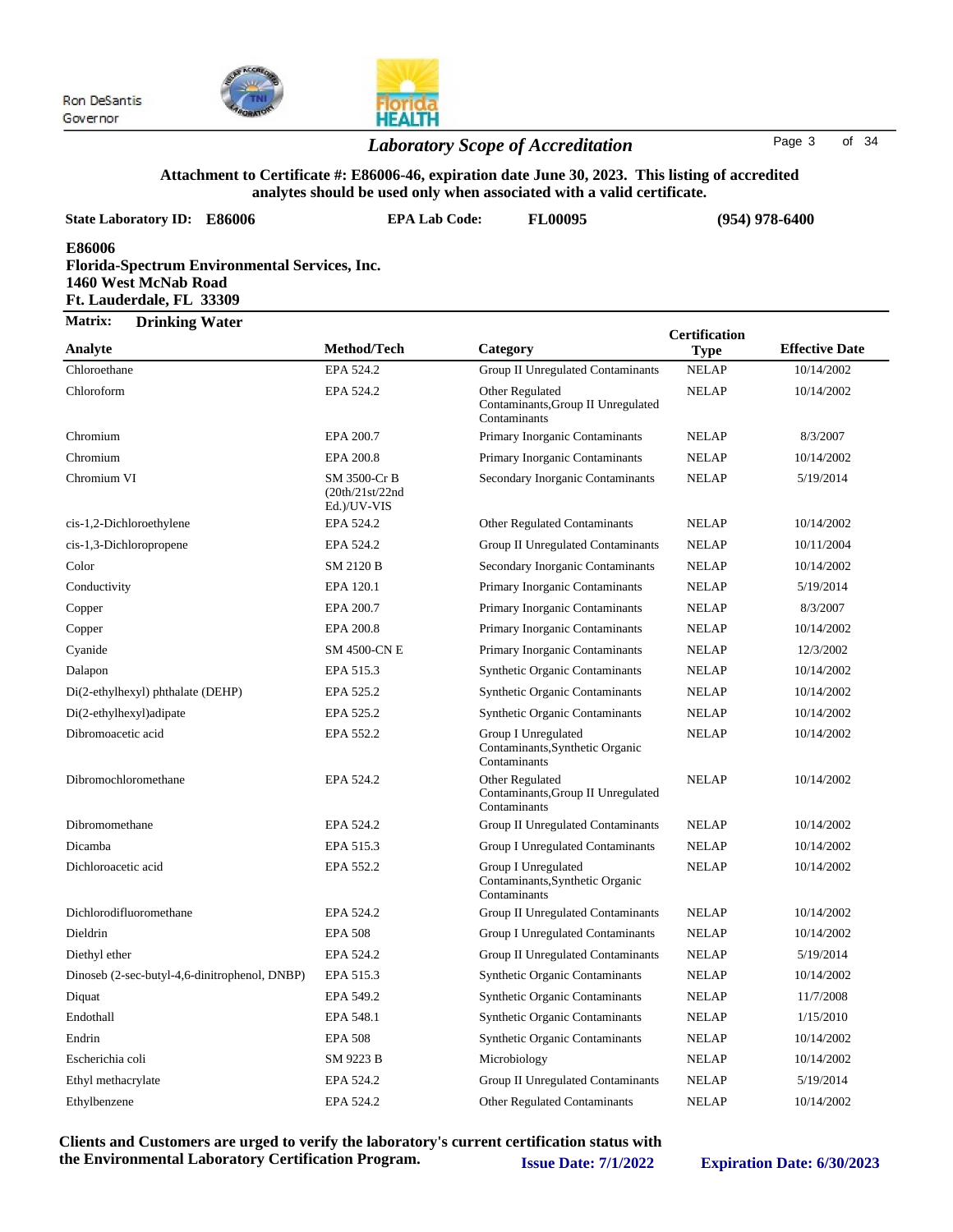Ron DeSantis
Governor

## *Laboratory Scope of Accreditation*

**Attachment to Certificate #: E86006-46, expiration date June 30, 2023. This listing of accredited analytes should be used only when associated with a valid certificate.**

**State Laboratory ID: E86006** **EPA Lab Code: FL00095** **(954) 978-6400**

**E86006**
**Florida-Spectrum Environmental Services, Inc.**
**1460 West McNab Road**
**Ft. Lauderdale, FL 33309**

**Matrix: Drinking Water**

| Analyte | Method/Tech | Category | Certification Type | Effective Date |
|---|---|---|---|---|
| Chloroethane | EPA 524.2 | Group II Unregulated Contaminants | NELAP | 10/14/2002 |
| Chloroform | EPA 524.2 | Other Regulated Contaminants,Group II Unregulated Contaminants | NELAP | 10/14/2002 |
| Chromium | EPA 200.7 | Primary Inorganic Contaminants | NELAP | 8/3/2007 |
| Chromium | EPA 200.8 | Primary Inorganic Contaminants | NELAP | 10/14/2002 |
| Chromium VI | SM 3500-Cr B (20th/21st/22nd Ed.)/UV-VIS | Secondary Inorganic Contaminants | NELAP | 5/19/2014 |
| cis-1,2-Dichloroethylene | EPA 524.2 | Other Regulated Contaminants | NELAP | 10/14/2002 |
| cis-1,3-Dichloropropene | EPA 524.2 | Group II Unregulated Contaminants | NELAP | 10/11/2004 |
| Color | SM 2120 B | Secondary Inorganic Contaminants | NELAP | 10/14/2002 |
| Conductivity | EPA 120.1 | Primary Inorganic Contaminants | NELAP | 5/19/2014 |
| Copper | EPA 200.7 | Primary Inorganic Contaminants | NELAP | 8/3/2007 |
| Copper | EPA 200.8 | Primary Inorganic Contaminants | NELAP | 10/14/2002 |
| Cyanide | SM 4500-CN E | Primary Inorganic Contaminants | NELAP | 12/3/2002 |
| Dalapon | EPA 515.3 | Synthetic Organic Contaminants | NELAP | 10/14/2002 |
| Di(2-ethylhexyl) phthalate (DEHP) | EPA 525.2 | Synthetic Organic Contaminants | NELAP | 10/14/2002 |
| Di(2-ethylhexyl)adipate | EPA 525.2 | Synthetic Organic Contaminants | NELAP | 10/14/2002 |
| Dibromoacetic acid | EPA 552.2 | Group I Unregulated Contaminants,Synthetic Organic Contaminants | NELAP | 10/14/2002 |
| Dibromochloromethane | EPA 524.2 | Other Regulated Contaminants,Group II Unregulated Contaminants | NELAP | 10/14/2002 |
| Dibromomethane | EPA 524.2 | Group II Unregulated Contaminants | NELAP | 10/14/2002 |
| Dicamba | EPA 515.3 | Group I Unregulated Contaminants | NELAP | 10/14/2002 |
| Dichloroacetic acid | EPA 552.2 | Group I Unregulated Contaminants,Synthetic Organic Contaminants | NELAP | 10/14/2002 |
| Dichlorodifluoromethane | EPA 524.2 | Group II Unregulated Contaminants | NELAP | 10/14/2002 |
| Dieldrin | EPA 508 | Group I Unregulated Contaminants | NELAP | 10/14/2002 |
| Diethyl ether | EPA 524.2 | Group II Unregulated Contaminants | NELAP | 5/19/2014 |
| Dinoseb (2-sec-butyl-4,6-dinitrophenol, DNBP) | EPA 515.3 | Synthetic Organic Contaminants | NELAP | 10/14/2002 |
| Diquat | EPA 549.2 | Synthetic Organic Contaminants | NELAP | 11/7/2008 |
| Endothall | EPA 548.1 | Synthetic Organic Contaminants | NELAP | 1/15/2010 |
| Endrin | EPA 508 | Synthetic Organic Contaminants | NELAP | 10/14/2002 |
| Escherichia coli | SM 9223 B | Microbiology | NELAP | 10/14/2002 |
| Ethyl methacrylate | EPA 524.2 | Group II Unregulated Contaminants | NELAP | 5/19/2014 |
| Ethylbenzene | EPA 524.2 | Other Regulated Contaminants | NELAP | 10/14/2002 |

**Clients and Customers are urged to verify the laboratory's current certification status with the Environmental Laboratory Certification Program.** **Issue Date: 7/1/2022** **Expiration Date: 6/30/2023**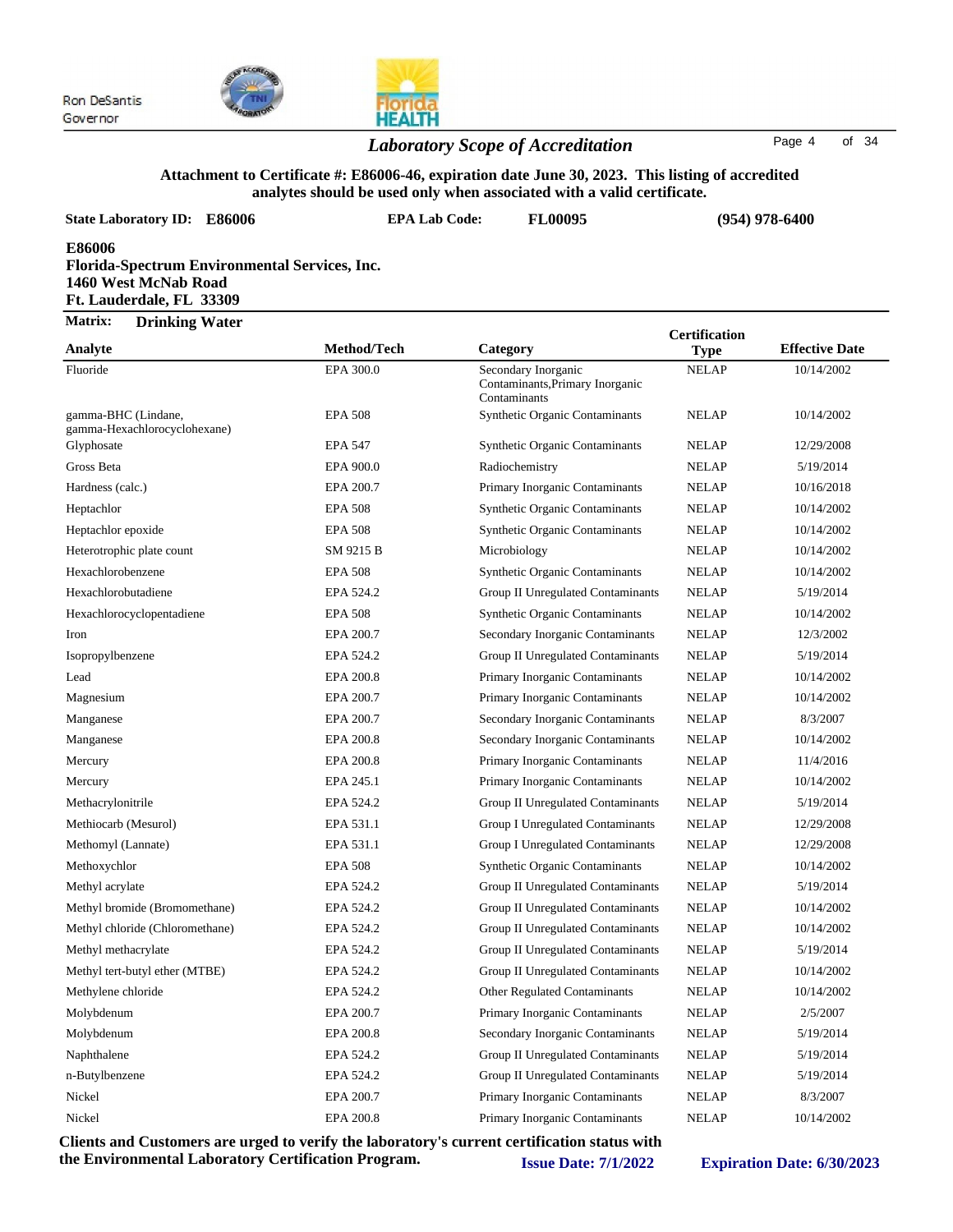Ron DeSantis
Governor

## *Laboratory Scope of Accreditation*

**Attachment to Certificate #: E86006-46, expiration date June 30, 2023. This listing of accredited analytes should be used only when associated with a valid certificate.**

**State Laboratory ID: E86006** **EPA Lab Code: FL00095** **(954) 978-6400**

**E86006**
**Florida-Spectrum Environmental Services, Inc.**
**1460 West McNab Road**
**Ft. Lauderdale, FL 33309**

**Matrix: Drinking Water**

| Analyte | Method/Tech | Category | Certification Type | Effective Date |
|---|---|---|---|---|
| Fluoride | EPA 300.0 | Secondary Inorganic Contaminants,Primary Inorganic Contaminants | NELAP | 10/14/2002 |
| gamma-BHC (Lindane, gamma-Hexachlorocyclohexane) | EPA 508 | Synthetic Organic Contaminants | NELAP | 10/14/2002 |
| Glyphosate | EPA 547 | Synthetic Organic Contaminants | NELAP | 12/29/2008 |
| Gross Beta | EPA 900.0 | Radiochemistry | NELAP | 5/19/2014 |
| Hardness (calc.) | EPA 200.7 | Primary Inorganic Contaminants | NELAP | 10/16/2018 |
| Heptachlor | EPA 508 | Synthetic Organic Contaminants | NELAP | 10/14/2002 |
| Heptachlor epoxide | EPA 508 | Synthetic Organic Contaminants | NELAP | 10/14/2002 |
| Heterotrophic plate count | SM 9215 B | Microbiology | NELAP | 10/14/2002 |
| Hexachlorobenzene | EPA 508 | Synthetic Organic Contaminants | NELAP | 10/14/2002 |
| Hexachlorobutadiene | EPA 524.2 | Group II Unregulated Contaminants | NELAP | 5/19/2014 |
| Hexachlorocyclopentadiene | EPA 508 | Synthetic Organic Contaminants | NELAP | 10/14/2002 |
| Iron | EPA 200.7 | Secondary Inorganic Contaminants | NELAP | 12/3/2002 |
| Isopropylbenzene | EPA 524.2 | Group II Unregulated Contaminants | NELAP | 5/19/2014 |
| Lead | EPA 200.8 | Primary Inorganic Contaminants | NELAP | 10/14/2002 |
| Magnesium | EPA 200.7 | Primary Inorganic Contaminants | NELAP | 10/14/2002 |
| Manganese | EPA 200.7 | Secondary Inorganic Contaminants | NELAP | 8/3/2007 |
| Manganese | EPA 200.8 | Secondary Inorganic Contaminants | NELAP | 10/14/2002 |
| Mercury | EPA 200.8 | Primary Inorganic Contaminants | NELAP | 11/4/2016 |
| Mercury | EPA 245.1 | Primary Inorganic Contaminants | NELAP | 10/14/2002 |
| Methacrylonitrile | EPA 524.2 | Group II Unregulated Contaminants | NELAP | 5/19/2014 |
| Methiocarb (Mesurol) | EPA 531.1 | Group I Unregulated Contaminants | NELAP | 12/29/2008 |
| Methomyl (Lannate) | EPA 531.1 | Group I Unregulated Contaminants | NELAP | 12/29/2008 |
| Methoxychlor | EPA 508 | Synthetic Organic Contaminants | NELAP | 10/14/2002 |
| Methyl acrylate | EPA 524.2 | Group II Unregulated Contaminants | NELAP | 5/19/2014 |
| Methyl bromide (Bromomethane) | EPA 524.2 | Group II Unregulated Contaminants | NELAP | 10/14/2002 |
| Methyl chloride (Chloromethane) | EPA 524.2 | Group II Unregulated Contaminants | NELAP | 10/14/2002 |
| Methyl methacrylate | EPA 524.2 | Group II Unregulated Contaminants | NELAP | 5/19/2014 |
| Methyl tert-butyl ether (MTBE) | EPA 524.2 | Group II Unregulated Contaminants | NELAP | 10/14/2002 |
| Methylene chloride | EPA 524.2 | Other Regulated Contaminants | NELAP | 10/14/2002 |
| Molybdenum | EPA 200.7 | Primary Inorganic Contaminants | NELAP | 2/5/2007 |
| Molybdenum | EPA 200.8 | Secondary Inorganic Contaminants | NELAP | 5/19/2014 |
| Naphthalene | EPA 524.2 | Group II Unregulated Contaminants | NELAP | 5/19/2014 |
| n-Butylbenzene | EPA 524.2 | Group II Unregulated Contaminants | NELAP | 5/19/2014 |
| Nickel | EPA 200.7 | Primary Inorganic Contaminants | NELAP | 8/3/2007 |
| Nickel | EPA 200.8 | Primary Inorganic Contaminants | NELAP | 10/14/2002 |

**Clients and Customers are urged to verify the laboratory's current certification status with the Environmental Laboratory Certification Program.** **Issue Date: 7/1/2022** **Expiration Date: 6/30/2023**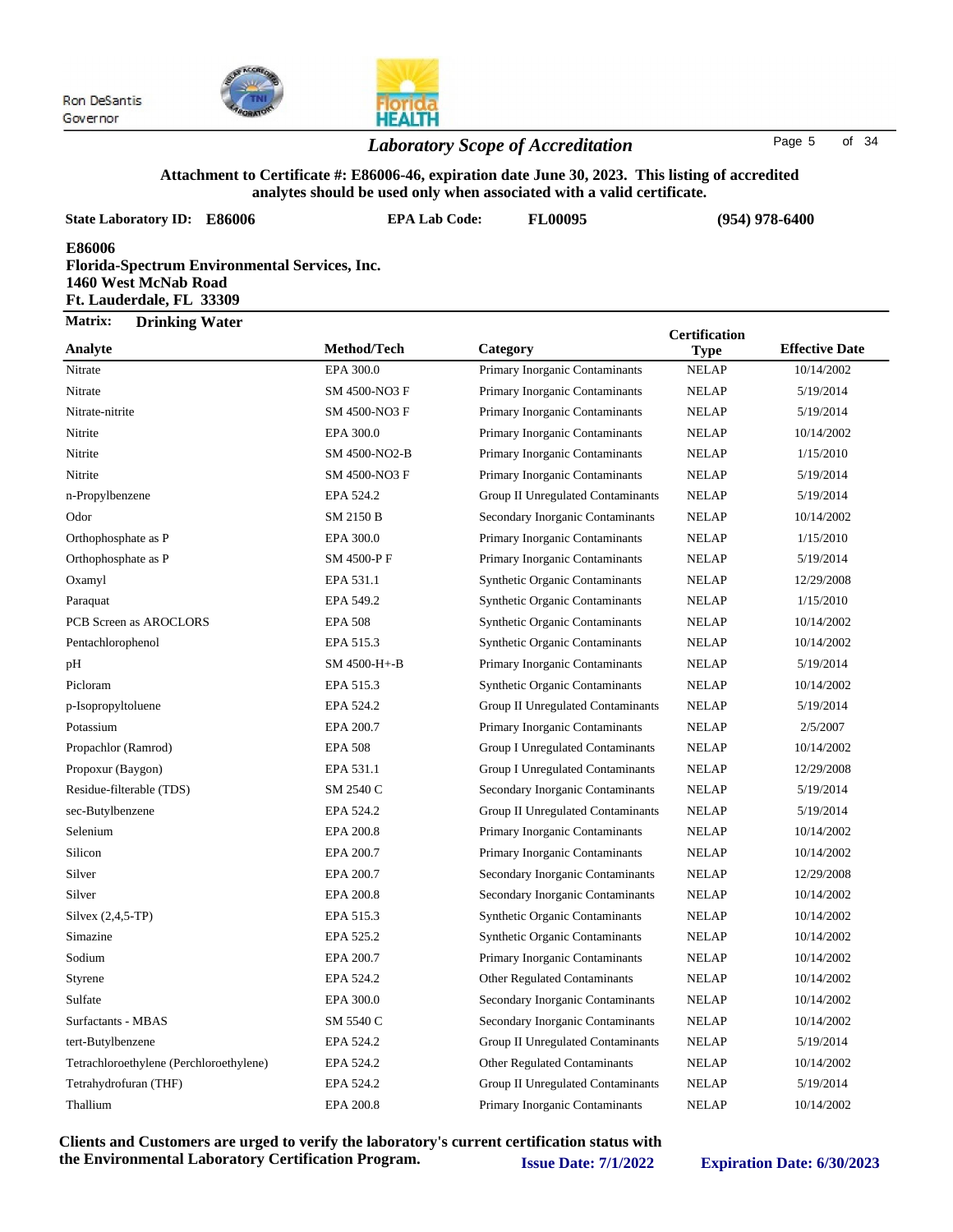Ron DeSantis
Governor

## *Laboratory Scope of Accreditation*

**Attachment to Certificate #: E86006-46, expiration date June 30, 2023. This listing of accredited analytes should be used only when associated with a valid certificate.**

**State Laboratory ID: E86006** **EPA Lab Code: FL00095** **(954) 978-6400**

**E86006**
**Florida-Spectrum Environmental Services, Inc.**
**1460 West McNab Road**
**Ft. Lauderdale, FL 33309**

**Matrix: Drinking Water**

| Analyte | Method/Tech | Category | Certification Type | Effective Date |
|---|---|---|---|---|
| Nitrate | EPA 300.0 | Primary Inorganic Contaminants | NELAP | 10/14/2002 |
| Nitrate | SM 4500-NO3 F | Primary Inorganic Contaminants | NELAP | 5/19/2014 |
| Nitrate-nitrite | SM 4500-NO3 F | Primary Inorganic Contaminants | NELAP | 5/19/2014 |
| Nitrite | EPA 300.0 | Primary Inorganic Contaminants | NELAP | 10/14/2002 |
| Nitrite | SM 4500-NO2-B | Primary Inorganic Contaminants | NELAP | 1/15/2010 |
| Nitrite | SM 4500-NO3 F | Primary Inorganic Contaminants | NELAP | 5/19/2014 |
| n-Propylbenzene | EPA 524.2 | Group II Unregulated Contaminants | NELAP | 5/19/2014 |
| Odor | SM 2150 B | Secondary Inorganic Contaminants | NELAP | 10/14/2002 |
| Orthophosphate as P | EPA 300.0 | Primary Inorganic Contaminants | NELAP | 1/15/2010 |
| Orthophosphate as P | SM 4500-P F | Primary Inorganic Contaminants | NELAP | 5/19/2014 |
| Oxamyl | EPA 531.1 | Synthetic Organic Contaminants | NELAP | 12/29/2008 |
| Paraquat | EPA 549.2 | Synthetic Organic Contaminants | NELAP | 1/15/2010 |
| PCB Screen as AROCLORS | EPA 508 | Synthetic Organic Contaminants | NELAP | 10/14/2002 |
| Pentachlorophenol | EPA 515.3 | Synthetic Organic Contaminants | NELAP | 10/14/2002 |
| pH | SM 4500-H+-B | Primary Inorganic Contaminants | NELAP | 5/19/2014 |
| Picloram | EPA 515.3 | Synthetic Organic Contaminants | NELAP | 10/14/2002 |
| p-Isopropyltoluene | EPA 524.2 | Group II Unregulated Contaminants | NELAP | 5/19/2014 |
| Potassium | EPA 200.7 | Primary Inorganic Contaminants | NELAP | 2/5/2007 |
| Propachlor (Ramrod) | EPA 508 | Group I Unregulated Contaminants | NELAP | 10/14/2002 |
| Propoxur (Baygon) | EPA 531.1 | Group I Unregulated Contaminants | NELAP | 12/29/2008 |
| Residue-filterable (TDS) | SM 2540 C | Secondary Inorganic Contaminants | NELAP | 5/19/2014 |
| sec-Butylbenzene | EPA 524.2 | Group II Unregulated Contaminants | NELAP | 5/19/2014 |
| Selenium | EPA 200.8 | Primary Inorganic Contaminants | NELAP | 10/14/2002 |
| Silicon | EPA 200.7 | Primary Inorganic Contaminants | NELAP | 10/14/2002 |
| Silver | EPA 200.7 | Secondary Inorganic Contaminants | NELAP | 12/29/2008 |
| Silver | EPA 200.8 | Secondary Inorganic Contaminants | NELAP | 10/14/2002 |
| Silvex (2,4,5-TP) | EPA 515.3 | Synthetic Organic Contaminants | NELAP | 10/14/2002 |
| Simazine | EPA 525.2 | Synthetic Organic Contaminants | NELAP | 10/14/2002 |
| Sodium | EPA 200.7 | Primary Inorganic Contaminants | NELAP | 10/14/2002 |
| Styrene | EPA 524.2 | Other Regulated Contaminants | NELAP | 10/14/2002 |
| Sulfate | EPA 300.0 | Secondary Inorganic Contaminants | NELAP | 10/14/2002 |
| Surfactants - MBAS | SM 5540 C | Secondary Inorganic Contaminants | NELAP | 10/14/2002 |
| tert-Butylbenzene | EPA 524.2 | Group II Unregulated Contaminants | NELAP | 5/19/2014 |
| Tetrachloroethylene (Perchloroethylene) | EPA 524.2 | Other Regulated Contaminants | NELAP | 10/14/2002 |
| Tetrahydrofuran (THF) | EPA 524.2 | Group II Unregulated Contaminants | NELAP | 5/19/2014 |
| Thallium | EPA 200.8 | Primary Inorganic Contaminants | NELAP | 10/14/2002 |

**Clients and Customers are urged to verify the laboratory's current certification status with the Environmental Laboratory Certification Program.** **Issue Date: 7/1/2022** **Expiration Date: 6/30/2023**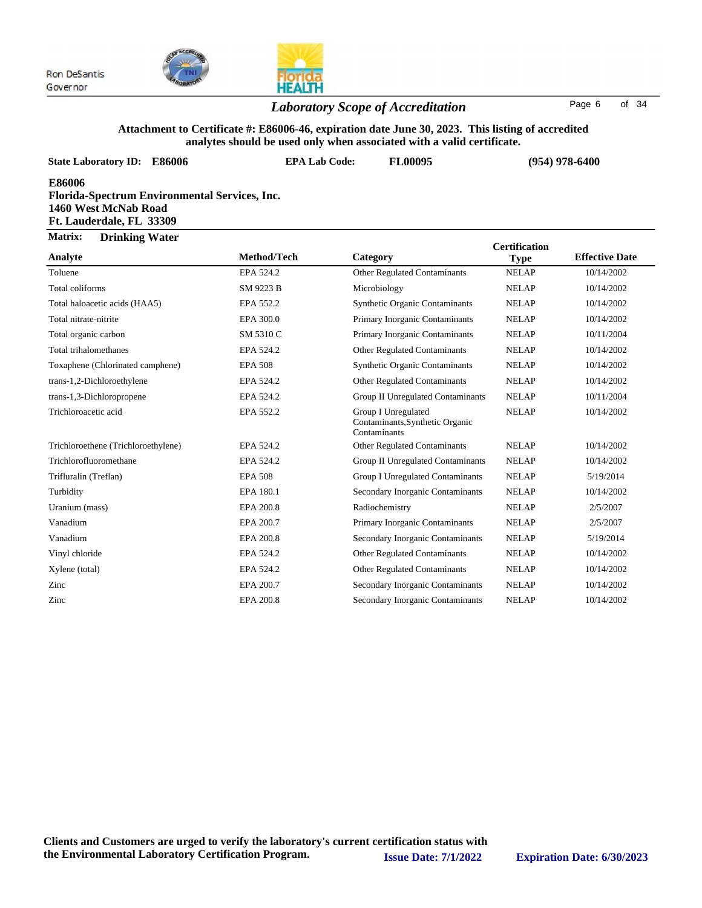Ron DeSantis
Governor

## *Laboratory Scope of Accreditation*

**Attachment to Certificate #: E86006-46, expiration date June 30, 2023. This listing of accredited analytes should be used only when associated with a valid certificate.**

**State Laboratory ID: E86006** | **EPA Lab Code: FL00095** | **(954) 978-6400**

**E86006**
**Florida-Spectrum Environmental Services, Inc.**
**1460 West McNab Road**
**Ft. Lauderdale, FL 33309**

**Matrix: Drinking Water**

| Analyte | Method/Tech | Category | Certification Type | Effective Date |
|---|---|---|---|---|
| Toluene | EPA 524.2 | Other Regulated Contaminants | NELAP | 10/14/2002 |
| Total coliforms | SM 9223 B | Microbiology | NELAP | 10/14/2002 |
| Total haloacetic acids (HAA5) | EPA 552.2 | Synthetic Organic Contaminants | NELAP | 10/14/2002 |
| Total nitrate-nitrite | EPA 300.0 | Primary Inorganic Contaminants | NELAP | 10/14/2002 |
| Total organic carbon | SM 5310 C | Primary Inorganic Contaminants | NELAP | 10/11/2004 |
| Total trihalomethanes | EPA 524.2 | Other Regulated Contaminants | NELAP | 10/14/2002 |
| Toxaphene (Chlorinated camphene) | EPA 508 | Synthetic Organic Contaminants | NELAP | 10/14/2002 |
| trans-1,2-Dichloroethylene | EPA 524.2 | Other Regulated Contaminants | NELAP | 10/14/2002 |
| trans-1,3-Dichloropropene | EPA 524.2 | Group II Unregulated Contaminants | NELAP | 10/11/2004 |
| Trichloroacetic acid | EPA 552.2 | Group I Unregulated Contaminants,Synthetic Organic Contaminants | NELAP | 10/14/2002 |
| Trichloroethene (Trichloroethylene) | EPA 524.2 | Other Regulated Contaminants | NELAP | 10/14/2002 |
| Trichlorofluoromethane | EPA 524.2 | Group II Unregulated Contaminants | NELAP | 10/14/2002 |
| Trifluralin (Treflan) | EPA 508 | Group I Unregulated Contaminants | NELAP | 5/19/2014 |
| Turbidity | EPA 180.1 | Secondary Inorganic Contaminants | NELAP | 10/14/2002 |
| Uranium (mass) | EPA 200.8 | Radiochemistry | NELAP | 2/5/2007 |
| Vanadium | EPA 200.7 | Primary Inorganic Contaminants | NELAP | 2/5/2007 |
| Vanadium | EPA 200.8 | Secondary Inorganic Contaminants | NELAP | 5/19/2014 |
| Vinyl chloride | EPA 524.2 | Other Regulated Contaminants | NELAP | 10/14/2002 |
| Xylene (total) | EPA 524.2 | Other Regulated Contaminants | NELAP | 10/14/2002 |
| Zinc | EPA 200.7 | Secondary Inorganic Contaminants | NELAP | 10/14/2002 |
| Zinc | EPA 200.8 | Secondary Inorganic Contaminants | NELAP | 10/14/2002 |

**Clients and Customers are urged to verify the laboratory's current certification status with the Environmental Laboratory Certification Program.** **Issue Date: 7/1/2022** **Expiration Date: 6/30/2023**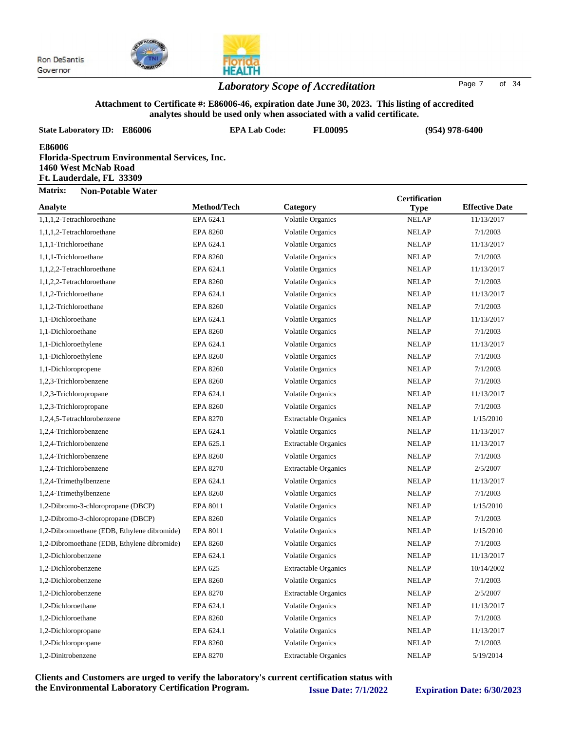Ron DeSantis
Governor

## Laboratory Scope of Accreditation

**Attachment to Certificate #: E86006-46, expiration date June 30, 2023. This listing of accredited analytes should be used only when associated with a valid certificate.**

**State Laboratory ID: E86006** **EPA Lab Code: FL00095** **(954) 978-6400**

**E86006**
**Florida-Spectrum Environmental Services, Inc.**
**1460 West McNab Road**
**Ft. Lauderdale, FL 33309**

**Matrix: Non-Potable Water**

| Analyte | Method/Tech | Category | Certification Type | Effective Date |
|---|---|---|---|---|
| 1,1,1,2-Tetrachloroethane | EPA 624.1 | Volatile Organics | NELAP | 11/13/2017 |
| 1,1,1,2-Tetrachloroethane | EPA 8260 | Volatile Organics | NELAP | 7/1/2003 |
| 1,1,1-Trichloroethane | EPA 624.1 | Volatile Organics | NELAP | 11/13/2017 |
| 1,1,1-Trichloroethane | EPA 8260 | Volatile Organics | NELAP | 7/1/2003 |
| 1,1,2,2-Tetrachloroethane | EPA 624.1 | Volatile Organics | NELAP | 11/13/2017 |
| 1,1,2,2-Tetrachloroethane | EPA 8260 | Volatile Organics | NELAP | 7/1/2003 |
| 1,1,2-Trichloroethane | EPA 624.1 | Volatile Organics | NELAP | 11/13/2017 |
| 1,1,2-Trichloroethane | EPA 8260 | Volatile Organics | NELAP | 7/1/2003 |
| 1,1-Dichloroethane | EPA 624.1 | Volatile Organics | NELAP | 11/13/2017 |
| 1,1-Dichloroethane | EPA 8260 | Volatile Organics | NELAP | 7/1/2003 |
| 1,1-Dichloroethylene | EPA 624.1 | Volatile Organics | NELAP | 11/13/2017 |
| 1,1-Dichloroethylene | EPA 8260 | Volatile Organics | NELAP | 7/1/2003 |
| 1,1-Dichloropropene | EPA 8260 | Volatile Organics | NELAP | 7/1/2003 |
| 1,2,3-Trichlorobenzene | EPA 8260 | Volatile Organics | NELAP | 7/1/2003 |
| 1,2,3-Trichloropropane | EPA 624.1 | Volatile Organics | NELAP | 11/13/2017 |
| 1,2,3-Trichloropropane | EPA 8260 | Volatile Organics | NELAP | 7/1/2003 |
| 1,2,4,5-Tetrachlorobenzene | EPA 8270 | Extractable Organics | NELAP | 1/15/2010 |
| 1,2,4-Trichlorobenzene | EPA 624.1 | Volatile Organics | NELAP | 11/13/2017 |
| 1,2,4-Trichlorobenzene | EPA 625.1 | Extractable Organics | NELAP | 11/13/2017 |
| 1,2,4-Trichlorobenzene | EPA 8260 | Volatile Organics | NELAP | 7/1/2003 |
| 1,2,4-Trichlorobenzene | EPA 8270 | Extractable Organics | NELAP | 2/5/2007 |
| 1,2,4-Trimethylbenzene | EPA 624.1 | Volatile Organics | NELAP | 11/13/2017 |
| 1,2,4-Trimethylbenzene | EPA 8260 | Volatile Organics | NELAP | 7/1/2003 |
| 1,2-Dibromo-3-chloropropane (DBCP) | EPA 8011 | Volatile Organics | NELAP | 1/15/2010 |
| 1,2-Dibromo-3-chloropropane (DBCP) | EPA 8260 | Volatile Organics | NELAP | 7/1/2003 |
| 1,2-Dibromoethane (EDB, Ethylene dibromide) | EPA 8011 | Volatile Organics | NELAP | 1/15/2010 |
| 1,2-Dibromoethane (EDB, Ethylene dibromide) | EPA 8260 | Volatile Organics | NELAP | 7/1/2003 |
| 1,2-Dichlorobenzene | EPA 624.1 | Volatile Organics | NELAP | 11/13/2017 |
| 1,2-Dichlorobenzene | EPA 625 | Extractable Organics | NELAP | 10/14/2002 |
| 1,2-Dichlorobenzene | EPA 8260 | Volatile Organics | NELAP | 7/1/2003 |
| 1,2-Dichlorobenzene | EPA 8270 | Extractable Organics | NELAP | 2/5/2007 |
| 1,2-Dichloroethane | EPA 624.1 | Volatile Organics | NELAP | 11/13/2017 |
| 1,2-Dichloroethane | EPA 8260 | Volatile Organics | NELAP | 7/1/2003 |
| 1,2-Dichloropropane | EPA 624.1 | Volatile Organics | NELAP | 11/13/2017 |
| 1,2-Dichloropropane | EPA 8260 | Volatile Organics | NELAP | 7/1/2003 |
| 1,2-Dinitrobenzene | EPA 8270 | Extractable Organics | NELAP | 5/19/2014 |

**Clients and Customers are urged to verify the laboratory's current certification status with the Environmental Laboratory Certification Program.** **Issue Date: 7/1/2022** **Expiration Date: 6/30/2023**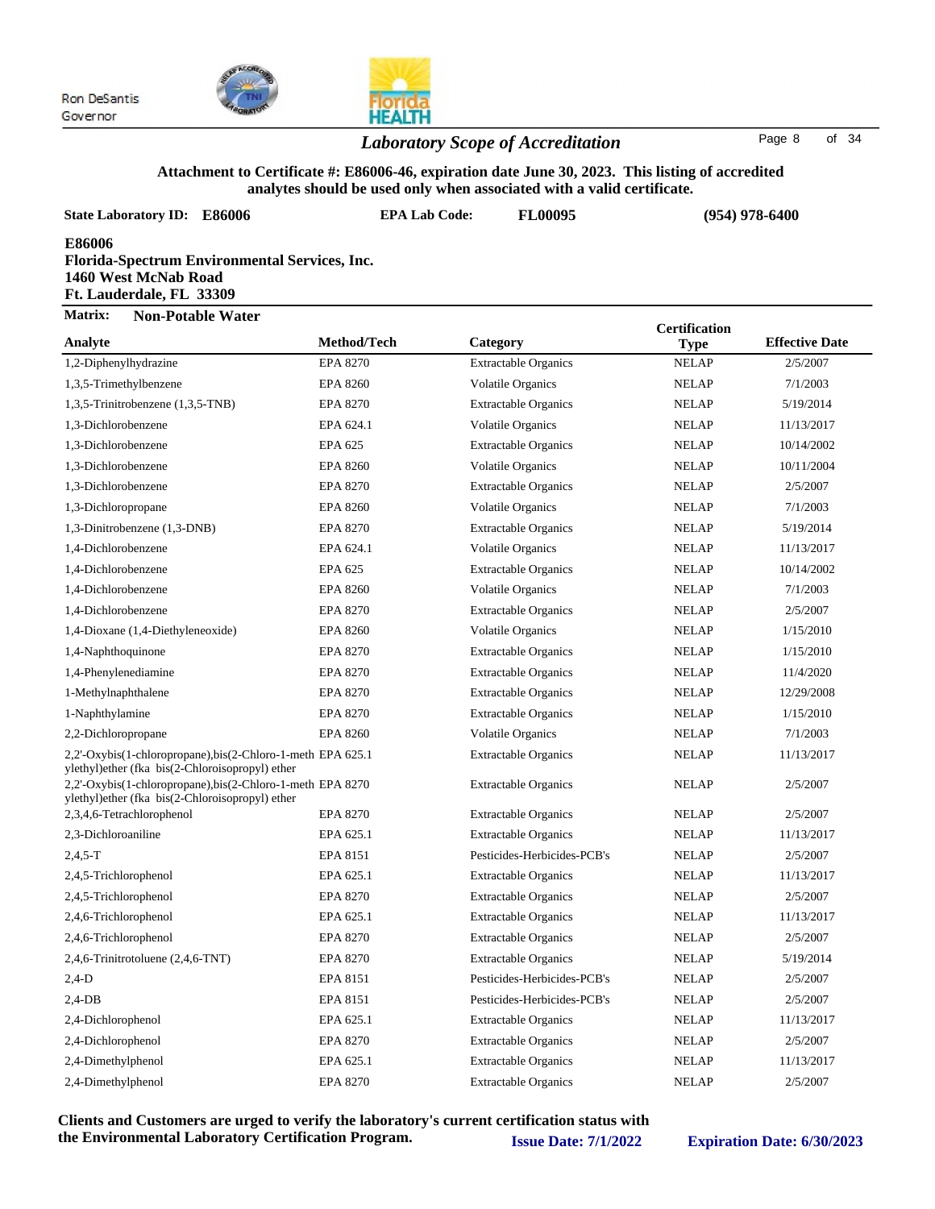Ron DeSantis
Governor

## Laboratory Scope of Accreditation

**Attachment to Certificate #: E86006-46, expiration date June 30, 2023. This listing of accredited analytes should be used only when associated with a valid certificate.**

**State Laboratory ID: E86006** **EPA Lab Code: FL00095** **(954) 978-6400**

**E86006**
**Florida-Spectrum Environmental Services, Inc.**
**1460 West McNab Road**
**Ft. Lauderdale, FL 33309**

**Matrix: Non-Potable Water**

| Analyte | Method/Tech | Category | Certification Type | Effective Date |
|---|---|---|---|---|
| 1,2-Diphenylhydrazine | EPA 8270 | Extractable Organics | NELAP | 2/5/2007 |
| 1,3,5-Trimethylbenzene | EPA 8260 | Volatile Organics | NELAP | 7/1/2003 |
| 1,3,5-Trinitrobenzene (1,3,5-TNB) | EPA 8270 | Extractable Organics | NELAP | 5/19/2014 |
| 1,3-Dichlorobenzene | EPA 624.1 | Volatile Organics | NELAP | 11/13/2017 |
| 1,3-Dichlorobenzene | EPA 625 | Extractable Organics | NELAP | 10/14/2002 |
| 1,3-Dichlorobenzene | EPA 8260 | Volatile Organics | NELAP | 10/11/2004 |
| 1,3-Dichlorobenzene | EPA 8270 | Extractable Organics | NELAP | 2/5/2007 |
| 1,3-Dichloropropane | EPA 8260 | Volatile Organics | NELAP | 7/1/2003 |
| 1,3-Dinitrobenzene (1,3-DNB) | EPA 8270 | Extractable Organics | NELAP | 5/19/2014 |
| 1,4-Dichlorobenzene | EPA 624.1 | Volatile Organics | NELAP | 11/13/2017 |
| 1,4-Dichlorobenzene | EPA 625 | Extractable Organics | NELAP | 10/14/2002 |
| 1,4-Dichlorobenzene | EPA 8260 | Volatile Organics | NELAP | 7/1/2003 |
| 1,4-Dichlorobenzene | EPA 8270 | Extractable Organics | NELAP | 2/5/2007 |
| 1,4-Dioxane (1,4-Diethyleneoxide) | EPA 8260 | Volatile Organics | NELAP | 1/15/2010 |
| 1,4-Naphthoquinone | EPA 8270 | Extractable Organics | NELAP | 1/15/2010 |
| 1,4-Phenylenediamine | EPA 8270 | Extractable Organics | NELAP | 11/4/2020 |
| 1-Methylnaphthalene | EPA 8270 | Extractable Organics | NELAP | 12/29/2008 |
| 1-Naphthylamine | EPA 8270 | Extractable Organics | NELAP | 1/15/2010 |
| 2,2-Dichloropropane | EPA 8260 | Volatile Organics | NELAP | 7/1/2003 |
| 2,2'-Oxybis(1-chloropropane),bis(2-Chloro-1-methylethyl)ether (fka bis(2-Chloroisopropyl) ether | EPA 625.1 | Extractable Organics | NELAP | 11/13/2017 |
| 2,2'-Oxybis(1-chloropropane),bis(2-Chloro-1-methylethyl)ether (fka bis(2-Chloroisopropyl) ether | EPA 8270 | Extractable Organics | NELAP | 2/5/2007 |
| 2,3,4,6-Tetrachlorophenol | EPA 8270 | Extractable Organics | NELAP | 2/5/2007 |
| 2,3-Dichloroaniline | EPA 625.1 | Extractable Organics | NELAP | 11/13/2017 |
| 2,4,5-T | EPA 8151 | Pesticides-Herbicides-PCB's | NELAP | 2/5/2007 |
| 2,4,5-Trichlorophenol | EPA 625.1 | Extractable Organics | NELAP | 11/13/2017 |
| 2,4,5-Trichlorophenol | EPA 8270 | Extractable Organics | NELAP | 2/5/2007 |
| 2,4,6-Trichlorophenol | EPA 625.1 | Extractable Organics | NELAP | 11/13/2017 |
| 2,4,6-Trichlorophenol | EPA 8270 | Extractable Organics | NELAP | 2/5/2007 |
| 2,4,6-Trinitrotoluene (2,4,6-TNT) | EPA 8270 | Extractable Organics | NELAP | 5/19/2014 |
| 2,4-D | EPA 8151 | Pesticides-Herbicides-PCB's | NELAP | 2/5/2007 |
| 2,4-DB | EPA 8151 | Pesticides-Herbicides-PCB's | NELAP | 2/5/2007 |
| 2,4-Dichlorophenol | EPA 625.1 | Extractable Organics | NELAP | 11/13/2017 |
| 2,4-Dichlorophenol | EPA 8270 | Extractable Organics | NELAP | 2/5/2007 |
| 2,4-Dimethylphenol | EPA 625.1 | Extractable Organics | NELAP | 11/13/2017 |
| 2,4-Dimethylphenol | EPA 8270 | Extractable Organics | NELAP | 2/5/2007 |

**Clients and Customers are urged to verify the laboratory's current certification status with the Environmental Laboratory Certification Program.** **Issue Date: 7/1/2022** **Expiration Date: 6/30/2023**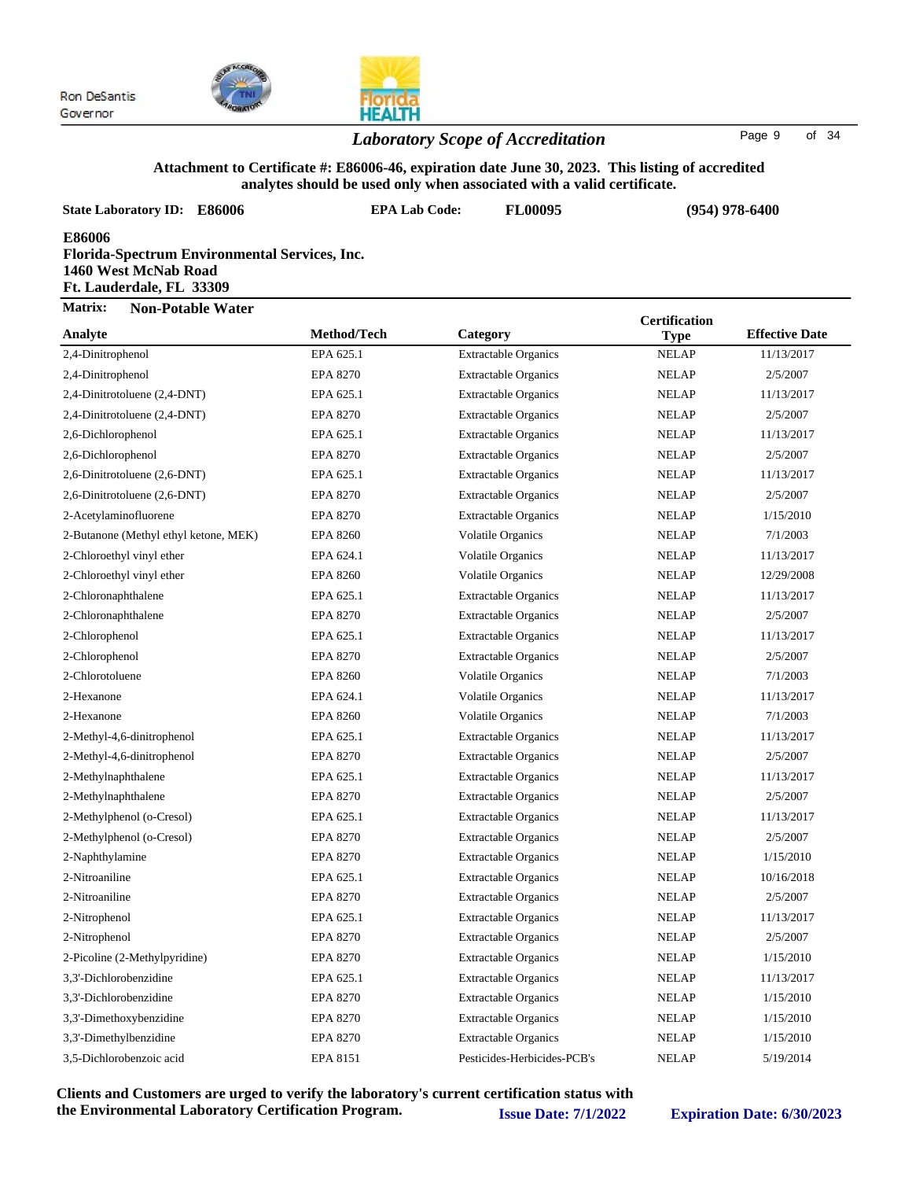Ron DeSantis
Governor

## *Laboratory Scope of Accreditation*

**Attachment to Certificate #: E86006-46, expiration date June 30, 2023. This listing of accredited analytes should be used only when associated with a valid certificate.**

**State Laboratory ID: E86006** **EPA Lab Code: FL00095** **(954) 978-6400**

**E86006**
**Florida-Spectrum Environmental Services, Inc.**
**1460 West McNab Road**
**Ft. Lauderdale, FL 33309**

**Matrix: Non-Potable Water**

| Analyte | Method/Tech | Category | Certification Type | Effective Date |
|---|---|---|---|---|
| 2,4-Dinitrophenol | EPA 625.1 | Extractable Organics | NELAP | 11/13/2017 |
| 2,4-Dinitrophenol | EPA 8270 | Extractable Organics | NELAP | 2/5/2007 |
| 2,4-Dinitrotoluene (2,4-DNT) | EPA 625.1 | Extractable Organics | NELAP | 11/13/2017 |
| 2,4-Dinitrotoluene (2,4-DNT) | EPA 8270 | Extractable Organics | NELAP | 2/5/2007 |
| 2,6-Dichlorophenol | EPA 625.1 | Extractable Organics | NELAP | 11/13/2017 |
| 2,6-Dichlorophenol | EPA 8270 | Extractable Organics | NELAP | 2/5/2007 |
| 2,6-Dinitrotoluene (2,6-DNT) | EPA 625.1 | Extractable Organics | NELAP | 11/13/2017 |
| 2,6-Dinitrotoluene (2,6-DNT) | EPA 8270 | Extractable Organics | NELAP | 2/5/2007 |
| 2-Acetylaminofluorene | EPA 8270 | Extractable Organics | NELAP | 1/15/2010 |
| 2-Butanone (Methyl ethyl ketone, MEK) | EPA 8260 | Volatile Organics | NELAP | 7/1/2003 |
| 2-Chloroethyl vinyl ether | EPA 624.1 | Volatile Organics | NELAP | 11/13/2017 |
| 2-Chloroethyl vinyl ether | EPA 8260 | Volatile Organics | NELAP | 12/29/2008 |
| 2-Chloronaphthalene | EPA 625.1 | Extractable Organics | NELAP | 11/13/2017 |
| 2-Chloronaphthalene | EPA 8270 | Extractable Organics | NELAP | 2/5/2007 |
| 2-Chlorophenol | EPA 625.1 | Extractable Organics | NELAP | 11/13/2017 |
| 2-Chlorophenol | EPA 8270 | Extractable Organics | NELAP | 2/5/2007 |
| 2-Chlorotoluene | EPA 8260 | Volatile Organics | NELAP | 7/1/2003 |
| 2-Hexanone | EPA 624.1 | Volatile Organics | NELAP | 11/13/2017 |
| 2-Hexanone | EPA 8260 | Volatile Organics | NELAP | 7/1/2003 |
| 2-Methyl-4,6-dinitrophenol | EPA 625.1 | Extractable Organics | NELAP | 11/13/2017 |
| 2-Methyl-4,6-dinitrophenol | EPA 8270 | Extractable Organics | NELAP | 2/5/2007 |
| 2-Methylnaphthalene | EPA 625.1 | Extractable Organics | NELAP | 11/13/2017 |
| 2-Methylnaphthalene | EPA 8270 | Extractable Organics | NELAP | 2/5/2007 |
| 2-Methylphenol (o-Cresol) | EPA 625.1 | Extractable Organics | NELAP | 11/13/2017 |
| 2-Methylphenol (o-Cresol) | EPA 8270 | Extractable Organics | NELAP | 2/5/2007 |
| 2-Naphthylamine | EPA 8270 | Extractable Organics | NELAP | 1/15/2010 |
| 2-Nitroaniline | EPA 625.1 | Extractable Organics | NELAP | 10/16/2018 |
| 2-Nitroaniline | EPA 8270 | Extractable Organics | NELAP | 2/5/2007 |
| 2-Nitrophenol | EPA 625.1 | Extractable Organics | NELAP | 11/13/2017 |
| 2-Nitrophenol | EPA 8270 | Extractable Organics | NELAP | 2/5/2007 |
| 2-Picoline (2-Methylpyridine) | EPA 8270 | Extractable Organics | NELAP | 1/15/2010 |
| 3,3'-Dichlorobenzidine | EPA 625.1 | Extractable Organics | NELAP | 11/13/2017 |
| 3,3'-Dichlorobenzidine | EPA 8270 | Extractable Organics | NELAP | 1/15/2010 |
| 3,3'-Dimethoxybenzidine | EPA 8270 | Extractable Organics | NELAP | 1/15/2010 |
| 3,3'-Dimethylbenzidine | EPA 8270 | Extractable Organics | NELAP | 1/15/2010 |
| 3,5-Dichlorobenzoic acid | EPA 8151 | Pesticides-Herbicides-PCB's | NELAP | 5/19/2014 |

**Clients and Customers are urged to verify the laboratory's current certification status with the Environmental Laboratory Certification Program.** **Issue Date: 7/1/2022** **Expiration Date: 6/30/2023**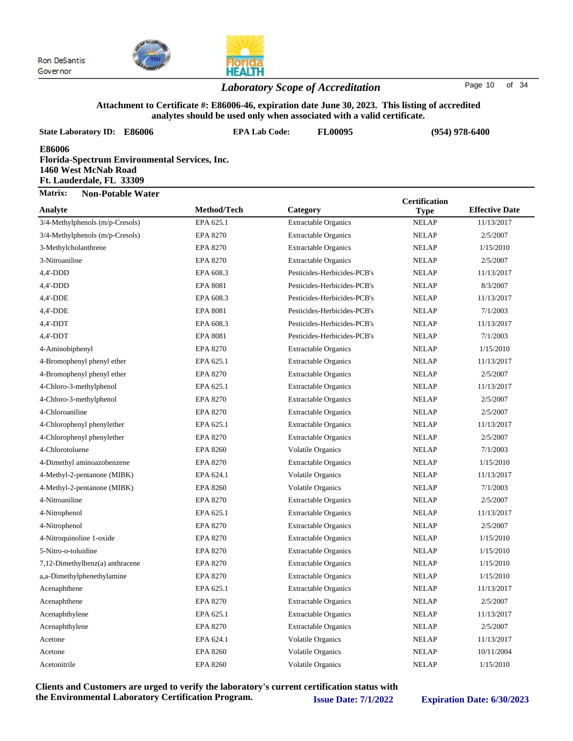Ron DeSantis
Governor

## *Laboratory Scope of Accreditation*

**Attachment to Certificate #: E86006-46, expiration date June 30, 2023. This listing of accredited analytes should be used only when associated with a valid certificate.**

**State Laboratory ID: E86006** | **EPA Lab Code: FL00095** | **(954) 978-6400**

**E86006**
**Florida-Spectrum Environmental Services, Inc.**
**1460 West McNab Road**
**Ft. Lauderdale, FL 33309**

**Matrix: Non-Potable Water**

| Analyte | Method/Tech | Category | Certification Type | Effective Date |
|---|---|---|---|---|
| 3/4-Methylphenols (m/p-Cresols) | EPA 625.1 | Extractable Organics | NELAP | 11/13/2017 |
| 3/4-Methylphenols (m/p-Cresols) | EPA 8270 | Extractable Organics | NELAP | 2/5/2007 |
| 3-Methylcholanthrene | EPA 8270 | Extractable Organics | NELAP | 1/15/2010 |
| 3-Nitroaniline | EPA 8270 | Extractable Organics | NELAP | 2/5/2007 |
| 4,4'-DDD | EPA 608.3 | Pesticides-Herbicides-PCB's | NELAP | 11/13/2017 |
| 4,4'-DDD | EPA 8081 | Pesticides-Herbicides-PCB's | NELAP | 8/3/2007 |
| 4,4'-DDE | EPA 608.3 | Pesticides-Herbicides-PCB's | NELAP | 11/13/2017 |
| 4,4'-DDE | EPA 8081 | Pesticides-Herbicides-PCB's | NELAP | 7/1/2003 |
| 4,4'-DDT | EPA 608.3 | Pesticides-Herbicides-PCB's | NELAP | 11/13/2017 |
| 4,4'-DDT | EPA 8081 | Pesticides-Herbicides-PCB's | NELAP | 7/1/2003 |
| 4-Aminobiphenyl | EPA 8270 | Extractable Organics | NELAP | 1/15/2010 |
| 4-Bromophenyl phenyl ether | EPA 625.1 | Extractable Organics | NELAP | 11/13/2017 |
| 4-Bromophenyl phenyl ether | EPA 8270 | Extractable Organics | NELAP | 2/5/2007 |
| 4-Chloro-3-methylphenol | EPA 625.1 | Extractable Organics | NELAP | 11/13/2017 |
| 4-Chloro-3-methylphenol | EPA 8270 | Extractable Organics | NELAP | 2/5/2007 |
| 4-Chloroaniline | EPA 8270 | Extractable Organics | NELAP | 2/5/2007 |
| 4-Chlorophenyl phenylether | EPA 625.1 | Extractable Organics | NELAP | 11/13/2017 |
| 4-Chlorophenyl phenylether | EPA 8270 | Extractable Organics | NELAP | 2/5/2007 |
| 4-Chlorotoluene | EPA 8260 | Volatile Organics | NELAP | 7/1/2003 |
| 4-Dimethyl aminoazobenzene | EPA 8270 | Extractable Organics | NELAP | 1/15/2010 |
| 4-Methyl-2-pentanone (MIBK) | EPA 624.1 | Volatile Organics | NELAP | 11/13/2017 |
| 4-Methyl-2-pentanone (MIBK) | EPA 8260 | Volatile Organics | NELAP | 7/1/2003 |
| 4-Nitroaniline | EPA 8270 | Extractable Organics | NELAP | 2/5/2007 |
| 4-Nitrophenol | EPA 625.1 | Extractable Organics | NELAP | 11/13/2017 |
| 4-Nitrophenol | EPA 8270 | Extractable Organics | NELAP | 2/5/2007 |
| 4-Nitroquinoline 1-oxide | EPA 8270 | Extractable Organics | NELAP | 1/15/2010 |
| 5-Nitro-o-toluidine | EPA 8270 | Extractable Organics | NELAP | 1/15/2010 |
| 7,12-Dimethylbenz(a) anthracene | EPA 8270 | Extractable Organics | NELAP | 1/15/2010 |
| a,a-Dimethylphenethylamine | EPA 8270 | Extractable Organics | NELAP | 1/15/2010 |
| Acenaphthene | EPA 625.1 | Extractable Organics | NELAP | 11/13/2017 |
| Acenaphthene | EPA 8270 | Extractable Organics | NELAP | 2/5/2007 |
| Acenaphthylene | EPA 625.1 | Extractable Organics | NELAP | 11/13/2017 |
| Acenaphthylene | EPA 8270 | Extractable Organics | NELAP | 2/5/2007 |
| Acetone | EPA 624.1 | Volatile Organics | NELAP | 11/13/2017 |
| Acetone | EPA 8260 | Volatile Organics | NELAP | 10/11/2004 |
| Acetonitrile | EPA 8260 | Volatile Organics | NELAP | 1/15/2010 |

**Clients and Customers are urged to verify the laboratory's current certification status with the Environmental Laboratory Certification Program.** **Issue Date: 7/1/2022** **Expiration Date: 6/30/2023**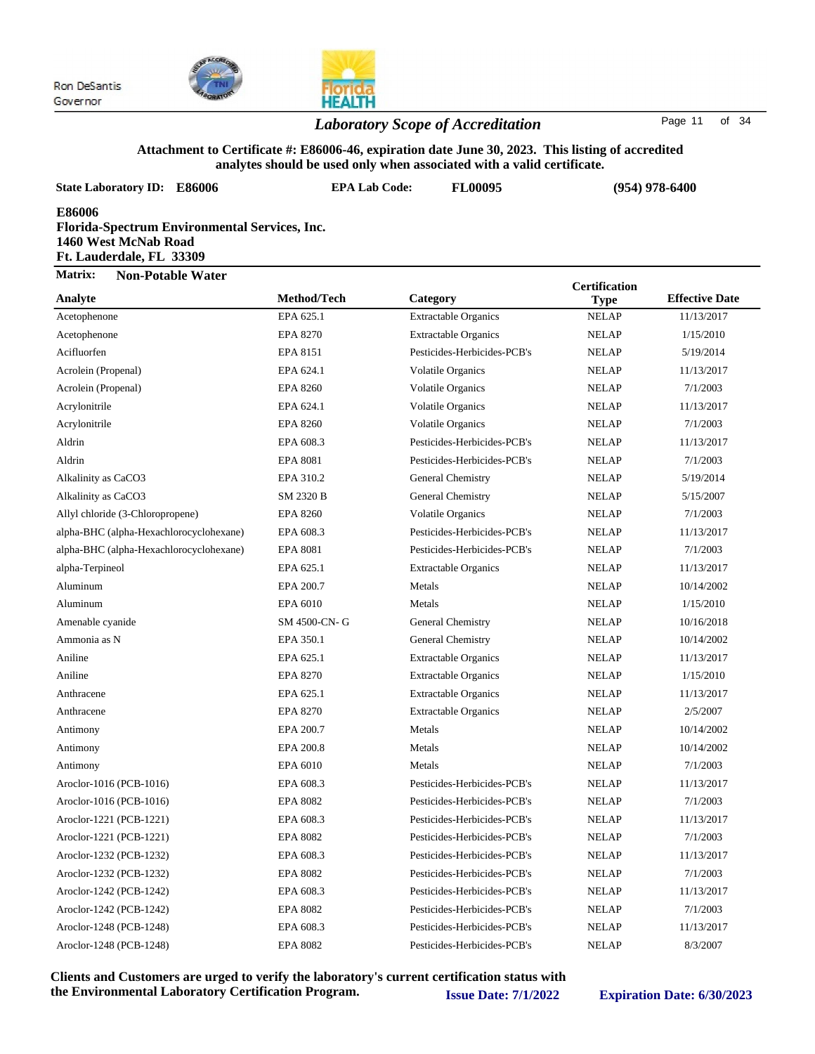Ron DeSantis
Governor

## *Laboratory Scope of Accreditation*

**Attachment to Certificate #: E86006-46, expiration date June 30, 2023. This listing of accredited analytes should be used only when associated with a valid certificate.**

**State Laboratory ID: E86006** **EPA Lab Code: FL00095** **(954) 978-6400**

**E86006**
**Florida-Spectrum Environmental Services, Inc.**
**1460 West McNab Road**
**Ft. Lauderdale, FL 33309**

**Matrix: Non-Potable Water**

| Analyte | Method/Tech | Category | Certification Type | Effective Date |
|---|---|---|---|---|
| Acetophenone | EPA 625.1 | Extractable Organics | NELAP | 11/13/2017 |
| Acetophenone | EPA 8270 | Extractable Organics | NELAP | 1/15/2010 |
| Acifluorfen | EPA 8151 | Pesticides-Herbicides-PCB's | NELAP | 5/19/2014 |
| Acrolein (Propenal) | EPA 624.1 | Volatile Organics | NELAP | 11/13/2017 |
| Acrolein (Propenal) | EPA 8260 | Volatile Organics | NELAP | 7/1/2003 |
| Acrylonitrile | EPA 624.1 | Volatile Organics | NELAP | 11/13/2017 |
| Acrylonitrile | EPA 8260 | Volatile Organics | NELAP | 7/1/2003 |
| Aldrin | EPA 608.3 | Pesticides-Herbicides-PCB's | NELAP | 11/13/2017 |
| Aldrin | EPA 8081 | Pesticides-Herbicides-PCB's | NELAP | 7/1/2003 |
| Alkalinity as CaCO3 | EPA 310.2 | General Chemistry | NELAP | 5/19/2014 |
| Alkalinity as CaCO3 | SM 2320 B | General Chemistry | NELAP | 5/15/2007 |
| Allyl chloride (3-Chloropropene) | EPA 8260 | Volatile Organics | NELAP | 7/1/2003 |
| alpha-BHC (alpha-Hexachlorocyclohexane) | EPA 608.3 | Pesticides-Herbicides-PCB's | NELAP | 11/13/2017 |
| alpha-BHC (alpha-Hexachlorocyclohexane) | EPA 8081 | Pesticides-Herbicides-PCB's | NELAP | 7/1/2003 |
| alpha-Terpineol | EPA 625.1 | Extractable Organics | NELAP | 11/13/2017 |
| Aluminum | EPA 200.7 | Metals | NELAP | 10/14/2002 |
| Aluminum | EPA 6010 | Metals | NELAP | 1/15/2010 |
| Amenable cyanide | SM 4500-CN- G | General Chemistry | NELAP | 10/16/2018 |
| Ammonia as N | EPA 350.1 | General Chemistry | NELAP | 10/14/2002 |
| Aniline | EPA 625.1 | Extractable Organics | NELAP | 11/13/2017 |
| Aniline | EPA 8270 | Extractable Organics | NELAP | 1/15/2010 |
| Anthracene | EPA 625.1 | Extractable Organics | NELAP | 11/13/2017 |
| Anthracene | EPA 8270 | Extractable Organics | NELAP | 2/5/2007 |
| Antimony | EPA 200.7 | Metals | NELAP | 10/14/2002 |
| Antimony | EPA 200.8 | Metals | NELAP | 10/14/2002 |
| Antimony | EPA 6010 | Metals | NELAP | 7/1/2003 |
| Aroclor-1016 (PCB-1016) | EPA 608.3 | Pesticides-Herbicides-PCB's | NELAP | 11/13/2017 |
| Aroclor-1016 (PCB-1016) | EPA 8082 | Pesticides-Herbicides-PCB's | NELAP | 7/1/2003 |
| Aroclor-1221 (PCB-1221) | EPA 608.3 | Pesticides-Herbicides-PCB's | NELAP | 11/13/2017 |
| Aroclor-1221 (PCB-1221) | EPA 8082 | Pesticides-Herbicides-PCB's | NELAP | 7/1/2003 |
| Aroclor-1232 (PCB-1232) | EPA 608.3 | Pesticides-Herbicides-PCB's | NELAP | 11/13/2017 |
| Aroclor-1232 (PCB-1232) | EPA 8082 | Pesticides-Herbicides-PCB's | NELAP | 7/1/2003 |
| Aroclor-1242 (PCB-1242) | EPA 608.3 | Pesticides-Herbicides-PCB's | NELAP | 11/13/2017 |
| Aroclor-1242 (PCB-1242) | EPA 8082 | Pesticides-Herbicides-PCB's | NELAP | 7/1/2003 |
| Aroclor-1248 (PCB-1248) | EPA 608.3 | Pesticides-Herbicides-PCB's | NELAP | 11/13/2017 |
| Aroclor-1248 (PCB-1248) | EPA 8082 | Pesticides-Herbicides-PCB's | NELAP | 8/3/2007 |

**Clients and Customers are urged to verify the laboratory's current certification status with the Environmental Laboratory Certification Program.** **Issue Date: 7/1/2022** **Expiration Date: 6/30/2023**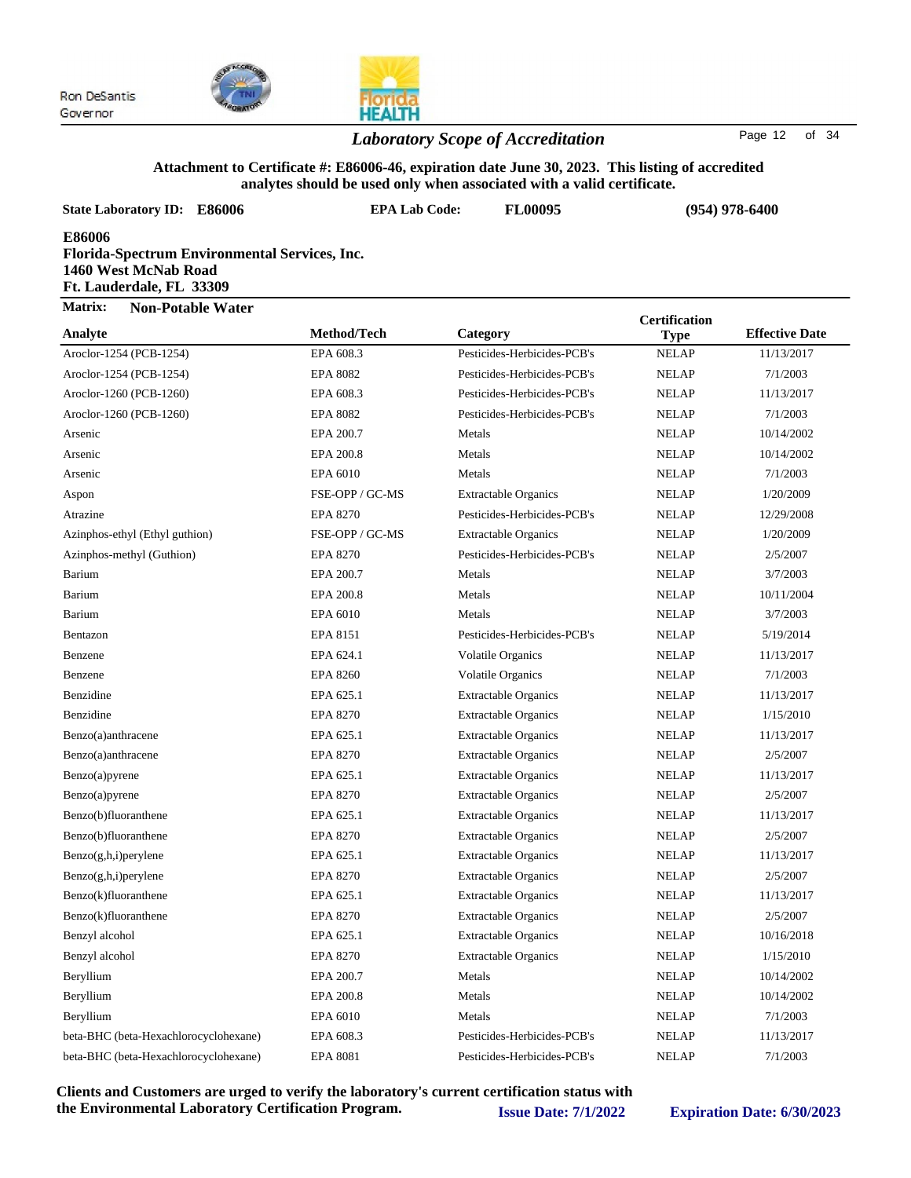Ron DeSantis
Governor

## *Laboratory Scope of Accreditation*

**Attachment to Certificate #: E86006-46, expiration date June 30, 2023. This listing of accredited analytes should be used only when associated with a valid certificate.**

**State Laboratory ID: E86006** **EPA Lab Code: FL00095** **(954) 978-6400**

**E86006**
**Florida-Spectrum Environmental Services, Inc.**
**1460 West McNab Road**
**Ft. Lauderdale, FL 33309**

**Matrix: Non-Potable Water**

| Analyte | Method/Tech | Category | Certification Type | Effective Date |
|---|---|---|---|---|
| Aroclor-1254 (PCB-1254) | EPA 608.3 | Pesticides-Herbicides-PCB's | NELAP | 11/13/2017 |
| Aroclor-1254 (PCB-1254) | EPA 8082 | Pesticides-Herbicides-PCB's | NELAP | 7/1/2003 |
| Aroclor-1260 (PCB-1260) | EPA 608.3 | Pesticides-Herbicides-PCB's | NELAP | 11/13/2017 |
| Aroclor-1260 (PCB-1260) | EPA 8082 | Pesticides-Herbicides-PCB's | NELAP | 7/1/2003 |
| Arsenic | EPA 200.7 | Metals | NELAP | 10/14/2002 |
| Arsenic | EPA 200.8 | Metals | NELAP | 10/14/2002 |
| Arsenic | EPA 6010 | Metals | NELAP | 7/1/2003 |
| Aspon | FSE-OPP / GC-MS | Extractable Organics | NELAP | 1/20/2009 |
| Atrazine | EPA 8270 | Pesticides-Herbicides-PCB's | NELAP | 12/29/2008 |
| Azinphos-ethyl (Ethyl guthion) | FSE-OPP / GC-MS | Extractable Organics | NELAP | 1/20/2009 |
| Azinphos-methyl (Guthion) | EPA 8270 | Pesticides-Herbicides-PCB's | NELAP | 2/5/2007 |
| Barium | EPA 200.7 | Metals | NELAP | 3/7/2003 |
| Barium | EPA 200.8 | Metals | NELAP | 10/11/2004 |
| Barium | EPA 6010 | Metals | NELAP | 3/7/2003 |
| Bentazon | EPA 8151 | Pesticides-Herbicides-PCB's | NELAP | 5/19/2014 |
| Benzene | EPA 624.1 | Volatile Organics | NELAP | 11/13/2017 |
| Benzene | EPA 8260 | Volatile Organics | NELAP | 7/1/2003 |
| Benzidine | EPA 625.1 | Extractable Organics | NELAP | 11/13/2017 |
| Benzidine | EPA 8270 | Extractable Organics | NELAP | 1/15/2010 |
| Benzo(a)anthracene | EPA 625.1 | Extractable Organics | NELAP | 11/13/2017 |
| Benzo(a)anthracene | EPA 8270 | Extractable Organics | NELAP | 2/5/2007 |
| Benzo(a)pyrene | EPA 625.1 | Extractable Organics | NELAP | 11/13/2017 |
| Benzo(a)pyrene | EPA 8270 | Extractable Organics | NELAP | 2/5/2007 |
| Benzo(b)fluoranthene | EPA 625.1 | Extractable Organics | NELAP | 11/13/2017 |
| Benzo(b)fluoranthene | EPA 8270 | Extractable Organics | NELAP | 2/5/2007 |
| Benzo(g,h,i)perylene | EPA 625.1 | Extractable Organics | NELAP | 11/13/2017 |
| Benzo(g,h,i)perylene | EPA 8270 | Extractable Organics | NELAP | 2/5/2007 |
| Benzo(k)fluoranthene | EPA 625.1 | Extractable Organics | NELAP | 11/13/2017 |
| Benzo(k)fluoranthene | EPA 8270 | Extractable Organics | NELAP | 2/5/2007 |
| Benzyl alcohol | EPA 625.1 | Extractable Organics | NELAP | 10/16/2018 |
| Benzyl alcohol | EPA 8270 | Extractable Organics | NELAP | 1/15/2010 |
| Beryllium | EPA 200.7 | Metals | NELAP | 10/14/2002 |
| Beryllium | EPA 200.8 | Metals | NELAP | 10/14/2002 |
| Beryllium | EPA 6010 | Metals | NELAP | 7/1/2003 |
| beta-BHC (beta-Hexachlorocyclohexane) | EPA 608.3 | Pesticides-Herbicides-PCB's | NELAP | 11/13/2017 |
| beta-BHC (beta-Hexachlorocyclohexane) | EPA 8081 | Pesticides-Herbicides-PCB's | NELAP | 7/1/2003 |

**Clients and Customers are urged to verify the laboratory's current certification status with the Environmental Laboratory Certification Program.** **Issue Date: 7/1/2022** **Expiration Date: 6/30/2023**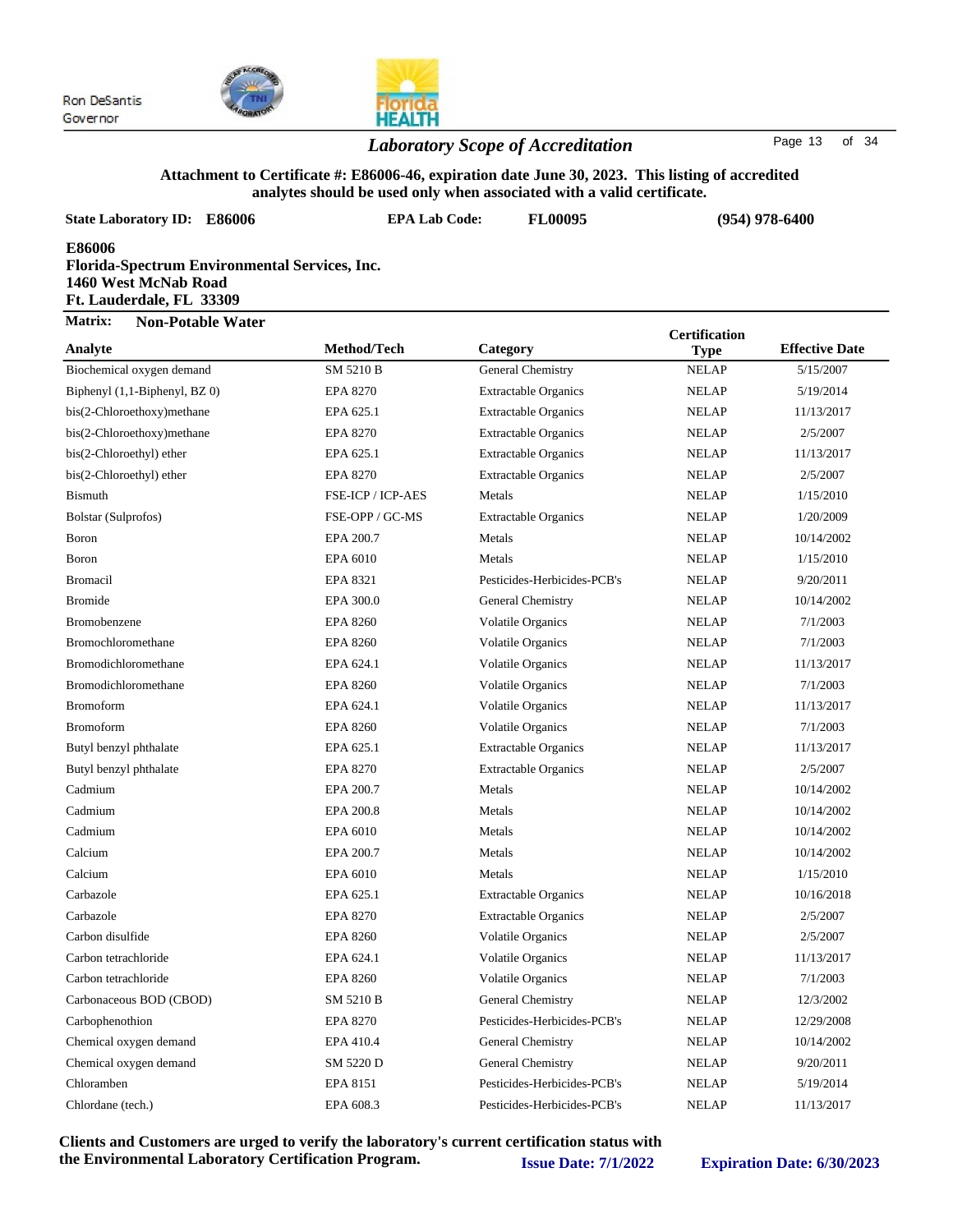Ron DeSantis
Governor

## *Laboratory Scope of Accreditation*

**Attachment to Certificate #: E86006-46, expiration date June 30, 2023. This listing of accredited analytes should be used only when associated with a valid certificate.**

**State Laboratory ID: E86006** **EPA Lab Code: FL00095** **(954) 978-6400**

**E86006**
**Florida-Spectrum Environmental Services, Inc.**
**1460 West McNab Road**
**Ft. Lauderdale, FL 33309**

**Matrix: Non-Potable Water**

| Analyte | Method/Tech | Category | Certification Type | Effective Date |
|---|---|---|---|---|
| Biochemical oxygen demand | SM 5210 B | General Chemistry | NELAP | 5/15/2007 |
| Biphenyl (1,1-Biphenyl, BZ 0) | EPA 8270 | Extractable Organics | NELAP | 5/19/2014 |
| bis(2-Chloroethoxy)methane | EPA 625.1 | Extractable Organics | NELAP | 11/13/2017 |
| bis(2-Chloroethoxy)methane | EPA 8270 | Extractable Organics | NELAP | 2/5/2007 |
| bis(2-Chloroethyl) ether | EPA 625.1 | Extractable Organics | NELAP | 11/13/2017 |
| bis(2-Chloroethyl) ether | EPA 8270 | Extractable Organics | NELAP | 2/5/2007 |
| Bismuth | FSE-ICP / ICP-AES | Metals | NELAP | 1/15/2010 |
| Bolstar (Sulprofos) | FSE-OPP / GC-MS | Extractable Organics | NELAP | 1/20/2009 |
| Boron | EPA 200.7 | Metals | NELAP | 10/14/2002 |
| Boron | EPA 6010 | Metals | NELAP | 1/15/2010 |
| Bromacil | EPA 8321 | Pesticides-Herbicides-PCB's | NELAP | 9/20/2011 |
| Bromide | EPA 300.0 | General Chemistry | NELAP | 10/14/2002 |
| Bromobenzene | EPA 8260 | Volatile Organics | NELAP | 7/1/2003 |
| Bromochloromethane | EPA 8260 | Volatile Organics | NELAP | 7/1/2003 |
| Bromodichloromethane | EPA 624.1 | Volatile Organics | NELAP | 11/13/2017 |
| Bromodichloromethane | EPA 8260 | Volatile Organics | NELAP | 7/1/2003 |
| Bromoform | EPA 624.1 | Volatile Organics | NELAP | 11/13/2017 |
| Bromoform | EPA 8260 | Volatile Organics | NELAP | 7/1/2003 |
| Butyl benzyl phthalate | EPA 625.1 | Extractable Organics | NELAP | 11/13/2017 |
| Butyl benzyl phthalate | EPA 8270 | Extractable Organics | NELAP | 2/5/2007 |
| Cadmium | EPA 200.7 | Metals | NELAP | 10/14/2002 |
| Cadmium | EPA 200.8 | Metals | NELAP | 10/14/2002 |
| Cadmium | EPA 6010 | Metals | NELAP | 10/14/2002 |
| Calcium | EPA 200.7 | Metals | NELAP | 10/14/2002 |
| Calcium | EPA 6010 | Metals | NELAP | 1/15/2010 |
| Carbazole | EPA 625.1 | Extractable Organics | NELAP | 10/16/2018 |
| Carbazole | EPA 8270 | Extractable Organics | NELAP | 2/5/2007 |
| Carbon disulfide | EPA 8260 | Volatile Organics | NELAP | 2/5/2007 |
| Carbon tetrachloride | EPA 624.1 | Volatile Organics | NELAP | 11/13/2017 |
| Carbon tetrachloride | EPA 8260 | Volatile Organics | NELAP | 7/1/2003 |
| Carbonaceous BOD (CBOD) | SM 5210 B | General Chemistry | NELAP | 12/3/2002 |
| Carbophenothion | EPA 8270 | Pesticides-Herbicides-PCB's | NELAP | 12/29/2008 |
| Chemical oxygen demand | EPA 410.4 | General Chemistry | NELAP | 10/14/2002 |
| Chemical oxygen demand | SM 5220 D | General Chemistry | NELAP | 9/20/2011 |
| Chloramben | EPA 8151 | Pesticides-Herbicides-PCB's | NELAP | 5/19/2014 |
| Chlordane (tech.) | EPA 608.3 | Pesticides-Herbicides-PCB's | NELAP | 11/13/2017 |

**Clients and Customers are urged to verify the laboratory's current certification status with the Environmental Laboratory Certification Program.** **Issue Date: 7/1/2022** **Expiration Date: 6/30/2023**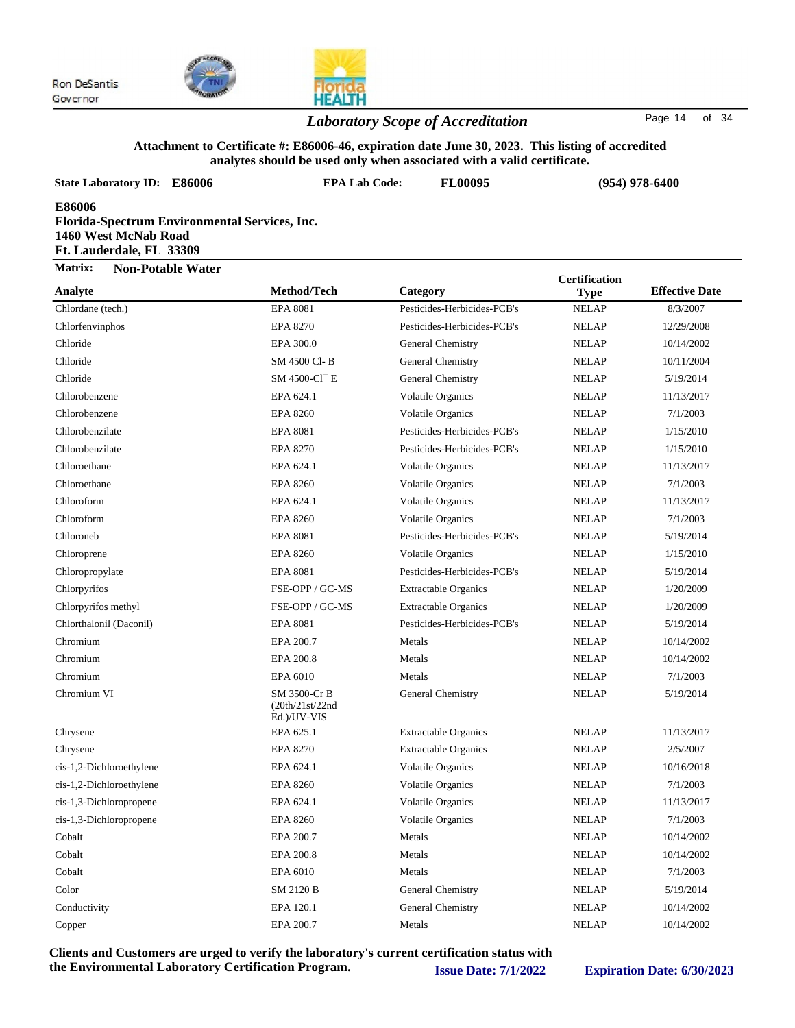Ron DeSantis
Governor

## *Laboratory Scope of Accreditation*

**Attachment to Certificate #: E86006-46, expiration date June 30, 2023. This listing of accredited analytes should be used only when associated with a valid certificate.**

**State Laboratory ID: E86006** | **EPA Lab Code: FL00095** | **(954) 978-6400**

**E86006**
**Florida-Spectrum Environmental Services, Inc.**
**1460 West McNab Road**
**Ft. Lauderdale, FL 33309**

**Matrix: Non-Potable Water**

| Analyte | Method/Tech | Category | Certification Type | Effective Date |
|---|---|---|---|---|
| Chlordane (tech.) | EPA 8081 | Pesticides-Herbicides-PCB's | NELAP | 8/3/2007 |
| Chlorfenvinphos | EPA 8270 | Pesticides-Herbicides-PCB's | NELAP | 12/29/2008 |
| Chloride | EPA 300.0 | General Chemistry | NELAP | 10/14/2002 |
| Chloride | SM 4500 Cl- B | General Chemistry | NELAP | 10/11/2004 |
| Chloride | SM 4500-Cl¯ E | General Chemistry | NELAP | 5/19/2014 |
| Chlorobenzene | EPA 624.1 | Volatile Organics | NELAP | 11/13/2017 |
| Chlorobenzene | EPA 8260 | Volatile Organics | NELAP | 7/1/2003 |
| Chlorobenzilate | EPA 8081 | Pesticides-Herbicides-PCB's | NELAP | 1/15/2010 |
| Chlorobenzilate | EPA 8270 | Pesticides-Herbicides-PCB's | NELAP | 1/15/2010 |
| Chloroethane | EPA 624.1 | Volatile Organics | NELAP | 11/13/2017 |
| Chloroethane | EPA 8260 | Volatile Organics | NELAP | 7/1/2003 |
| Chloroform | EPA 624.1 | Volatile Organics | NELAP | 11/13/2017 |
| Chloroform | EPA 8260 | Volatile Organics | NELAP | 7/1/2003 |
| Chloroneb | EPA 8081 | Pesticides-Herbicides-PCB's | NELAP | 5/19/2014 |
| Chloroprene | EPA 8260 | Volatile Organics | NELAP | 1/15/2010 |
| Chloropropylate | EPA 8081 | Pesticides-Herbicides-PCB's | NELAP | 5/19/2014 |
| Chlorpyrifos | FSE-OPP / GC-MS | Extractable Organics | NELAP | 1/20/2009 |
| Chlorpyrifos methyl | FSE-OPP / GC-MS | Extractable Organics | NELAP | 1/20/2009 |
| Chlorthalonil (Daconil) | EPA 8081 | Pesticides-Herbicides-PCB's | NELAP | 5/19/2014 |
| Chromium | EPA 200.7 | Metals | NELAP | 10/14/2002 |
| Chromium | EPA 200.8 | Metals | NELAP | 10/14/2002 |
| Chromium | EPA 6010 | Metals | NELAP | 7/1/2003 |
| Chromium VI | SM 3500-Cr B (20th/21st/22nd Ed.)/UV-VIS | General Chemistry | NELAP | 5/19/2014 |
| Chrysene | EPA 625.1 | Extractable Organics | NELAP | 11/13/2017 |
| Chrysene | EPA 8270 | Extractable Organics | NELAP | 2/5/2007 |
| cis-1,2-Dichloroethylene | EPA 624.1 | Volatile Organics | NELAP | 10/16/2018 |
| cis-1,2-Dichloroethylene | EPA 8260 | Volatile Organics | NELAP | 7/1/2003 |
| cis-1,3-Dichloropropene | EPA 624.1 | Volatile Organics | NELAP | 11/13/2017 |
| cis-1,3-Dichloropropene | EPA 8260 | Volatile Organics | NELAP | 7/1/2003 |
| Cobalt | EPA 200.7 | Metals | NELAP | 10/14/2002 |
| Cobalt | EPA 200.8 | Metals | NELAP | 10/14/2002 |
| Cobalt | EPA 6010 | Metals | NELAP | 7/1/2003 |
| Color | SM 2120 B | General Chemistry | NELAP | 5/19/2014 |
| Conductivity | EPA 120.1 | General Chemistry | NELAP | 10/14/2002 |
| Copper | EPA 200.7 | Metals | NELAP | 10/14/2002 |

**Clients and Customers are urged to verify the laboratory's current certification status with the Environmental Laboratory Certification Program.** **Issue Date: 7/1/2022** **Expiration Date: 6/30/2023**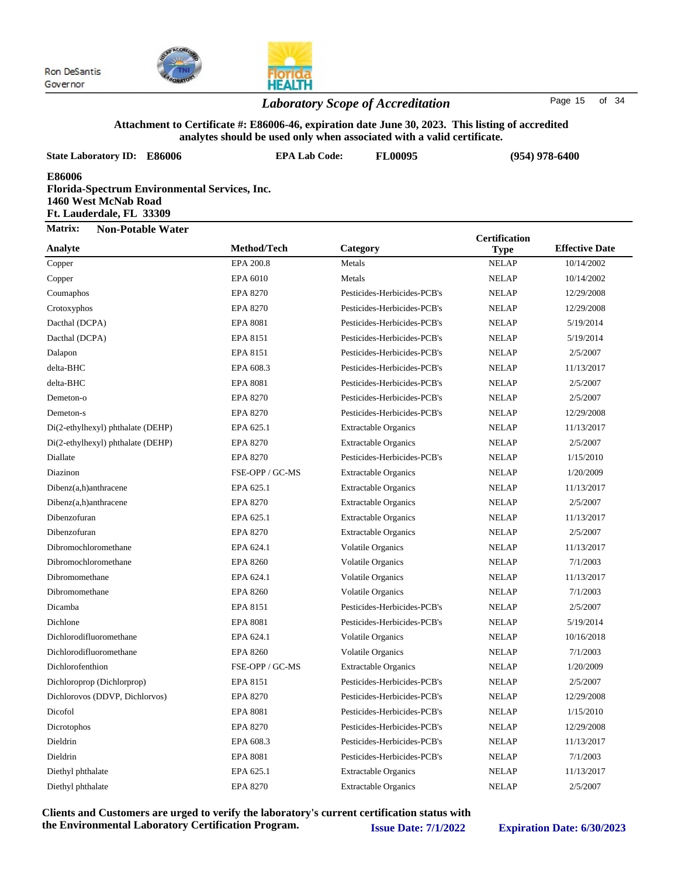Ron DeSantis
Governor

## *Laboratory Scope of Accreditation*

**Attachment to Certificate #: E86006-46, expiration date June 30, 2023. This listing of accredited analytes should be used only when associated with a valid certificate.**

**State Laboratory ID: E86006** **EPA Lab Code: FL00095** **(954) 978-6400**

**E86006**
**Florida-Spectrum Environmental Services, Inc.**
**1460 West McNab Road**
**Ft. Lauderdale, FL 33309**

**Matrix: Non-Potable Water**

| Analyte | Method/Tech | Category | Certification Type | Effective Date |
|---|---|---|---|---|
| Copper | EPA 200.8 | Metals | NELAP | 10/14/2002 |
| Copper | EPA 6010 | Metals | NELAP | 10/14/2002 |
| Coumaphos | EPA 8270 | Pesticides-Herbicides-PCB's | NELAP | 12/29/2008 |
| Crotoxyphos | EPA 8270 | Pesticides-Herbicides-PCB's | NELAP | 12/29/2008 |
| Dacthal (DCPA) | EPA 8081 | Pesticides-Herbicides-PCB's | NELAP | 5/19/2014 |
| Dacthal (DCPA) | EPA 8151 | Pesticides-Herbicides-PCB's | NELAP | 5/19/2014 |
| Dalapon | EPA 8151 | Pesticides-Herbicides-PCB's | NELAP | 2/5/2007 |
| delta-BHC | EPA 608.3 | Pesticides-Herbicides-PCB's | NELAP | 11/13/2017 |
| delta-BHC | EPA 8081 | Pesticides-Herbicides-PCB's | NELAP | 2/5/2007 |
| Demeton-o | EPA 8270 | Pesticides-Herbicides-PCB's | NELAP | 2/5/2007 |
| Demeton-s | EPA 8270 | Pesticides-Herbicides-PCB's | NELAP | 12/29/2008 |
| Di(2-ethylhexyl) phthalate (DEHP) | EPA 625.1 | Extractable Organics | NELAP | 11/13/2017 |
| Di(2-ethylhexyl) phthalate (DEHP) | EPA 8270 | Extractable Organics | NELAP | 2/5/2007 |
| Diallate | EPA 8270 | Pesticides-Herbicides-PCB's | NELAP | 1/15/2010 |
| Diazinon | FSE-OPP / GC-MS | Extractable Organics | NELAP | 1/20/2009 |
| Dibenz(a,h)anthracene | EPA 625.1 | Extractable Organics | NELAP | 11/13/2017 |
| Dibenz(a,h)anthracene | EPA 8270 | Extractable Organics | NELAP | 2/5/2007 |
| Dibenzofuran | EPA 625.1 | Extractable Organics | NELAP | 11/13/2017 |
| Dibenzofuran | EPA 8270 | Extractable Organics | NELAP | 2/5/2007 |
| Dibromochloromethane | EPA 624.1 | Volatile Organics | NELAP | 11/13/2017 |
| Dibromochloromethane | EPA 8260 | Volatile Organics | NELAP | 7/1/2003 |
| Dibromomethane | EPA 624.1 | Volatile Organics | NELAP | 11/13/2017 |
| Dibromomethane | EPA 8260 | Volatile Organics | NELAP | 7/1/2003 |
| Dicamba | EPA 8151 | Pesticides-Herbicides-PCB's | NELAP | 2/5/2007 |
| Dichlone | EPA 8081 | Pesticides-Herbicides-PCB's | NELAP | 5/19/2014 |
| Dichlorodifluoromethane | EPA 624.1 | Volatile Organics | NELAP | 10/16/2018 |
| Dichlorodifluoromethane | EPA 8260 | Volatile Organics | NELAP | 7/1/2003 |
| Dichlorofenthion | FSE-OPP / GC-MS | Extractable Organics | NELAP | 1/20/2009 |
| Dichloroprop (Dichlorprop) | EPA 8151 | Pesticides-Herbicides-PCB's | NELAP | 2/5/2007 |
| Dichlorovos (DDVP, Dichlorvos) | EPA 8270 | Pesticides-Herbicides-PCB's | NELAP | 12/29/2008 |
| Dicofol | EPA 8081 | Pesticides-Herbicides-PCB's | NELAP | 1/15/2010 |
| Dicrotophos | EPA 8270 | Pesticides-Herbicides-PCB's | NELAP | 12/29/2008 |
| Dieldrin | EPA 608.3 | Pesticides-Herbicides-PCB's | NELAP | 11/13/2017 |
| Dieldrin | EPA 8081 | Pesticides-Herbicides-PCB's | NELAP | 7/1/2003 |
| Diethyl phthalate | EPA 625.1 | Extractable Organics | NELAP | 11/13/2017 |
| Diethyl phthalate | EPA 8270 | Extractable Organics | NELAP | 2/5/2007 |

**Clients and Customers are urged to verify the laboratory's current certification status with the Environmental Laboratory Certification Program.** **Issue Date: 7/1/2022** **Expiration Date: 6/30/2023**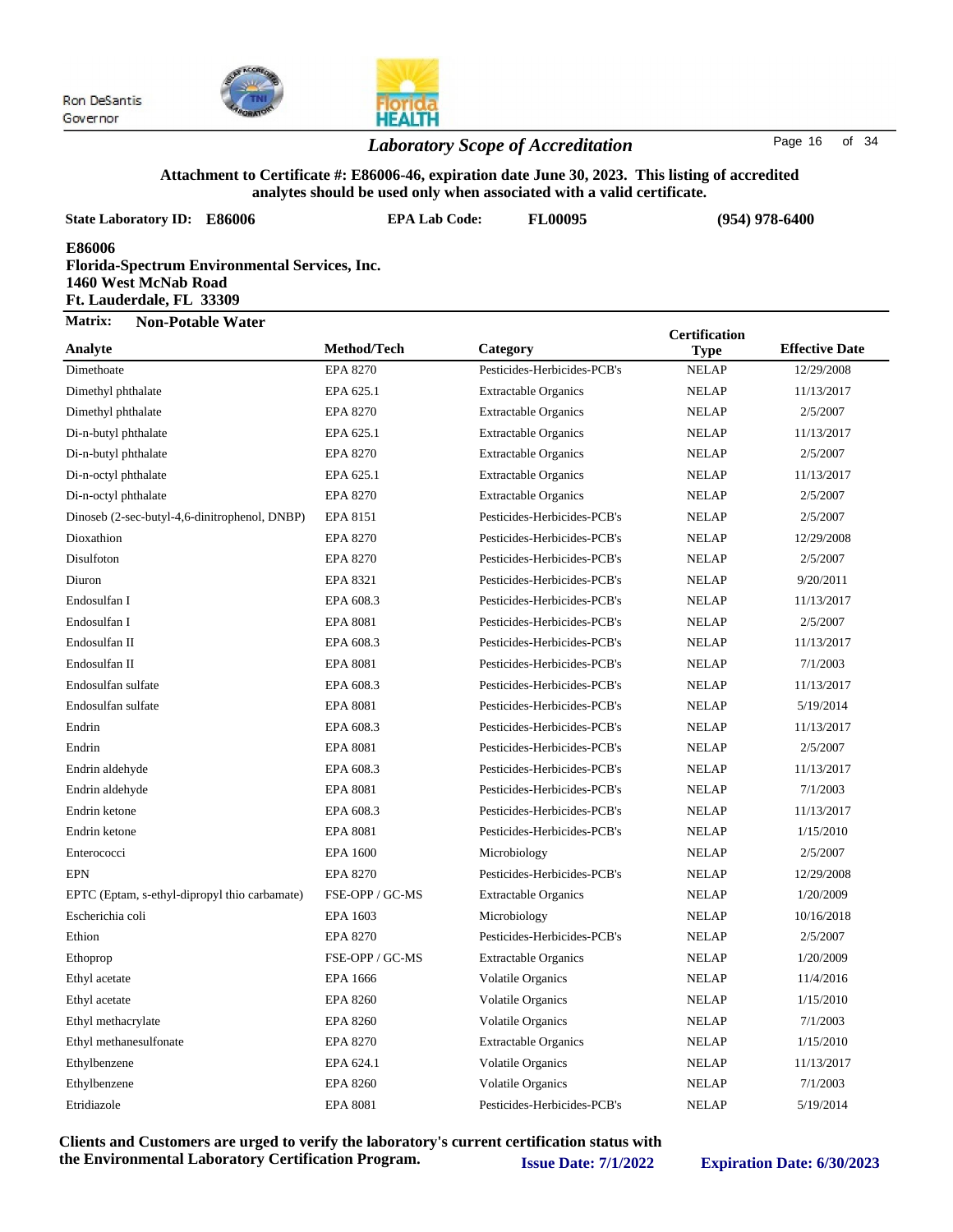Ron DeSantis
Governor

## *Laboratory Scope of Accreditation*

**Attachment to Certificate #: E86006-46, expiration date June 30, 2023. This listing of accredited analytes should be used only when associated with a valid certificate.**

**State Laboratory ID: E86006** | **EPA Lab Code: FL00095** | **(954) 978-6400**

**E86006**
**Florida-Spectrum Environmental Services, Inc.**
**1460 West McNab Road**
**Ft. Lauderdale, FL 33309**

**Matrix: Non-Potable Water**

| Analyte | Method/Tech | Category | Certification Type | Effective Date |
|---|---|---|---|---|
| Dimethoate | EPA 8270 | Pesticides-Herbicides-PCB's | NELAP | 12/29/2008 |
| Dimethyl phthalate | EPA 625.1 | Extractable Organics | NELAP | 11/13/2017 |
| Dimethyl phthalate | EPA 8270 | Extractable Organics | NELAP | 2/5/2007 |
| Di-n-butyl phthalate | EPA 625.1 | Extractable Organics | NELAP | 11/13/2017 |
| Di-n-butyl phthalate | EPA 8270 | Extractable Organics | NELAP | 2/5/2007 |
| Di-n-octyl phthalate | EPA 625.1 | Extractable Organics | NELAP | 11/13/2017 |
| Di-n-octyl phthalate | EPA 8270 | Extractable Organics | NELAP | 2/5/2007 |
| Dinoseb (2-sec-butyl-4,6-dinitrophenol, DNBP) | EPA 8151 | Pesticides-Herbicides-PCB's | NELAP | 2/5/2007 |
| Dioxathion | EPA 8270 | Pesticides-Herbicides-PCB's | NELAP | 12/29/2008 |
| Disulfoton | EPA 8270 | Pesticides-Herbicides-PCB's | NELAP | 2/5/2007 |
| Diuron | EPA 8321 | Pesticides-Herbicides-PCB's | NELAP | 9/20/2011 |
| Endosulfan I | EPA 608.3 | Pesticides-Herbicides-PCB's | NELAP | 11/13/2017 |
| Endosulfan I | EPA 8081 | Pesticides-Herbicides-PCB's | NELAP | 2/5/2007 |
| Endosulfan II | EPA 608.3 | Pesticides-Herbicides-PCB's | NELAP | 11/13/2017 |
| Endosulfan II | EPA 8081 | Pesticides-Herbicides-PCB's | NELAP | 7/1/2003 |
| Endosulfan sulfate | EPA 608.3 | Pesticides-Herbicides-PCB's | NELAP | 11/13/2017 |
| Endosulfan sulfate | EPA 8081 | Pesticides-Herbicides-PCB's | NELAP | 5/19/2014 |
| Endrin | EPA 608.3 | Pesticides-Herbicides-PCB's | NELAP | 11/13/2017 |
| Endrin | EPA 8081 | Pesticides-Herbicides-PCB's | NELAP | 2/5/2007 |
| Endrin aldehyde | EPA 608.3 | Pesticides-Herbicides-PCB's | NELAP | 11/13/2017 |
| Endrin aldehyde | EPA 8081 | Pesticides-Herbicides-PCB's | NELAP | 7/1/2003 |
| Endrin ketone | EPA 608.3 | Pesticides-Herbicides-PCB's | NELAP | 11/13/2017 |
| Endrin ketone | EPA 8081 | Pesticides-Herbicides-PCB's | NELAP | 1/15/2010 |
| Enterococci | EPA 1600 | Microbiology | NELAP | 2/5/2007 |
| EPN | EPA 8270 | Pesticides-Herbicides-PCB's | NELAP | 12/29/2008 |
| EPTC (Eptam, s-ethyl-dipropyl thio carbamate) | FSE-OPP / GC-MS | Extractable Organics | NELAP | 1/20/2009 |
| Escherichia coli | EPA 1603 | Microbiology | NELAP | 10/16/2018 |
| Ethion | EPA 8270 | Pesticides-Herbicides-PCB's | NELAP | 2/5/2007 |
| Ethoprop | FSE-OPP / GC-MS | Extractable Organics | NELAP | 1/20/2009 |
| Ethyl acetate | EPA 1666 | Volatile Organics | NELAP | 11/4/2016 |
| Ethyl acetate | EPA 8260 | Volatile Organics | NELAP | 1/15/2010 |
| Ethyl methacrylate | EPA 8260 | Volatile Organics | NELAP | 7/1/2003 |
| Ethyl methanesulfonate | EPA 8270 | Extractable Organics | NELAP | 1/15/2010 |
| Ethylbenzene | EPA 624.1 | Volatile Organics | NELAP | 11/13/2017 |
| Ethylbenzene | EPA 8260 | Volatile Organics | NELAP | 7/1/2003 |
| Etridiazole | EPA 8081 | Pesticides-Herbicides-PCB's | NELAP | 5/19/2014 |

**Clients and Customers are urged to verify the laboratory's current certification status with the Environmental Laboratory Certification Program.** **Issue Date: 7/1/2022** **Expiration Date: 6/30/2023**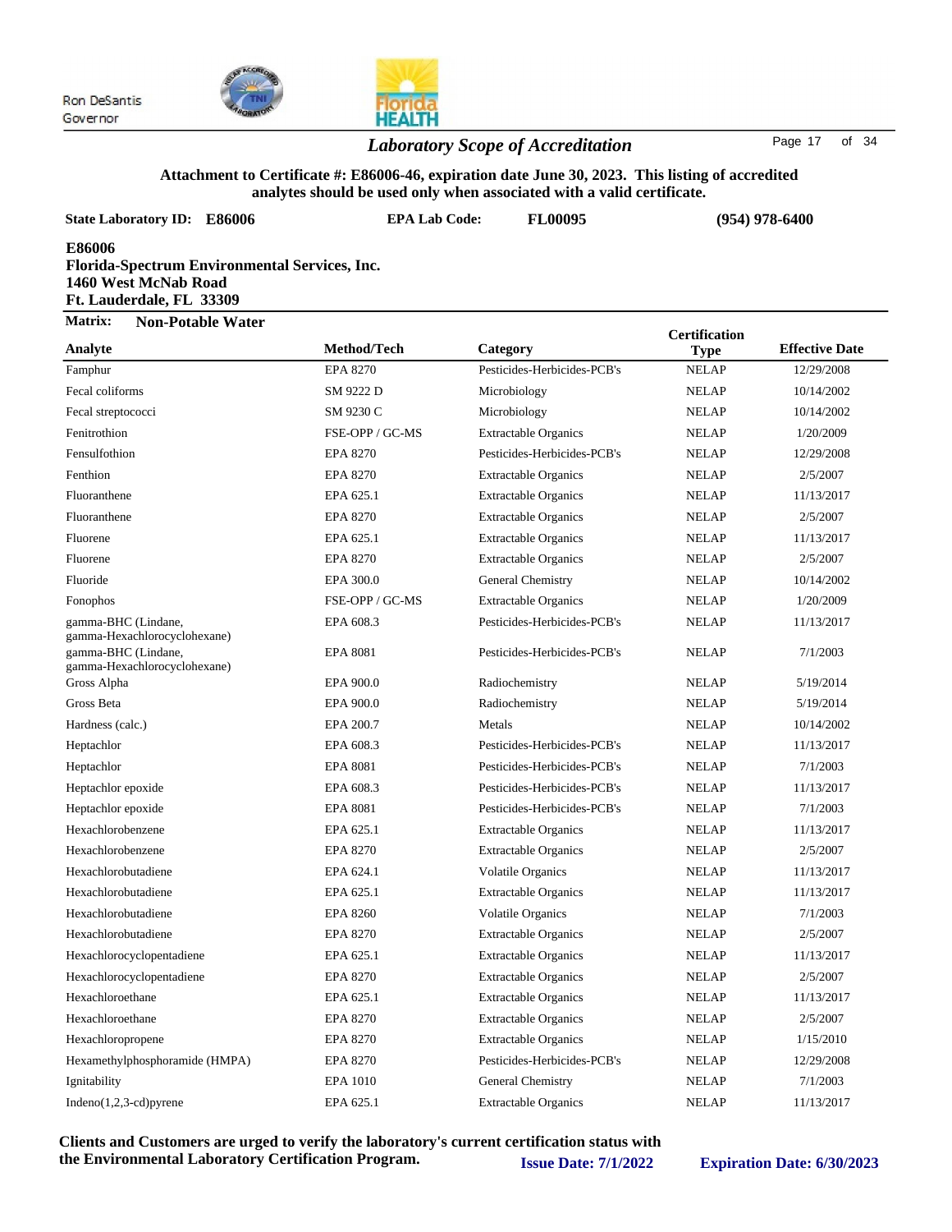Ron DeSantis
Governor

## *Laboratory Scope of Accreditation*

**Attachment to Certificate #: E86006-46, expiration date June 30, 2023. This listing of accredited analytes should be used only when associated with a valid certificate.**

**State Laboratory ID: E86006** **EPA Lab Code: FL00095** **(954) 978-6400**

**E86006**
**Florida-Spectrum Environmental Services, Inc.**
**1460 West McNab Road**
**Ft. Lauderdale, FL 33309**

**Matrix: Non-Potable Water**

| Analyte | Method/Tech | Category | Certification Type | Effective Date |
|---|---|---|---|---|
| Famphur | EPA 8270 | Pesticides-Herbicides-PCB's | NELAP | 12/29/2008 |
| Fecal coliforms | SM 9222 D | Microbiology | NELAP | 10/14/2002 |
| Fecal streptococci | SM 9230 C | Microbiology | NELAP | 10/14/2002 |
| Fenitrothion | FSE-OPP / GC-MS | Extractable Organics | NELAP | 1/20/2009 |
| Fensulfothion | EPA 8270 | Pesticides-Herbicides-PCB's | NELAP | 12/29/2008 |
| Fenthion | EPA 8270 | Extractable Organics | NELAP | 2/5/2007 |
| Fluoranthene | EPA 625.1 | Extractable Organics | NELAP | 11/13/2017 |
| Fluoranthene | EPA 8270 | Extractable Organics | NELAP | 2/5/2007 |
| Fluorene | EPA 625.1 | Extractable Organics | NELAP | 11/13/2017 |
| Fluorene | EPA 8270 | Extractable Organics | NELAP | 2/5/2007 |
| Fluoride | EPA 300.0 | General Chemistry | NELAP | 10/14/2002 |
| Fonophos | FSE-OPP / GC-MS | Extractable Organics | NELAP | 1/20/2009 |
| gamma-BHC (Lindane, gamma-Hexachlorocyclohexane) | EPA 608.3 | Pesticides-Herbicides-PCB's | NELAP | 11/13/2017 |
| gamma-BHC (Lindane, gamma-Hexachlorocyclohexane) | EPA 8081 | Pesticides-Herbicides-PCB's | NELAP | 7/1/2003 |
| Gross Alpha | EPA 900.0 | Radiochemistry | NELAP | 5/19/2014 |
| Gross Beta | EPA 900.0 | Radiochemistry | NELAP | 5/19/2014 |
| Hardness (calc.) | EPA 200.7 | Metals | NELAP | 10/14/2002 |
| Heptachlor | EPA 608.3 | Pesticides-Herbicides-PCB's | NELAP | 11/13/2017 |
| Heptachlor | EPA 8081 | Pesticides-Herbicides-PCB's | NELAP | 7/1/2003 |
| Heptachlor epoxide | EPA 608.3 | Pesticides-Herbicides-PCB's | NELAP | 11/13/2017 |
| Heptachlor epoxide | EPA 8081 | Pesticides-Herbicides-PCB's | NELAP | 7/1/2003 |
| Hexachlorobenzene | EPA 625.1 | Extractable Organics | NELAP | 11/13/2017 |
| Hexachlorobenzene | EPA 8270 | Extractable Organics | NELAP | 2/5/2007 |
| Hexachlorobutadiene | EPA 624.1 | Volatile Organics | NELAP | 11/13/2017 |
| Hexachlorobutadiene | EPA 625.1 | Extractable Organics | NELAP | 11/13/2017 |
| Hexachlorobutadiene | EPA 8260 | Volatile Organics | NELAP | 7/1/2003 |
| Hexachlorobutadiene | EPA 8270 | Extractable Organics | NELAP | 2/5/2007 |
| Hexachlorocyclopentadiene | EPA 625.1 | Extractable Organics | NELAP | 11/13/2017 |
| Hexachlorocyclopentadiene | EPA 8270 | Extractable Organics | NELAP | 2/5/2007 |
| Hexachloroethane | EPA 625.1 | Extractable Organics | NELAP | 11/13/2017 |
| Hexachloroethane | EPA 8270 | Extractable Organics | NELAP | 2/5/2007 |
| Hexachloropropene | EPA 8270 | Extractable Organics | NELAP | 1/15/2010 |
| Hexamethylphosphoramide (HMPA) | EPA 8270 | Pesticides-Herbicides-PCB's | NELAP | 12/29/2008 |
| Ignitability | EPA 1010 | General Chemistry | NELAP | 7/1/2003 |
| Indeno(1,2,3-cd)pyrene | EPA 625.1 | Extractable Organics | NELAP | 11/13/2017 |

**Clients and Customers are urged to verify the laboratory's current certification status with the Environmental Laboratory Certification Program.** **Issue Date: 7/1/2022** **Expiration Date: 6/30/2023**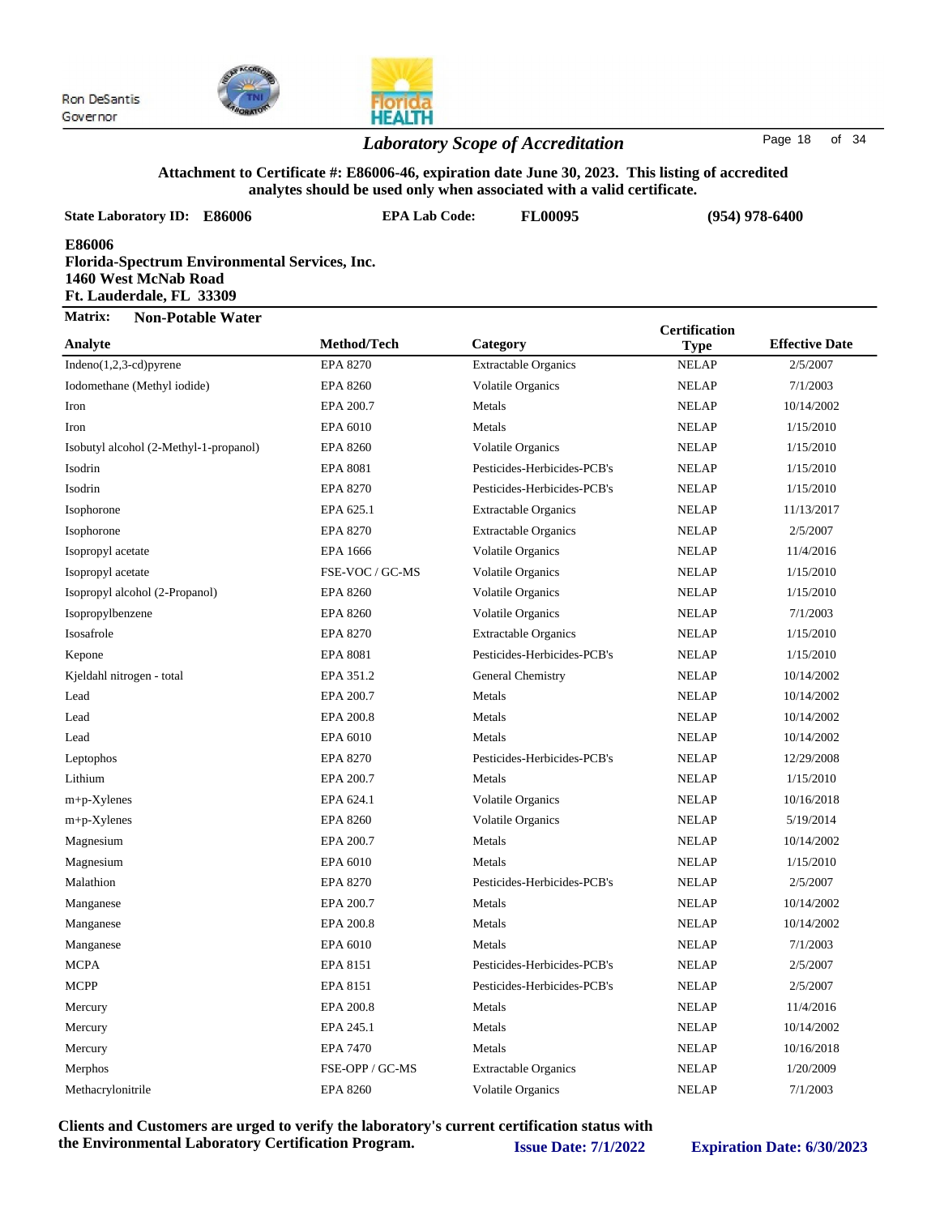Ron DeSantis
Governor

## *Laboratory Scope of Accreditation*

**Attachment to Certificate #: E86006-46, expiration date June 30, 2023. This listing of accredited analytes should be used only when associated with a valid certificate.**

**State Laboratory ID: E86006** **EPA Lab Code: FL00095** **(954) 978-6400**

**E86006**
**Florida-Spectrum Environmental Services, Inc.**
**1460 West McNab Road**
**Ft. Lauderdale, FL 33309**

**Matrix: Non-Potable Water**

| Analyte | Method/Tech | Category | Certification Type | Effective Date |
|---|---|---|---|---|
| Indeno(1,2,3-cd)pyrene | EPA 8270 | Extractable Organics | NELAP | 2/5/2007 |
| Iodomethane (Methyl iodide) | EPA 8260 | Volatile Organics | NELAP | 7/1/2003 |
| Iron | EPA 200.7 | Metals | NELAP | 10/14/2002 |
| Iron | EPA 6010 | Metals | NELAP | 1/15/2010 |
| Isobutyl alcohol (2-Methyl-1-propanol) | EPA 8260 | Volatile Organics | NELAP | 1/15/2010 |
| Isodrin | EPA 8081 | Pesticides-Herbicides-PCB's | NELAP | 1/15/2010 |
| Isodrin | EPA 8270 | Pesticides-Herbicides-PCB's | NELAP | 1/15/2010 |
| Isophorone | EPA 625.1 | Extractable Organics | NELAP | 11/13/2017 |
| Isophorone | EPA 8270 | Extractable Organics | NELAP | 2/5/2007 |
| Isopropyl acetate | EPA 1666 | Volatile Organics | NELAP | 11/4/2016 |
| Isopropyl acetate | FSE-VOC / GC-MS | Volatile Organics | NELAP | 1/15/2010 |
| Isopropyl alcohol (2-Propanol) | EPA 8260 | Volatile Organics | NELAP | 1/15/2010 |
| Isopropylbenzene | EPA 8260 | Volatile Organics | NELAP | 7/1/2003 |
| Isosafrole | EPA 8270 | Extractable Organics | NELAP | 1/15/2010 |
| Kepone | EPA 8081 | Pesticides-Herbicides-PCB's | NELAP | 1/15/2010 |
| Kjeldahl nitrogen - total | EPA 351.2 | General Chemistry | NELAP | 10/14/2002 |
| Lead | EPA 200.7 | Metals | NELAP | 10/14/2002 |
| Lead | EPA 200.8 | Metals | NELAP | 10/14/2002 |
| Lead | EPA 6010 | Metals | NELAP | 10/14/2002 |
| Leptophos | EPA 8270 | Pesticides-Herbicides-PCB's | NELAP | 12/29/2008 |
| Lithium | EPA 200.7 | Metals | NELAP | 1/15/2010 |
| m+p-Xylenes | EPA 624.1 | Volatile Organics | NELAP | 10/16/2018 |
| m+p-Xylenes | EPA 8260 | Volatile Organics | NELAP | 5/19/2014 |
| Magnesium | EPA 200.7 | Metals | NELAP | 10/14/2002 |
| Magnesium | EPA 6010 | Metals | NELAP | 1/15/2010 |
| Malathion | EPA 8270 | Pesticides-Herbicides-PCB's | NELAP | 2/5/2007 |
| Manganese | EPA 200.7 | Metals | NELAP | 10/14/2002 |
| Manganese | EPA 200.8 | Metals | NELAP | 10/14/2002 |
| Manganese | EPA 6010 | Metals | NELAP | 7/1/2003 |
| MCPA | EPA 8151 | Pesticides-Herbicides-PCB's | NELAP | 2/5/2007 |
| MCPP | EPA 8151 | Pesticides-Herbicides-PCB's | NELAP | 2/5/2007 |
| Mercury | EPA 200.8 | Metals | NELAP | 11/4/2016 |
| Mercury | EPA 245.1 | Metals | NELAP | 10/14/2002 |
| Mercury | EPA 7470 | Metals | NELAP | 10/16/2018 |
| Merphos | FSE-OPP / GC-MS | Extractable Organics | NELAP | 1/20/2009 |
| Methacrylonitrile | EPA 8260 | Volatile Organics | NELAP | 7/1/2003 |

**Clients and Customers are urged to verify the laboratory's current certification status with the Environmental Laboratory Certification Program.** **Issue Date: 7/1/2022** **Expiration Date: 6/30/2023**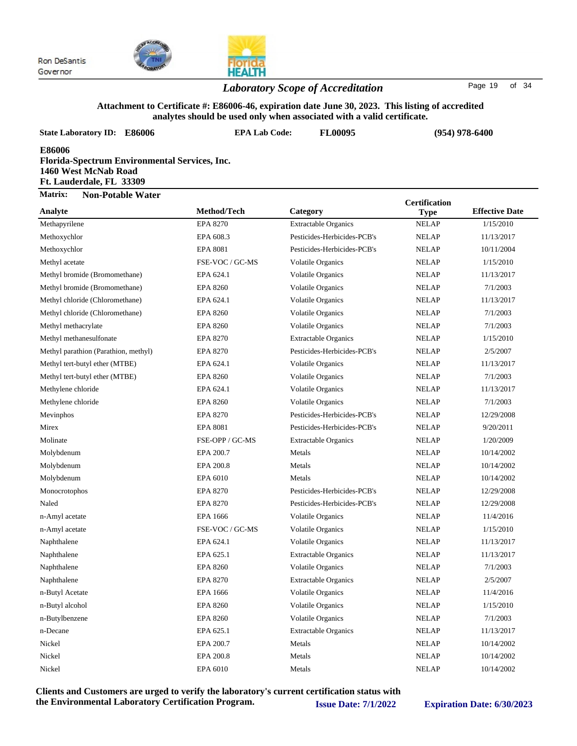Ron DeSantis
Governor

## *Laboratory Scope of Accreditation*

**Attachment to Certificate #: E86006-46, expiration date June 30, 2023. This listing of accredited analytes should be used only when associated with a valid certificate.**

**State Laboratory ID: E86006** **EPA Lab Code: FL00095** **(954) 978-6400**

**E86006**
**Florida-Spectrum Environmental Services, Inc.**
**1460 West McNab Road**
**Ft. Lauderdale, FL 33309**

**Matrix: Non-Potable Water**

| Analyte | Method/Tech | Category | Certification Type | Effective Date |
|---|---|---|---|---|
| Methapyrilene | EPA 8270 | Extractable Organics | NELAP | 1/15/2010 |
| Methoxychlor | EPA 608.3 | Pesticides-Herbicides-PCB's | NELAP | 11/13/2017 |
| Methoxychlor | EPA 8081 | Pesticides-Herbicides-PCB's | NELAP | 10/11/2004 |
| Methyl acetate | FSE-VOC / GC-MS | Volatile Organics | NELAP | 1/15/2010 |
| Methyl bromide (Bromomethane) | EPA 624.1 | Volatile Organics | NELAP | 11/13/2017 |
| Methyl bromide (Bromomethane) | EPA 8260 | Volatile Organics | NELAP | 7/1/2003 |
| Methyl chloride (Chloromethane) | EPA 624.1 | Volatile Organics | NELAP | 11/13/2017 |
| Methyl chloride (Chloromethane) | EPA 8260 | Volatile Organics | NELAP | 7/1/2003 |
| Methyl methacrylate | EPA 8260 | Volatile Organics | NELAP | 7/1/2003 |
| Methyl methanesulfonate | EPA 8270 | Extractable Organics | NELAP | 1/15/2010 |
| Methyl parathion (Parathion, methyl) | EPA 8270 | Pesticides-Herbicides-PCB's | NELAP | 2/5/2007 |
| Methyl tert-butyl ether (MTBE) | EPA 624.1 | Volatile Organics | NELAP | 11/13/2017 |
| Methyl tert-butyl ether (MTBE) | EPA 8260 | Volatile Organics | NELAP | 7/1/2003 |
| Methylene chloride | EPA 624.1 | Volatile Organics | NELAP | 11/13/2017 |
| Methylene chloride | EPA 8260 | Volatile Organics | NELAP | 7/1/2003 |
| Mevinphos | EPA 8270 | Pesticides-Herbicides-PCB's | NELAP | 12/29/2008 |
| Mirex | EPA 8081 | Pesticides-Herbicides-PCB's | NELAP | 9/20/2011 |
| Molinate | FSE-OPP / GC-MS | Extractable Organics | NELAP | 1/20/2009 |
| Molybdenum | EPA 200.7 | Metals | NELAP | 10/14/2002 |
| Molybdenum | EPA 200.8 | Metals | NELAP | 10/14/2002 |
| Molybdenum | EPA 6010 | Metals | NELAP | 10/14/2002 |
| Monocrotophos | EPA 8270 | Pesticides-Herbicides-PCB's | NELAP | 12/29/2008 |
| Naled | EPA 8270 | Pesticides-Herbicides-PCB's | NELAP | 12/29/2008 |
| n-Amyl acetate | EPA 1666 | Volatile Organics | NELAP | 11/4/2016 |
| n-Amyl acetate | FSE-VOC / GC-MS | Volatile Organics | NELAP | 1/15/2010 |
| Naphthalene | EPA 624.1 | Volatile Organics | NELAP | 11/13/2017 |
| Naphthalene | EPA 625.1 | Extractable Organics | NELAP | 11/13/2017 |
| Naphthalene | EPA 8260 | Volatile Organics | NELAP | 7/1/2003 |
| Naphthalene | EPA 8270 | Extractable Organics | NELAP | 2/5/2007 |
| n-Butyl Acetate | EPA 1666 | Volatile Organics | NELAP | 11/4/2016 |
| n-Butyl alcohol | EPA 8260 | Volatile Organics | NELAP | 1/15/2010 |
| n-Butylbenzene | EPA 8260 | Volatile Organics | NELAP | 7/1/2003 |
| n-Decane | EPA 625.1 | Extractable Organics | NELAP | 11/13/2017 |
| Nickel | EPA 200.7 | Metals | NELAP | 10/14/2002 |
| Nickel | EPA 200.8 | Metals | NELAP | 10/14/2002 |
| Nickel | EPA 6010 | Metals | NELAP | 10/14/2002 |

**Clients and Customers are urged to verify the laboratory's current certification status with the Environmental Laboratory Certification Program.** **Issue Date: 7/1/2022** **Expiration Date: 6/30/2023**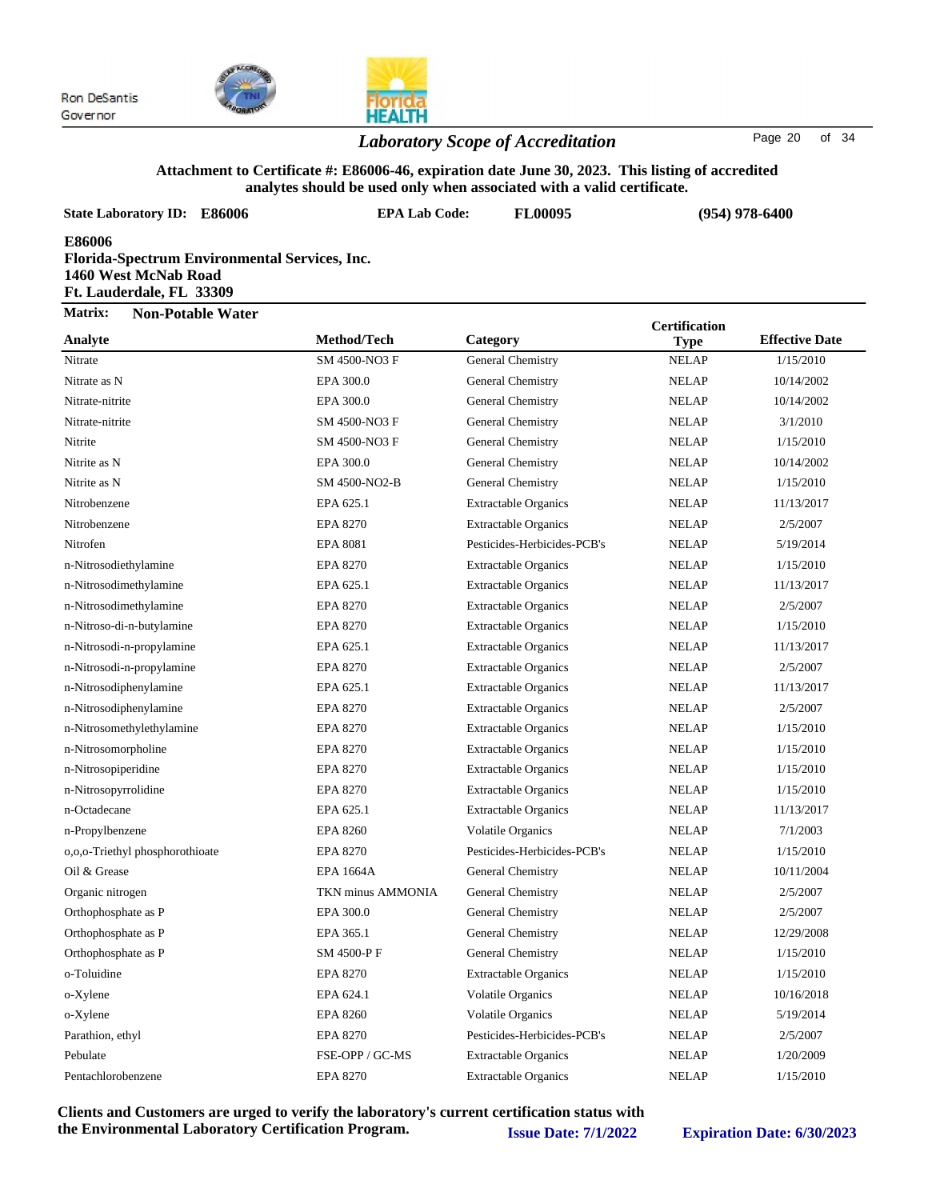Ron DeSantis
Governor

## *Laboratory Scope of Accreditation*

**Attachment to Certificate #: E86006-46, expiration date June 30, 2023. This listing of accredited analytes should be used only when associated with a valid certificate.**

**State Laboratory ID: E86006** **EPA Lab Code: FL00095** **(954) 978-6400**

**E86006**
**Florida-Spectrum Environmental Services, Inc.**
**1460 West McNab Road**
**Ft. Lauderdale, FL 33309**

**Matrix: Non-Potable Water**

| Analyte | Method/Tech | Category | Certification Type | Effective Date |
|---|---|---|---|---|
| Nitrate | SM 4500-NO3 F | General Chemistry | NELAP | 1/15/2010 |
| Nitrate as N | EPA 300.0 | General Chemistry | NELAP | 10/14/2002 |
| Nitrate-nitrite | EPA 300.0 | General Chemistry | NELAP | 10/14/2002 |
| Nitrate-nitrite | SM 4500-NO3 F | General Chemistry | NELAP | 3/1/2010 |
| Nitrite | SM 4500-NO3 F | General Chemistry | NELAP | 1/15/2010 |
| Nitrite as N | EPA 300.0 | General Chemistry | NELAP | 10/14/2002 |
| Nitrite as N | SM 4500-NO2-B | General Chemistry | NELAP | 1/15/2010 |
| Nitrobenzene | EPA 625.1 | Extractable Organics | NELAP | 11/13/2017 |
| Nitrobenzene | EPA 8270 | Extractable Organics | NELAP | 2/5/2007 |
| Nitrofen | EPA 8081 | Pesticides-Herbicides-PCB's | NELAP | 5/19/2014 |
| n-Nitrosodiethylamine | EPA 8270 | Extractable Organics | NELAP | 1/15/2010 |
| n-Nitrosodimethylamine | EPA 625.1 | Extractable Organics | NELAP | 11/13/2017 |
| n-Nitrosodimethylamine | EPA 8270 | Extractable Organics | NELAP | 2/5/2007 |
| n-Nitroso-di-n-butylamine | EPA 8270 | Extractable Organics | NELAP | 1/15/2010 |
| n-Nitrosodi-n-propylamine | EPA 625.1 | Extractable Organics | NELAP | 11/13/2017 |
| n-Nitrosodi-n-propylamine | EPA 8270 | Extractable Organics | NELAP | 2/5/2007 |
| n-Nitrosodiphenylamine | EPA 625.1 | Extractable Organics | NELAP | 11/13/2017 |
| n-Nitrosodiphenylamine | EPA 8270 | Extractable Organics | NELAP | 2/5/2007 |
| n-Nitrosomethylethylamine | EPA 8270 | Extractable Organics | NELAP | 1/15/2010 |
| n-Nitrosomorpholine | EPA 8270 | Extractable Organics | NELAP | 1/15/2010 |
| n-Nitrosopiperidine | EPA 8270 | Extractable Organics | NELAP | 1/15/2010 |
| n-Nitrosopyrrolidine | EPA 8270 | Extractable Organics | NELAP | 1/15/2010 |
| n-Octadecane | EPA 625.1 | Extractable Organics | NELAP | 11/13/2017 |
| n-Propylbenzene | EPA 8260 | Volatile Organics | NELAP | 7/1/2003 |
| o,o,o-Triethyl phosphorothioate | EPA 8270 | Pesticides-Herbicides-PCB's | NELAP | 1/15/2010 |
| Oil & Grease | EPA 1664A | General Chemistry | NELAP | 10/11/2004 |
| Organic nitrogen | TKN minus AMMONIA | General Chemistry | NELAP | 2/5/2007 |
| Orthophosphate as P | EPA 300.0 | General Chemistry | NELAP | 2/5/2007 |
| Orthophosphate as P | EPA 365.1 | General Chemistry | NELAP | 12/29/2008 |
| Orthophosphate as P | SM 4500-P F | General Chemistry | NELAP | 1/15/2010 |
| o-Toluidine | EPA 8270 | Extractable Organics | NELAP | 1/15/2010 |
| o-Xylene | EPA 624.1 | Volatile Organics | NELAP | 10/16/2018 |
| o-Xylene | EPA 8260 | Volatile Organics | NELAP | 5/19/2014 |
| Parathion, ethyl | EPA 8270 | Pesticides-Herbicides-PCB's | NELAP | 2/5/2007 |
| Pebulate | FSE-OPP / GC-MS | Extractable Organics | NELAP | 1/20/2009 |
| Pentachlorobenzene | EPA 8270 | Extractable Organics | NELAP | 1/15/2010 |

**Clients and Customers are urged to verify the laboratory's current certification status with the Environmental Laboratory Certification Program.** **Issue Date: 7/1/2022** **Expiration Date: 6/30/2023**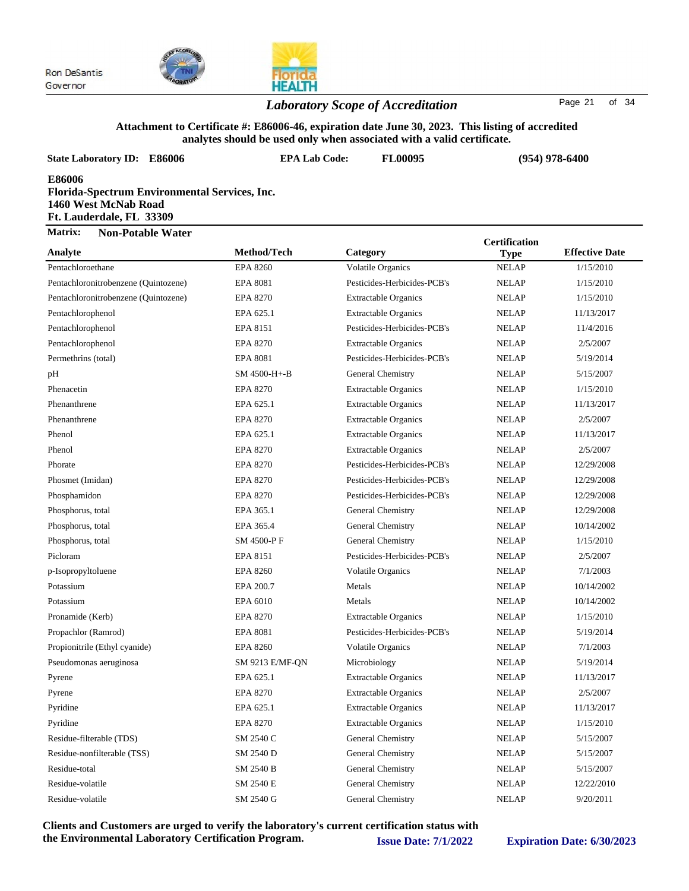Ron DeSantis
Governor

## *Laboratory Scope of Accreditation*

**Attachment to Certificate #: E86006-46, expiration date June 30, 2023. This listing of accredited analytes should be used only when associated with a valid certificate.**

**State Laboratory ID: E86006** **EPA Lab Code: FL00095** **(954) 978-6400**

**E86006**
**Florida-Spectrum Environmental Services, Inc.**
**1460 West McNab Road**
**Ft. Lauderdale, FL 33309**

**Matrix: Non-Potable Water**

| Analyte | Method/Tech | Category | Certification Type | Effective Date |
|---|---|---|---|---|
| Pentachloroethane | EPA 8260 | Volatile Organics | NELAP | 1/15/2010 |
| Pentachloronitrobenzene (Quintozene) | EPA 8081 | Pesticides-Herbicides-PCB's | NELAP | 1/15/2010 |
| Pentachloronitrobenzene (Quintozene) | EPA 8270 | Extractable Organics | NELAP | 1/15/2010 |
| Pentachlorophenol | EPA 625.1 | Extractable Organics | NELAP | 11/13/2017 |
| Pentachlorophenol | EPA 8151 | Pesticides-Herbicides-PCB's | NELAP | 11/4/2016 |
| Pentachlorophenol | EPA 8270 | Extractable Organics | NELAP | 2/5/2007 |
| Permethrins (total) | EPA 8081 | Pesticides-Herbicides-PCB's | NELAP | 5/19/2014 |
| pH | SM 4500-H+-B | General Chemistry | NELAP | 5/15/2007 |
| Phenacetin | EPA 8270 | Extractable Organics | NELAP | 1/15/2010 |
| Phenanthrene | EPA 625.1 | Extractable Organics | NELAP | 11/13/2017 |
| Phenanthrene | EPA 8270 | Extractable Organics | NELAP | 2/5/2007 |
| Phenol | EPA 625.1 | Extractable Organics | NELAP | 11/13/2017 |
| Phenol | EPA 8270 | Extractable Organics | NELAP | 2/5/2007 |
| Phorate | EPA 8270 | Pesticides-Herbicides-PCB's | NELAP | 12/29/2008 |
| Phosmet (Imidan) | EPA 8270 | Pesticides-Herbicides-PCB's | NELAP | 12/29/2008 |
| Phosphamidon | EPA 8270 | Pesticides-Herbicides-PCB's | NELAP | 12/29/2008 |
| Phosphorus, total | EPA 365.1 | General Chemistry | NELAP | 12/29/2008 |
| Phosphorus, total | EPA 365.4 | General Chemistry | NELAP | 10/14/2002 |
| Phosphorus, total | SM 4500-P F | General Chemistry | NELAP | 1/15/2010 |
| Picloram | EPA 8151 | Pesticides-Herbicides-PCB's | NELAP | 2/5/2007 |
| p-Isopropyltoluene | EPA 8260 | Volatile Organics | NELAP | 7/1/2003 |
| Potassium | EPA 200.7 | Metals | NELAP | 10/14/2002 |
| Potassium | EPA 6010 | Metals | NELAP | 10/14/2002 |
| Pronamide (Kerb) | EPA 8270 | Extractable Organics | NELAP | 1/15/2010 |
| Propachlor (Ramrod) | EPA 8081 | Pesticides-Herbicides-PCB's | NELAP | 5/19/2014 |
| Propionitrile (Ethyl cyanide) | EPA 8260 | Volatile Organics | NELAP | 7/1/2003 |
| Pseudomonas aeruginosa | SM 9213 E/MF-QN | Microbiology | NELAP | 5/19/2014 |
| Pyrene | EPA 625.1 | Extractable Organics | NELAP | 11/13/2017 |
| Pyrene | EPA 8270 | Extractable Organics | NELAP | 2/5/2007 |
| Pyridine | EPA 625.1 | Extractable Organics | NELAP | 11/13/2017 |
| Pyridine | EPA 8270 | Extractable Organics | NELAP | 1/15/2010 |
| Residue-filterable (TDS) | SM 2540 C | General Chemistry | NELAP | 5/15/2007 |
| Residue-nonfilterable (TSS) | SM 2540 D | General Chemistry | NELAP | 5/15/2007 |
| Residue-total | SM 2540 B | General Chemistry | NELAP | 5/15/2007 |
| Residue-volatile | SM 2540 E | General Chemistry | NELAP | 12/22/2010 |
| Residue-volatile | SM 2540 G | General Chemistry | NELAP | 9/20/2011 |

**Clients and Customers are urged to verify the laboratory's current certification status with the Environmental Laboratory Certification Program.** **Issue Date: 7/1/2022** **Expiration Date: 6/30/2023**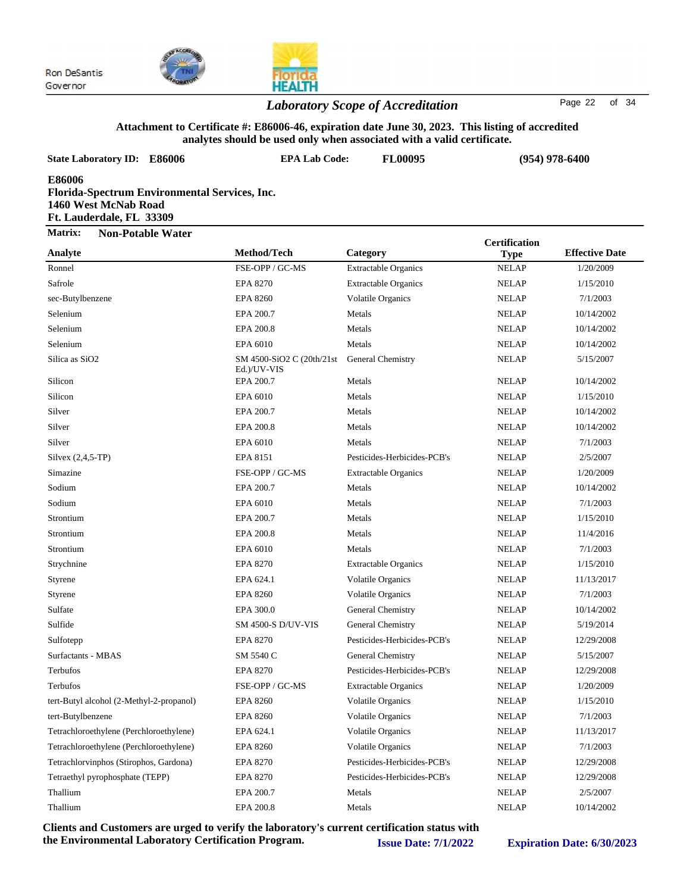Ron DeSantis
Governor

## *Laboratory Scope of Accreditation*

**Attachment to Certificate #: E86006-46, expiration date June 30, 2023. This listing of accredited analytes should be used only when associated with a valid certificate.**

**State Laboratory ID: E86006** **EPA Lab Code: FL00095** **(954) 978-6400**

**E86006**
**Florida-Spectrum Environmental Services, Inc.**
**1460 West McNab Road**
**Ft. Lauderdale, FL 33309**

**Matrix: Non-Potable Water**

| Analyte | Method/Tech | Category | Certification Type | Effective Date |
|---|---|---|---|---|
| Ronnel | FSE-OPP / GC-MS | Extractable Organics | NELAP | 1/20/2009 |
| Safrole | EPA 8270 | Extractable Organics | NELAP | 1/15/2010 |
| sec-Butylbenzene | EPA 8260 | Volatile Organics | NELAP | 7/1/2003 |
| Selenium | EPA 200.7 | Metals | NELAP | 10/14/2002 |
| Selenium | EPA 200.8 | Metals | NELAP | 10/14/2002 |
| Selenium | EPA 6010 | Metals | NELAP | 10/14/2002 |
| Silica as SiO2 | SM 4500-SiO2 C (20th/21st Ed.)/UV-VIS | General Chemistry | NELAP | 5/15/2007 |
| Silicon | EPA 200.7 | Metals | NELAP | 10/14/2002 |
| Silicon | EPA 6010 | Metals | NELAP | 1/15/2010 |
| Silver | EPA 200.7 | Metals | NELAP | 10/14/2002 |
| Silver | EPA 200.8 | Metals | NELAP | 10/14/2002 |
| Silver | EPA 6010 | Metals | NELAP | 7/1/2003 |
| Silvex (2,4,5-TP) | EPA 8151 | Pesticides-Herbicides-PCB's | NELAP | 2/5/2007 |
| Simazine | FSE-OPP / GC-MS | Extractable Organics | NELAP | 1/20/2009 |
| Sodium | EPA 200.7 | Metals | NELAP | 10/14/2002 |
| Sodium | EPA 6010 | Metals | NELAP | 7/1/2003 |
| Strontium | EPA 200.7 | Metals | NELAP | 1/15/2010 |
| Strontium | EPA 200.8 | Metals | NELAP | 11/4/2016 |
| Strontium | EPA 6010 | Metals | NELAP | 7/1/2003 |
| Strychnine | EPA 8270 | Extractable Organics | NELAP | 1/15/2010 |
| Styrene | EPA 624.1 | Volatile Organics | NELAP | 11/13/2017 |
| Styrene | EPA 8260 | Volatile Organics | NELAP | 7/1/2003 |
| Sulfate | EPA 300.0 | General Chemistry | NELAP | 10/14/2002 |
| Sulfide | SM 4500-S D/UV-VIS | General Chemistry | NELAP | 5/19/2014 |
| Sulfotepp | EPA 8270 | Pesticides-Herbicides-PCB's | NELAP | 12/29/2008 |
| Surfactants - MBAS | SM 5540 C | General Chemistry | NELAP | 5/15/2007 |
| Terbufos | EPA 8270 | Pesticides-Herbicides-PCB's | NELAP | 12/29/2008 |
| Terbufos | FSE-OPP / GC-MS | Extractable Organics | NELAP | 1/20/2009 |
| tert-Butyl alcohol (2-Methyl-2-propanol) | EPA 8260 | Volatile Organics | NELAP | 1/15/2010 |
| tert-Butylbenzene | EPA 8260 | Volatile Organics | NELAP | 7/1/2003 |
| Tetrachloroethylene (Perchloroethylene) | EPA 624.1 | Volatile Organics | NELAP | 11/13/2017 |
| Tetrachloroethylene (Perchloroethylene) | EPA 8260 | Volatile Organics | NELAP | 7/1/2003 |
| Tetrachlorvinphos (Stirophos, Gardona) | EPA 8270 | Pesticides-Herbicides-PCB's | NELAP | 12/29/2008 |
| Tetraethyl pyrophosphate (TEPP) | EPA 8270 | Pesticides-Herbicides-PCB's | NELAP | 12/29/2008 |
| Thallium | EPA 200.7 | Metals | NELAP | 2/5/2007 |
| Thallium | EPA 200.8 | Metals | NELAP | 10/14/2002 |

**Clients and Customers are urged to verify the laboratory's current certification status with the Environmental Laboratory Certification Program.** **Issue Date: 7/1/2022** **Expiration Date: 6/30/2023**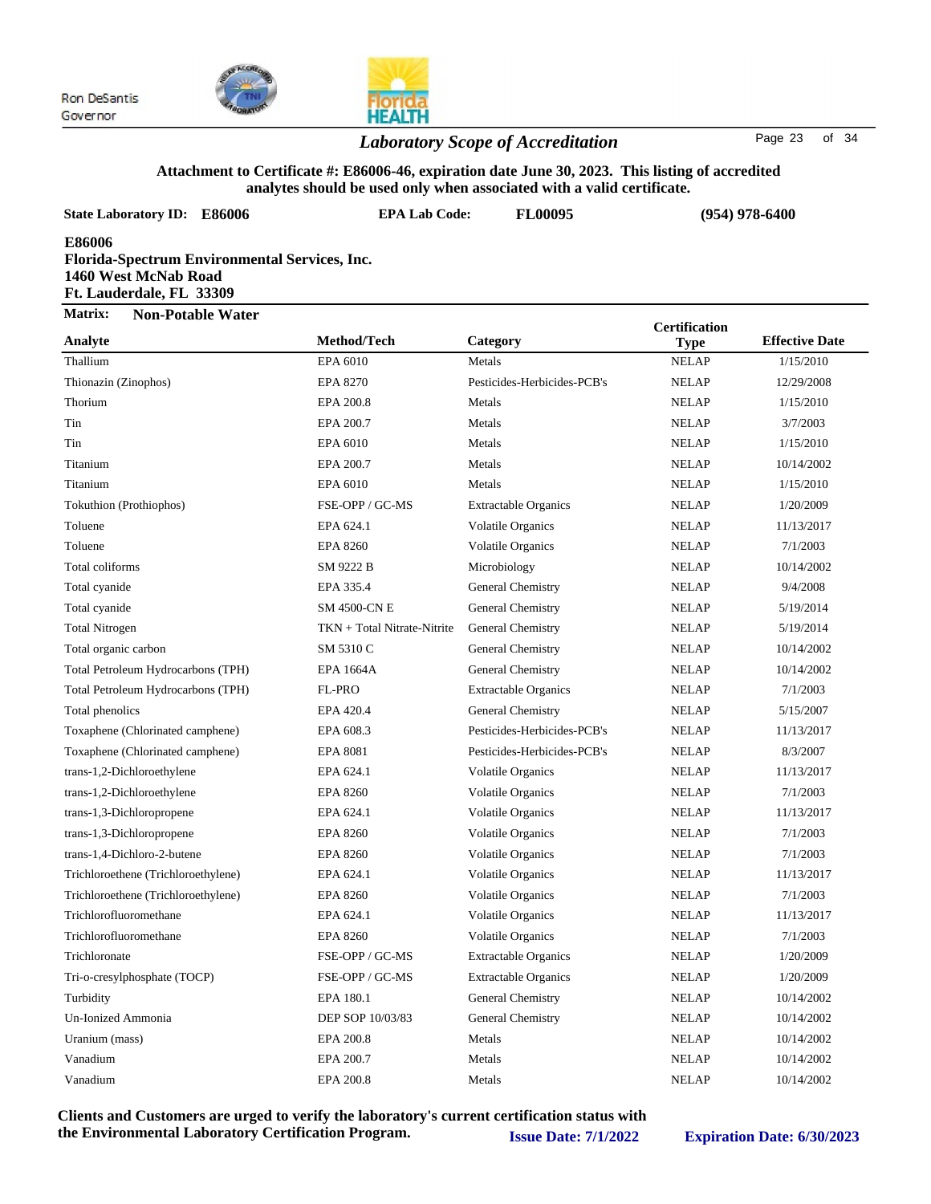Ron DeSantis
Governor

## *Laboratory Scope of Accreditation*

**Attachment to Certificate #: E86006-46, expiration date June 30, 2023. This listing of accredited analytes should be used only when associated with a valid certificate.**

**State Laboratory ID: E86006** **EPA Lab Code: FL00095** **(954) 978-6400**

**E86006**
**Florida-Spectrum Environmental Services, Inc.**
**1460 West McNab Road**
**Ft. Lauderdale, FL 33309**

**Matrix: Non-Potable Water**

| Analyte | Method/Tech | Category | Certification Type | Effective Date |
|---|---|---|---|---|
| Thallium | EPA 6010 | Metals | NELAP | 1/15/2010 |
| Thionazin (Zinophos) | EPA 8270 | Pesticides-Herbicides-PCB's | NELAP | 12/29/2008 |
| Thorium | EPA 200.8 | Metals | NELAP | 1/15/2010 |
| Tin | EPA 200.7 | Metals | NELAP | 3/7/2003 |
| Tin | EPA 6010 | Metals | NELAP | 1/15/2010 |
| Titanium | EPA 200.7 | Metals | NELAP | 10/14/2002 |
| Titanium | EPA 6010 | Metals | NELAP | 1/15/2010 |
| Tokuthion (Prothiophos) | FSE-OPP / GC-MS | Extractable Organics | NELAP | 1/20/2009 |
| Toluene | EPA 624.1 | Volatile Organics | NELAP | 11/13/2017 |
| Toluene | EPA 8260 | Volatile Organics | NELAP | 7/1/2003 |
| Total coliforms | SM 9222 B | Microbiology | NELAP | 10/14/2002 |
| Total cyanide | EPA 335.4 | General Chemistry | NELAP | 9/4/2008 |
| Total cyanide | SM 4500-CN E | General Chemistry | NELAP | 5/19/2014 |
| Total Nitrogen | TKN + Total Nitrate-Nitrite | General Chemistry | NELAP | 5/19/2014 |
| Total organic carbon | SM 5310 C | General Chemistry | NELAP | 10/14/2002 |
| Total Petroleum Hydrocarbons (TPH) | EPA 1664A | General Chemistry | NELAP | 10/14/2002 |
| Total Petroleum Hydrocarbons (TPH) | FL-PRO | Extractable Organics | NELAP | 7/1/2003 |
| Total phenolics | EPA 420.4 | General Chemistry | NELAP | 5/15/2007 |
| Toxaphene (Chlorinated camphene) | EPA 608.3 | Pesticides-Herbicides-PCB's | NELAP | 11/13/2017 |
| Toxaphene (Chlorinated camphene) | EPA 8081 | Pesticides-Herbicides-PCB's | NELAP | 8/3/2007 |
| trans-1,2-Dichloroethylene | EPA 624.1 | Volatile Organics | NELAP | 11/13/2017 |
| trans-1,2-Dichloroethylene | EPA 8260 | Volatile Organics | NELAP | 7/1/2003 |
| trans-1,3-Dichloropropene | EPA 624.1 | Volatile Organics | NELAP | 11/13/2017 |
| trans-1,3-Dichloropropene | EPA 8260 | Volatile Organics | NELAP | 7/1/2003 |
| trans-1,4-Dichloro-2-butene | EPA 8260 | Volatile Organics | NELAP | 7/1/2003 |
| Trichloroethene (Trichloroethylene) | EPA 624.1 | Volatile Organics | NELAP | 11/13/2017 |
| Trichloroethene (Trichloroethylene) | EPA 8260 | Volatile Organics | NELAP | 7/1/2003 |
| Trichlorofluoromethane | EPA 624.1 | Volatile Organics | NELAP | 11/13/2017 |
| Trichlorofluoromethane | EPA 8260 | Volatile Organics | NELAP | 7/1/2003 |
| Trichloronate | FSE-OPP / GC-MS | Extractable Organics | NELAP | 1/20/2009 |
| Tri-o-cresylphosphate (TOCP) | FSE-OPP / GC-MS | Extractable Organics | NELAP | 1/20/2009 |
| Turbidity | EPA 180.1 | General Chemistry | NELAP | 10/14/2002 |
| Un-Ionized Ammonia | DEP SOP 10/03/83 | General Chemistry | NELAP | 10/14/2002 |
| Uranium (mass) | EPA 200.8 | Metals | NELAP | 10/14/2002 |
| Vanadium | EPA 200.7 | Metals | NELAP | 10/14/2002 |
| Vanadium | EPA 200.8 | Metals | NELAP | 10/14/2002 |

**Clients and Customers are urged to verify the laboratory's current certification status with the Environmental Laboratory Certification Program.** **Issue Date: 7/1/2022** **Expiration Date: 6/30/2023**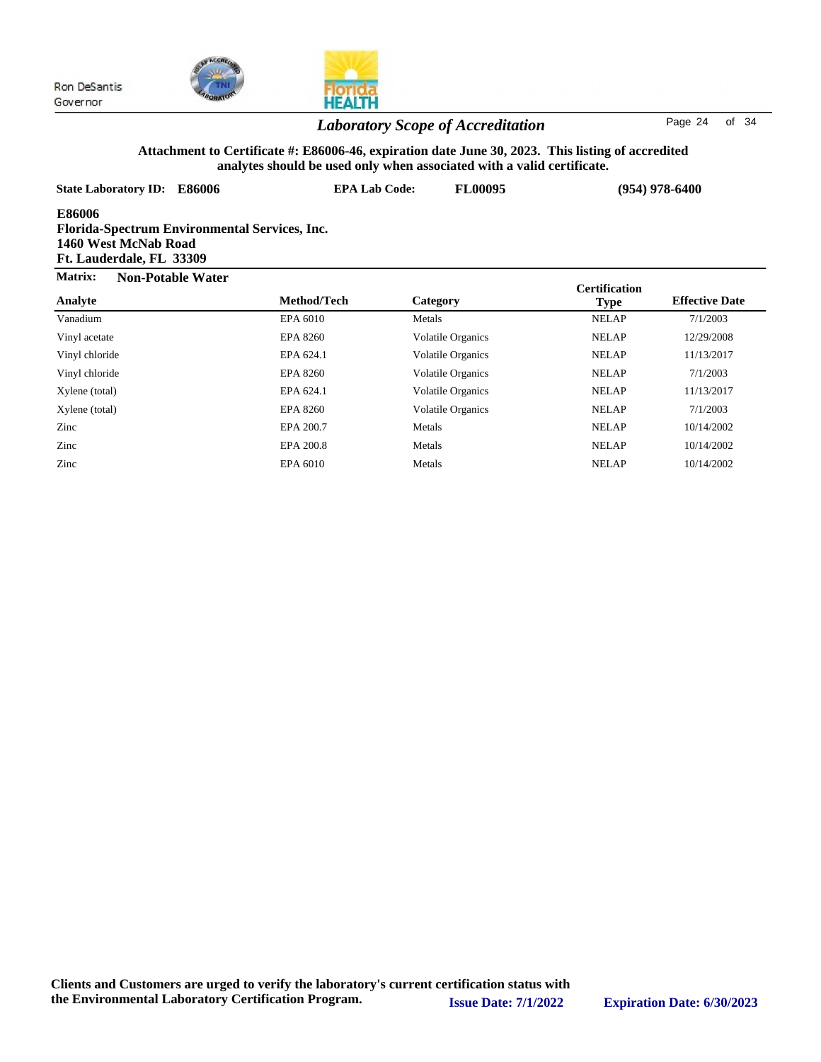Ron DeSantis
Governor

## *Laboratory Scope of Accreditation*

**Attachment to Certificate #: E86006-46, expiration date June 30, 2023. This listing of accredited analytes should be used only when associated with a valid certificate.**

**State Laboratory ID: E86006** | **EPA Lab Code: FL00095** | **(954) 978-6400**

**E86006**
**Florida-Spectrum Environmental Services, Inc.**
**1460 West McNab Road**
**Ft. Lauderdale, FL 33309**

**Matrix: Non-Potable Water**

| Analyte | Method/Tech | Category | Certification Type | Effective Date |
|---|---|---|---|---|
| Vanadium | EPA 6010 | Metals | NELAP | 7/1/2003 |
| Vinyl acetate | EPA 8260 | Volatile Organics | NELAP | 12/29/2008 |
| Vinyl chloride | EPA 624.1 | Volatile Organics | NELAP | 11/13/2017 |
| Vinyl chloride | EPA 8260 | Volatile Organics | NELAP | 7/1/2003 |
| Xylene (total) | EPA 624.1 | Volatile Organics | NELAP | 11/13/2017 |
| Xylene (total) | EPA 8260 | Volatile Organics | NELAP | 7/1/2003 |
| Zinc | EPA 200.7 | Metals | NELAP | 10/14/2002 |
| Zinc | EPA 200.8 | Metals | NELAP | 10/14/2002 |
| Zinc | EPA 6010 | Metals | NELAP | 10/14/2002 |

**Clients and Customers are urged to verify the laboratory's current certification status with the Environmental Laboratory Certification Program.**

**Issue Date: 7/1/2022** **Expiration Date: 6/30/2023**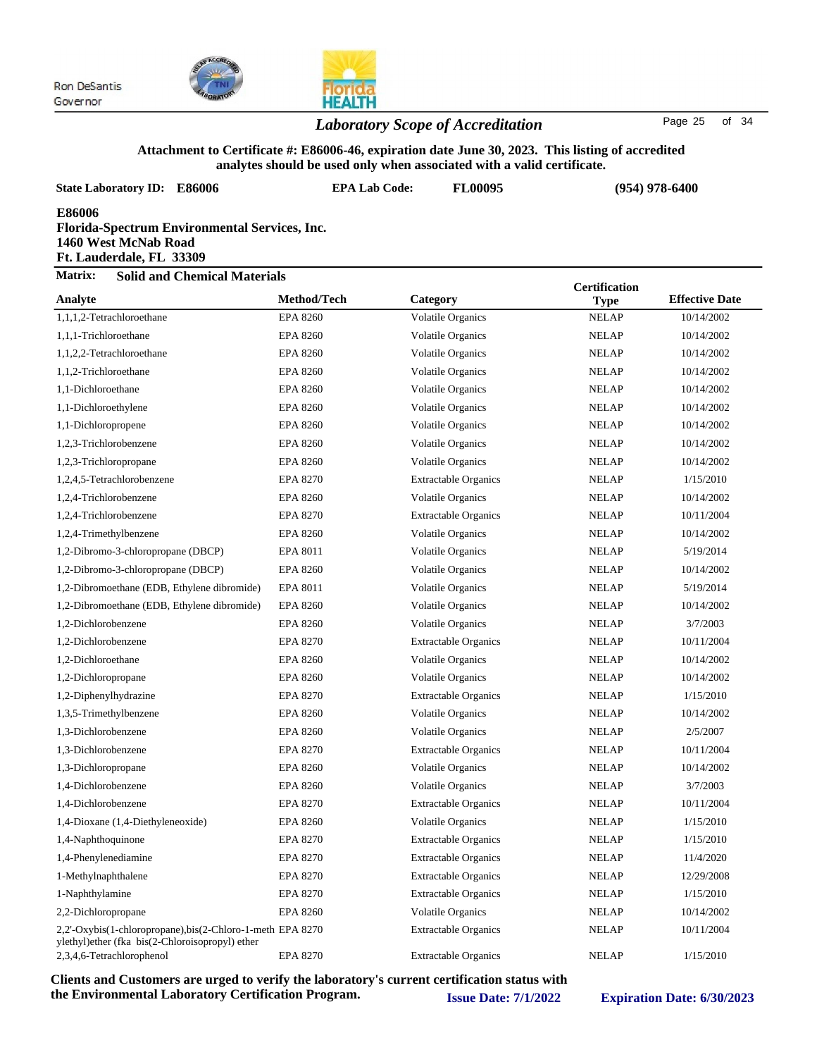Ron DeSantis
Governor

## *Laboratory Scope of Accreditation*

**Attachment to Certificate #: E86006-46, expiration date June 30, 2023. This listing of accredited analytes should be used only when associated with a valid certificate.**

**State Laboratory ID: E86006** **EPA Lab Code: FL00095** **(954) 978-6400**

**E86006**
**Florida-Spectrum Environmental Services, Inc.**
**1460 West McNab Road**
**Ft. Lauderdale, FL 33309**

**Matrix: Solid and Chemical Materials**

| Analyte | Method/Tech | Category | Certification Type | Effective Date |
|---|---|---|---|---|
| 1,1,1,2-Tetrachloroethane | EPA 8260 | Volatile Organics | NELAP | 10/14/2002 |
| 1,1,1-Trichloroethane | EPA 8260 | Volatile Organics | NELAP | 10/14/2002 |
| 1,1,2,2-Tetrachloroethane | EPA 8260 | Volatile Organics | NELAP | 10/14/2002 |
| 1,1,2-Trichloroethane | EPA 8260 | Volatile Organics | NELAP | 10/14/2002 |
| 1,1-Dichloroethane | EPA 8260 | Volatile Organics | NELAP | 10/14/2002 |
| 1,1-Dichloroethylene | EPA 8260 | Volatile Organics | NELAP | 10/14/2002 |
| 1,1-Dichloropropene | EPA 8260 | Volatile Organics | NELAP | 10/14/2002 |
| 1,2,3-Trichlorobenzene | EPA 8260 | Volatile Organics | NELAP | 10/14/2002 |
| 1,2,3-Trichloropropane | EPA 8260 | Volatile Organics | NELAP | 10/14/2002 |
| 1,2,4,5-Tetrachlorobenzene | EPA 8270 | Extractable Organics | NELAP | 1/15/2010 |
| 1,2,4-Trichlorobenzene | EPA 8260 | Volatile Organics | NELAP | 10/14/2002 |
| 1,2,4-Trichlorobenzene | EPA 8270 | Extractable Organics | NELAP | 10/11/2004 |
| 1,2,4-Trimethylbenzene | EPA 8260 | Volatile Organics | NELAP | 10/14/2002 |
| 1,2-Dibromo-3-chloropropane (DBCP) | EPA 8011 | Volatile Organics | NELAP | 5/19/2014 |
| 1,2-Dibromo-3-chloropropane (DBCP) | EPA 8260 | Volatile Organics | NELAP | 10/14/2002 |
| 1,2-Dibromoethane (EDB, Ethylene dibromide) | EPA 8011 | Volatile Organics | NELAP | 5/19/2014 |
| 1,2-Dibromoethane (EDB, Ethylene dibromide) | EPA 8260 | Volatile Organics | NELAP | 10/14/2002 |
| 1,2-Dichlorobenzene | EPA 8260 | Volatile Organics | NELAP | 3/7/2003 |
| 1,2-Dichlorobenzene | EPA 8270 | Extractable Organics | NELAP | 10/11/2004 |
| 1,2-Dichloroethane | EPA 8260 | Volatile Organics | NELAP | 10/14/2002 |
| 1,2-Dichloropropane | EPA 8260 | Volatile Organics | NELAP | 10/14/2002 |
| 1,2-Diphenylhydrazine | EPA 8270 | Extractable Organics | NELAP | 1/15/2010 |
| 1,3,5-Trimethylbenzene | EPA 8260 | Volatile Organics | NELAP | 10/14/2002 |
| 1,3-Dichlorobenzene | EPA 8260 | Volatile Organics | NELAP | 2/5/2007 |
| 1,3-Dichlorobenzene | EPA 8270 | Extractable Organics | NELAP | 10/11/2004 |
| 1,3-Dichloropropane | EPA 8260 | Volatile Organics | NELAP | 10/14/2002 |
| 1,4-Dichlorobenzene | EPA 8260 | Volatile Organics | NELAP | 3/7/2003 |
| 1,4-Dichlorobenzene | EPA 8270 | Extractable Organics | NELAP | 10/11/2004 |
| 1,4-Dioxane (1,4-Diethyleneoxide) | EPA 8260 | Volatile Organics | NELAP | 1/15/2010 |
| 1,4-Naphthoquinone | EPA 8270 | Extractable Organics | NELAP | 1/15/2010 |
| 1,4-Phenylenediamine | EPA 8270 | Extractable Organics | NELAP | 11/4/2020 |
| 1-Methylnaphthalene | EPA 8270 | Extractable Organics | NELAP | 12/29/2008 |
| 1-Naphthylamine | EPA 8270 | Extractable Organics | NELAP | 1/15/2010 |
| 2,2-Dichloropropane | EPA 8260 | Volatile Organics | NELAP | 10/14/2002 |
| 2,2'-Oxybis(1-chloropropane),bis(2-Chloro-1-methylethyl)ether (fka bis(2-Chloroisopropyl) ether | EPA 8270 | Extractable Organics | NELAP | 10/11/2004 |
| 2,3,4,6-Tetrachlorophenol | EPA 8270 | Extractable Organics | NELAP | 1/15/2010 |

**Clients and Customers are urged to verify the laboratory's current certification status with the Environmental Laboratory Certification Program.** **Issue Date: 7/1/2022** **Expiration Date: 6/30/2023**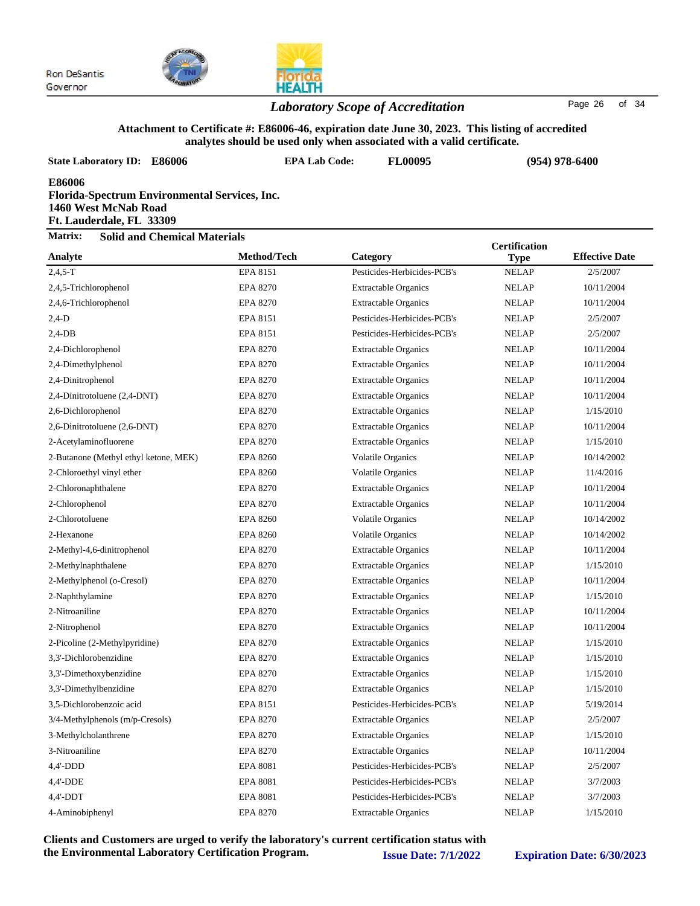Ron DeSantis
Governor

## *Laboratory Scope of Accreditation*

**Attachment to Certificate #: E86006-46, expiration date June 30, 2023. This listing of accredited analytes should be used only when associated with a valid certificate.**

**State Laboratory ID: E86006** **EPA Lab Code: FL00095** **(954) 978-6400**

**E86006**
**Florida-Spectrum Environmental Services, Inc.**
**1460 West McNab Road**
**Ft. Lauderdale, FL 33309**

**Matrix: Solid and Chemical Materials**

| Analyte | Method/Tech | Category | Certification Type | Effective Date |
|---|---|---|---|---|
| 2,4,5-T | EPA 8151 | Pesticides-Herbicides-PCB's | NELAP | 2/5/2007 |
| 2,4,5-Trichlorophenol | EPA 8270 | Extractable Organics | NELAP | 10/11/2004 |
| 2,4,6-Trichlorophenol | EPA 8270 | Extractable Organics | NELAP | 10/11/2004 |
| 2,4-D | EPA 8151 | Pesticides-Herbicides-PCB's | NELAP | 2/5/2007 |
| 2,4-DB | EPA 8151 | Pesticides-Herbicides-PCB's | NELAP | 2/5/2007 |
| 2,4-Dichlorophenol | EPA 8270 | Extractable Organics | NELAP | 10/11/2004 |
| 2,4-Dimethylphenol | EPA 8270 | Extractable Organics | NELAP | 10/11/2004 |
| 2,4-Dinitrophenol | EPA 8270 | Extractable Organics | NELAP | 10/11/2004 |
| 2,4-Dinitrotoluene (2,4-DNT) | EPA 8270 | Extractable Organics | NELAP | 10/11/2004 |
| 2,6-Dichlorophenol | EPA 8270 | Extractable Organics | NELAP | 1/15/2010 |
| 2,6-Dinitrotoluene (2,6-DNT) | EPA 8270 | Extractable Organics | NELAP | 10/11/2004 |
| 2-Acetylaminofluorene | EPA 8270 | Extractable Organics | NELAP | 1/15/2010 |
| 2-Butanone (Methyl ethyl ketone, MEK) | EPA 8260 | Volatile Organics | NELAP | 10/14/2002 |
| 2-Chloroethyl vinyl ether | EPA 8260 | Volatile Organics | NELAP | 11/4/2016 |
| 2-Chloronaphthalene | EPA 8270 | Extractable Organics | NELAP | 10/11/2004 |
| 2-Chlorophenol | EPA 8270 | Extractable Organics | NELAP | 10/11/2004 |
| 2-Chlorotoluene | EPA 8260 | Volatile Organics | NELAP | 10/14/2002 |
| 2-Hexanone | EPA 8260 | Volatile Organics | NELAP | 10/14/2002 |
| 2-Methyl-4,6-dinitrophenol | EPA 8270 | Extractable Organics | NELAP | 10/11/2004 |
| 2-Methylnaphthalene | EPA 8270 | Extractable Organics | NELAP | 1/15/2010 |
| 2-Methylphenol (o-Cresol) | EPA 8270 | Extractable Organics | NELAP | 10/11/2004 |
| 2-Naphthylamine | EPA 8270 | Extractable Organics | NELAP | 1/15/2010 |
| 2-Nitroaniline | EPA 8270 | Extractable Organics | NELAP | 10/11/2004 |
| 2-Nitrophenol | EPA 8270 | Extractable Organics | NELAP | 10/11/2004 |
| 2-Picoline (2-Methylpyridine) | EPA 8270 | Extractable Organics | NELAP | 1/15/2010 |
| 3,3'-Dichlorobenzidine | EPA 8270 | Extractable Organics | NELAP | 1/15/2010 |
| 3,3'-Dimethoxybenzidine | EPA 8270 | Extractable Organics | NELAP | 1/15/2010 |
| 3,3'-Dimethylbenzidine | EPA 8270 | Extractable Organics | NELAP | 1/15/2010 |
| 3,5-Dichlorobenzoic acid | EPA 8151 | Pesticides-Herbicides-PCB's | NELAP | 5/19/2014 |
| 3/4-Methylphenols (m/p-Cresols) | EPA 8270 | Extractable Organics | NELAP | 2/5/2007 |
| 3-Methylcholanthrene | EPA 8270 | Extractable Organics | NELAP | 1/15/2010 |
| 3-Nitroaniline | EPA 8270 | Extractable Organics | NELAP | 10/11/2004 |
| 4,4'-DDD | EPA 8081 | Pesticides-Herbicides-PCB's | NELAP | 2/5/2007 |
| 4,4'-DDE | EPA 8081 | Pesticides-Herbicides-PCB's | NELAP | 3/7/2003 |
| 4,4'-DDT | EPA 8081 | Pesticides-Herbicides-PCB's | NELAP | 3/7/2003 |
| 4-Aminobiphenyl | EPA 8270 | Extractable Organics | NELAP | 1/15/2010 |

**Clients and Customers are urged to verify the laboratory's current certification status with the Environmental Laboratory Certification Program.** **Issue Date: 7/1/2022** **Expiration Date: 6/30/2023**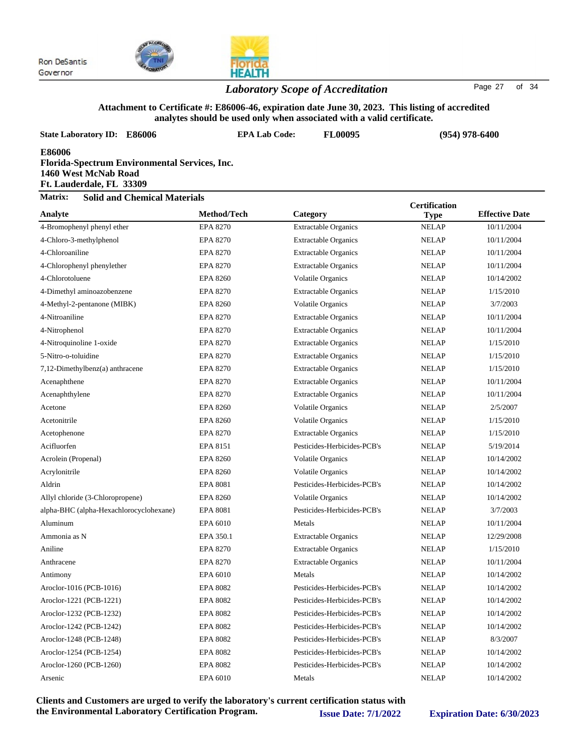Ron DeSantis
Governor

## *Laboratory Scope of Accreditation*

**Attachment to Certificate #: E86006-46, expiration date June 30, 2023. This listing of accredited analytes should be used only when associated with a valid certificate.**

**State Laboratory ID: E86006** | **EPA Lab Code: FL00095** | **(954) 978-6400**

**E86006**
**Florida-Spectrum Environmental Services, Inc.**
**1460 West McNab Road**
**Ft. Lauderdale, FL 33309**

**Matrix: Solid and Chemical Materials**

| Analyte | Method/Tech | Category | Certification Type | Effective Date |
|---|---|---|---|---|
| 4-Bromophenyl phenyl ether | EPA 8270 | Extractable Organics | NELAP | 10/11/2004 |
| 4-Chloro-3-methylphenol | EPA 8270 | Extractable Organics | NELAP | 10/11/2004 |
| 4-Chloroaniline | EPA 8270 | Extractable Organics | NELAP | 10/11/2004 |
| 4-Chlorophenyl phenylether | EPA 8270 | Extractable Organics | NELAP | 10/11/2004 |
| 4-Chlorotoluene | EPA 8260 | Volatile Organics | NELAP | 10/14/2002 |
| 4-Dimethyl aminoazobenzene | EPA 8270 | Extractable Organics | NELAP | 1/15/2010 |
| 4-Methyl-2-pentanone (MIBK) | EPA 8260 | Volatile Organics | NELAP | 3/7/2003 |
| 4-Nitroaniline | EPA 8270 | Extractable Organics | NELAP | 10/11/2004 |
| 4-Nitrophenol | EPA 8270 | Extractable Organics | NELAP | 10/11/2004 |
| 4-Nitroquinoline 1-oxide | EPA 8270 | Extractable Organics | NELAP | 1/15/2010 |
| 5-Nitro-o-toluidine | EPA 8270 | Extractable Organics | NELAP | 1/15/2010 |
| 7,12-Dimethylbenz(a) anthracene | EPA 8270 | Extractable Organics | NELAP | 1/15/2010 |
| Acenaphthene | EPA 8270 | Extractable Organics | NELAP | 10/11/2004 |
| Acenaphthylene | EPA 8270 | Extractable Organics | NELAP | 10/11/2004 |
| Acetone | EPA 8260 | Volatile Organics | NELAP | 2/5/2007 |
| Acetonitrile | EPA 8260 | Volatile Organics | NELAP | 1/15/2010 |
| Acetophenone | EPA 8270 | Extractable Organics | NELAP | 1/15/2010 |
| Acifluorfen | EPA 8151 | Pesticides-Herbicides-PCB's | NELAP | 5/19/2014 |
| Acrolein (Propenal) | EPA 8260 | Volatile Organics | NELAP | 10/14/2002 |
| Acrylonitrile | EPA 8260 | Volatile Organics | NELAP | 10/14/2002 |
| Aldrin | EPA 8081 | Pesticides-Herbicides-PCB's | NELAP | 10/14/2002 |
| Allyl chloride (3-Chloropropene) | EPA 8260 | Volatile Organics | NELAP | 10/14/2002 |
| alpha-BHC (alpha-Hexachlorocyclohexane) | EPA 8081 | Pesticides-Herbicides-PCB's | NELAP | 3/7/2003 |
| Aluminum | EPA 6010 | Metals | NELAP | 10/11/2004 |
| Ammonia as N | EPA 350.1 | Extractable Organics | NELAP | 12/29/2008 |
| Aniline | EPA 8270 | Extractable Organics | NELAP | 1/15/2010 |
| Anthracene | EPA 8270 | Extractable Organics | NELAP | 10/11/2004 |
| Antimony | EPA 6010 | Metals | NELAP | 10/14/2002 |
| Aroclor-1016 (PCB-1016) | EPA 8082 | Pesticides-Herbicides-PCB's | NELAP | 10/14/2002 |
| Aroclor-1221 (PCB-1221) | EPA 8082 | Pesticides-Herbicides-PCB's | NELAP | 10/14/2002 |
| Aroclor-1232 (PCB-1232) | EPA 8082 | Pesticides-Herbicides-PCB's | NELAP | 10/14/2002 |
| Aroclor-1242 (PCB-1242) | EPA 8082 | Pesticides-Herbicides-PCB's | NELAP | 10/14/2002 |
| Aroclor-1248 (PCB-1248) | EPA 8082 | Pesticides-Herbicides-PCB's | NELAP | 8/3/2007 |
| Aroclor-1254 (PCB-1254) | EPA 8082 | Pesticides-Herbicides-PCB's | NELAP | 10/14/2002 |
| Aroclor-1260 (PCB-1260) | EPA 8082 | Pesticides-Herbicides-PCB's | NELAP | 10/14/2002 |
| Arsenic | EPA 6010 | Metals | NELAP | 10/14/2002 |

**Clients and Customers are urged to verify the laboratory's current certification status with the Environmental Laboratory Certification Program.** **Issue Date: 7/1/2022** **Expiration Date: 6/30/2023**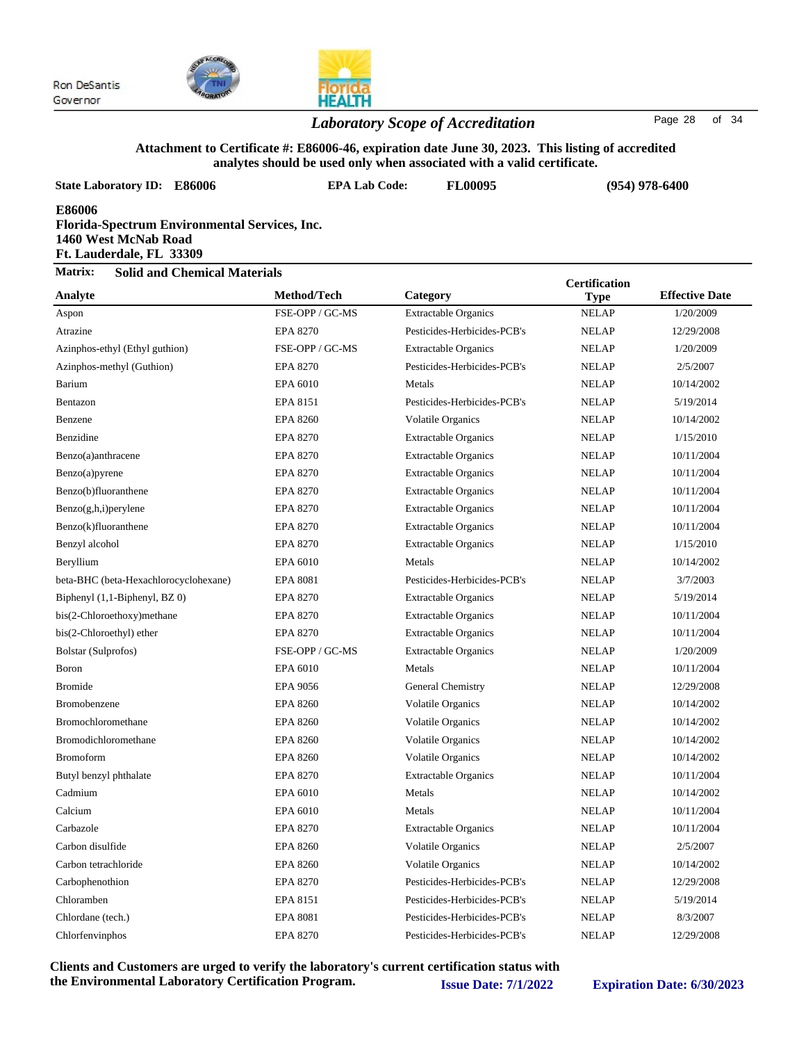Ron DeSantis
Governor

## *Laboratory Scope of Accreditation*

**Attachment to Certificate #: E86006-46, expiration date June 30, 2023. This listing of accredited analytes should be used only when associated with a valid certificate.**

**State Laboratory ID: E86006** **EPA Lab Code: FL00095** **(954) 978-6400**

**E86006**
**Florida-Spectrum Environmental Services, Inc.**
**1460 West McNab Road**
**Ft. Lauderdale, FL 33309**

**Matrix: Solid and Chemical Materials**

| Analyte | Method/Tech | Category | Certification Type | Effective Date |
|---|---|---|---|---|
| Aspon | FSE-OPP / GC-MS | Extractable Organics | NELAP | 1/20/2009 |
| Atrazine | EPA 8270 | Pesticides-Herbicides-PCB's | NELAP | 12/29/2008 |
| Azinphos-ethyl (Ethyl guthion) | FSE-OPP / GC-MS | Extractable Organics | NELAP | 1/20/2009 |
| Azinphos-methyl (Guthion) | EPA 8270 | Pesticides-Herbicides-PCB's | NELAP | 2/5/2007 |
| Barium | EPA 6010 | Metals | NELAP | 10/14/2002 |
| Bentazon | EPA 8151 | Pesticides-Herbicides-PCB's | NELAP | 5/19/2014 |
| Benzene | EPA 8260 | Volatile Organics | NELAP | 10/14/2002 |
| Benzidine | EPA 8270 | Extractable Organics | NELAP | 1/15/2010 |
| Benzo(a)anthracene | EPA 8270 | Extractable Organics | NELAP | 10/11/2004 |
| Benzo(a)pyrene | EPA 8270 | Extractable Organics | NELAP | 10/11/2004 |
| Benzo(b)fluoranthene | EPA 8270 | Extractable Organics | NELAP | 10/11/2004 |
| Benzo(g,h,i)perylene | EPA 8270 | Extractable Organics | NELAP | 10/11/2004 |
| Benzo(k)fluoranthene | EPA 8270 | Extractable Organics | NELAP | 10/11/2004 |
| Benzyl alcohol | EPA 8270 | Extractable Organics | NELAP | 1/15/2010 |
| Beryllium | EPA 6010 | Metals | NELAP | 10/14/2002 |
| beta-BHC (beta-Hexachlorocyclohexane) | EPA 8081 | Pesticides-Herbicides-PCB's | NELAP | 3/7/2003 |
| Biphenyl (1,1-Biphenyl, BZ 0) | EPA 8270 | Extractable Organics | NELAP | 5/19/2014 |
| bis(2-Chloroethoxy)methane | EPA 8270 | Extractable Organics | NELAP | 10/11/2004 |
| bis(2-Chloroethyl) ether | EPA 8270 | Extractable Organics | NELAP | 10/11/2004 |
| Bolstar (Sulprofos) | FSE-OPP / GC-MS | Extractable Organics | NELAP | 1/20/2009 |
| Boron | EPA 6010 | Metals | NELAP | 10/11/2004 |
| Bromide | EPA 9056 | General Chemistry | NELAP | 12/29/2008 |
| Bromobenzene | EPA 8260 | Volatile Organics | NELAP | 10/14/2002 |
| Bromochloromethane | EPA 8260 | Volatile Organics | NELAP | 10/14/2002 |
| Bromodichloromethane | EPA 8260 | Volatile Organics | NELAP | 10/14/2002 |
| Bromoform | EPA 8260 | Volatile Organics | NELAP | 10/14/2002 |
| Butyl benzyl phthalate | EPA 8270 | Extractable Organics | NELAP | 10/11/2004 |
| Cadmium | EPA 6010 | Metals | NELAP | 10/14/2002 |
| Calcium | EPA 6010 | Metals | NELAP | 10/11/2004 |
| Carbazole | EPA 8270 | Extractable Organics | NELAP | 10/11/2004 |
| Carbon disulfide | EPA 8260 | Volatile Organics | NELAP | 2/5/2007 |
| Carbon tetrachloride | EPA 8260 | Volatile Organics | NELAP | 10/14/2002 |
| Carbophenothion | EPA 8270 | Pesticides-Herbicides-PCB's | NELAP | 12/29/2008 |
| Chloramben | EPA 8151 | Pesticides-Herbicides-PCB's | NELAP | 5/19/2014 |
| Chlordane (tech.) | EPA 8081 | Pesticides-Herbicides-PCB's | NELAP | 8/3/2007 |
| Chlorfenvinphos | EPA 8270 | Pesticides-Herbicides-PCB's | NELAP | 12/29/2008 |

**Clients and Customers are urged to verify the laboratory's current certification status with the Environmental Laboratory Certification Program.** **Issue Date: 7/1/2022** **Expiration Date: 6/30/2023**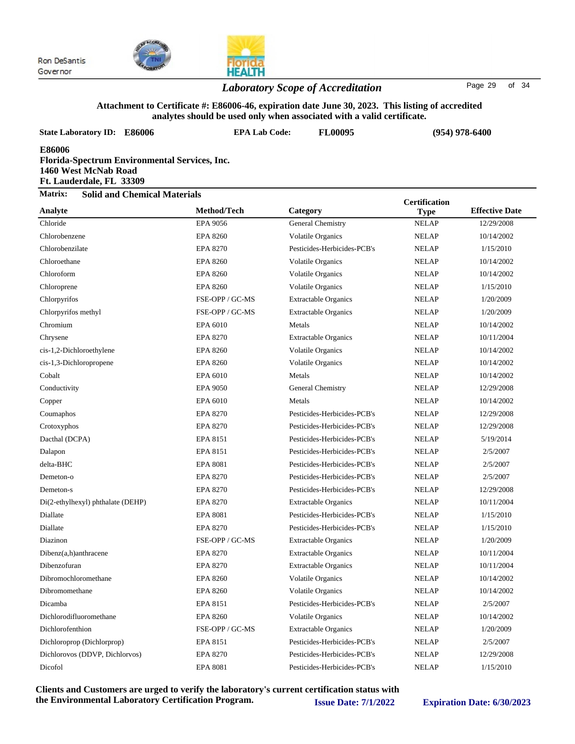Ron DeSantis
Governor

## *Laboratory Scope of Accreditation*

**Attachment to Certificate #: E86006-46, expiration date June 30, 2023. This listing of accredited analytes should be used only when associated with a valid certificate.**

**State Laboratory ID: E86006** **EPA Lab Code: FL00095** **(954) 978-6400**

**E86006**
**Florida-Spectrum Environmental Services, Inc.**
**1460 West McNab Road**
**Ft. Lauderdale, FL 33309**

**Matrix: Solid and Chemical Materials**

| Analyte | Method/Tech | Category | Certification Type | Effective Date |
|---|---|---|---|---|
| Chloride | EPA 9056 | General Chemistry | NELAP | 12/29/2008 |
| Chlorobenzene | EPA 8260 | Volatile Organics | NELAP | 10/14/2002 |
| Chlorobenzilate | EPA 8270 | Pesticides-Herbicides-PCB's | NELAP | 1/15/2010 |
| Chloroethane | EPA 8260 | Volatile Organics | NELAP | 10/14/2002 |
| Chloroform | EPA 8260 | Volatile Organics | NELAP | 10/14/2002 |
| Chloroprene | EPA 8260 | Volatile Organics | NELAP | 1/15/2010 |
| Chlorpyrifos | FSE-OPP / GC-MS | Extractable Organics | NELAP | 1/20/2009 |
| Chlorpyrifos methyl | FSE-OPP / GC-MS | Extractable Organics | NELAP | 1/20/2009 |
| Chromium | EPA 6010 | Metals | NELAP | 10/14/2002 |
| Chrysene | EPA 8270 | Extractable Organics | NELAP | 10/11/2004 |
| cis-1,2-Dichloroethylene | EPA 8260 | Volatile Organics | NELAP | 10/14/2002 |
| cis-1,3-Dichloropropene | EPA 8260 | Volatile Organics | NELAP | 10/14/2002 |
| Cobalt | EPA 6010 | Metals | NELAP | 10/14/2002 |
| Conductivity | EPA 9050 | General Chemistry | NELAP | 12/29/2008 |
| Copper | EPA 6010 | Metals | NELAP | 10/14/2002 |
| Coumaphos | EPA 8270 | Pesticides-Herbicides-PCB's | NELAP | 12/29/2008 |
| Crotoxyphos | EPA 8270 | Pesticides-Herbicides-PCB's | NELAP | 12/29/2008 |
| Dacthal (DCPA) | EPA 8151 | Pesticides-Herbicides-PCB's | NELAP | 5/19/2014 |
| Dalapon | EPA 8151 | Pesticides-Herbicides-PCB's | NELAP | 2/5/2007 |
| delta-BHC | EPA 8081 | Pesticides-Herbicides-PCB's | NELAP | 2/5/2007 |
| Demeton-o | EPA 8270 | Pesticides-Herbicides-PCB's | NELAP | 2/5/2007 |
| Demeton-s | EPA 8270 | Pesticides-Herbicides-PCB's | NELAP | 12/29/2008 |
| Di(2-ethylhexyl) phthalate (DEHP) | EPA 8270 | Extractable Organics | NELAP | 10/11/2004 |
| Diallate | EPA 8081 | Pesticides-Herbicides-PCB's | NELAP | 1/15/2010 |
| Diallate | EPA 8270 | Pesticides-Herbicides-PCB's | NELAP | 1/15/2010 |
| Diazinon | FSE-OPP / GC-MS | Extractable Organics | NELAP | 1/20/2009 |
| Dibenz(a,h)anthracene | EPA 8270 | Extractable Organics | NELAP | 10/11/2004 |
| Dibenzofuran | EPA 8270 | Extractable Organics | NELAP | 10/11/2004 |
| Dibromochloromethane | EPA 8260 | Volatile Organics | NELAP | 10/14/2002 |
| Dibromomethane | EPA 8260 | Volatile Organics | NELAP | 10/14/2002 |
| Dicamba | EPA 8151 | Pesticides-Herbicides-PCB's | NELAP | 2/5/2007 |
| Dichlorodifluoromethane | EPA 8260 | Volatile Organics | NELAP | 10/14/2002 |
| Dichlorofenthion | FSE-OPP / GC-MS | Extractable Organics | NELAP | 1/20/2009 |
| Dichloroprop (Dichlorprop) | EPA 8151 | Pesticides-Herbicides-PCB's | NELAP | 2/5/2007 |
| Dichlorovos (DDVP, Dichlorvos) | EPA 8270 | Pesticides-Herbicides-PCB's | NELAP | 12/29/2008 |
| Dicofol | EPA 8081 | Pesticides-Herbicides-PCB's | NELAP | 1/15/2010 |

**Clients and Customers are urged to verify the laboratory's current certification status with the Environmental Laboratory Certification Program.** **Issue Date: 7/1/2022** **Expiration Date: 6/30/2023**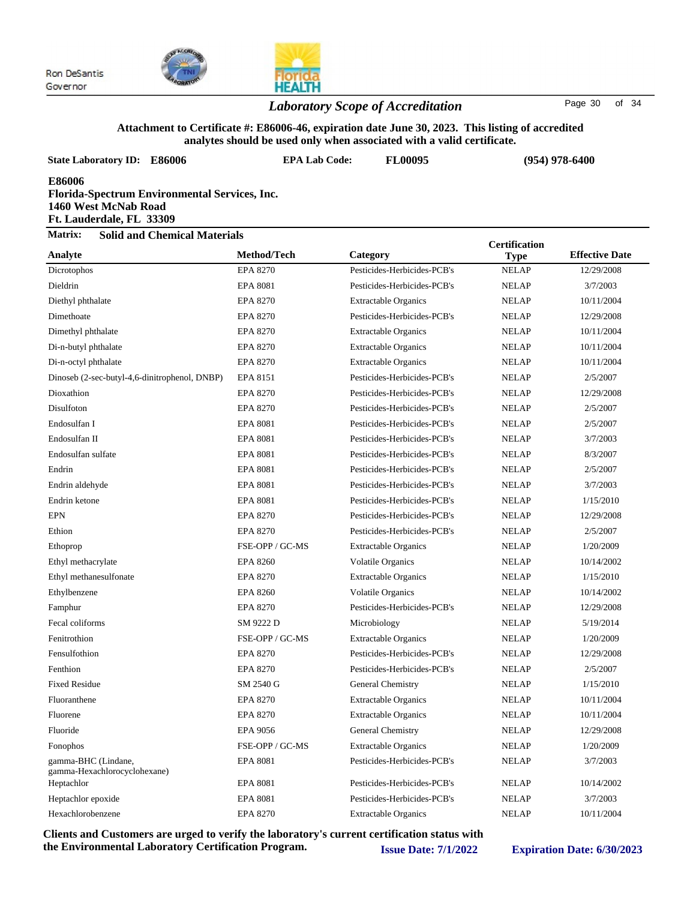Ron DeSantis
Governor

## *Laboratory Scope of Accreditation*

**Attachment to Certificate #: E86006-46, expiration date June 30, 2023. This listing of accredited analytes should be used only when associated with a valid certificate.**

**State Laboratory ID: E86006** **EPA Lab Code: FL00095** **(954) 978-6400**

**E86006**
**Florida-Spectrum Environmental Services, Inc.**
**1460 West McNab Road**
**Ft. Lauderdale, FL 33309**

**Matrix: Solid and Chemical Materials**

| Analyte | Method/Tech | Category | Certification Type | Effective Date |
|---|---|---|---|---|
| Dicrotophos | EPA 8270 | Pesticides-Herbicides-PCB's | NELAP | 12/29/2008 |
| Dieldrin | EPA 8081 | Pesticides-Herbicides-PCB's | NELAP | 3/7/2003 |
| Diethyl phthalate | EPA 8270 | Extractable Organics | NELAP | 10/11/2004 |
| Dimethoate | EPA 8270 | Pesticides-Herbicides-PCB's | NELAP | 12/29/2008 |
| Dimethyl phthalate | EPA 8270 | Extractable Organics | NELAP | 10/11/2004 |
| Di-n-butyl phthalate | EPA 8270 | Extractable Organics | NELAP | 10/11/2004 |
| Di-n-octyl phthalate | EPA 8270 | Extractable Organics | NELAP | 10/11/2004 |
| Dinoseb (2-sec-butyl-4,6-dinitrophenol, DNBP) | EPA 8151 | Pesticides-Herbicides-PCB's | NELAP | 2/5/2007 |
| Dioxathion | EPA 8270 | Pesticides-Herbicides-PCB's | NELAP | 12/29/2008 |
| Disulfoton | EPA 8270 | Pesticides-Herbicides-PCB's | NELAP | 2/5/2007 |
| Endosulfan I | EPA 8081 | Pesticides-Herbicides-PCB's | NELAP | 2/5/2007 |
| Endosulfan II | EPA 8081 | Pesticides-Herbicides-PCB's | NELAP | 3/7/2003 |
| Endosulfan sulfate | EPA 8081 | Pesticides-Herbicides-PCB's | NELAP | 8/3/2007 |
| Endrin | EPA 8081 | Pesticides-Herbicides-PCB's | NELAP | 2/5/2007 |
| Endrin aldehyde | EPA 8081 | Pesticides-Herbicides-PCB's | NELAP | 3/7/2003 |
| Endrin ketone | EPA 8081 | Pesticides-Herbicides-PCB's | NELAP | 1/15/2010 |
| EPN | EPA 8270 | Pesticides-Herbicides-PCB's | NELAP | 12/29/2008 |
| Ethion | EPA 8270 | Pesticides-Herbicides-PCB's | NELAP | 2/5/2007 |
| Ethoprop | FSE-OPP / GC-MS | Extractable Organics | NELAP | 1/20/2009 |
| Ethyl methacrylate | EPA 8260 | Volatile Organics | NELAP | 10/14/2002 |
| Ethyl methanesulfonate | EPA 8270 | Extractable Organics | NELAP | 1/15/2010 |
| Ethylbenzene | EPA 8260 | Volatile Organics | NELAP | 10/14/2002 |
| Famphur | EPA 8270 | Pesticides-Herbicides-PCB's | NELAP | 12/29/2008 |
| Fecal coliforms | SM 9222 D | Microbiology | NELAP | 5/19/2014 |
| Fenitrothion | FSE-OPP / GC-MS | Extractable Organics | NELAP | 1/20/2009 |
| Fensulfothion | EPA 8270 | Pesticides-Herbicides-PCB's | NELAP | 12/29/2008 |
| Fenthion | EPA 8270 | Pesticides-Herbicides-PCB's | NELAP | 2/5/2007 |
| Fixed Residue | SM 2540 G | General Chemistry | NELAP | 1/15/2010 |
| Fluoranthene | EPA 8270 | Extractable Organics | NELAP | 10/11/2004 |
| Fluorene | EPA 8270 | Extractable Organics | NELAP | 10/11/2004 |
| Fluoride | EPA 9056 | General Chemistry | NELAP | 12/29/2008 |
| Fonophos | FSE-OPP / GC-MS | Extractable Organics | NELAP | 1/20/2009 |
| gamma-BHC (Lindane, gamma-Hexachlorocyclohexane) | EPA 8081 | Pesticides-Herbicides-PCB's | NELAP | 3/7/2003 |
| Heptachlor | EPA 8081 | Pesticides-Herbicides-PCB's | NELAP | 10/14/2002 |
| Heptachlor epoxide | EPA 8081 | Pesticides-Herbicides-PCB's | NELAP | 3/7/2003 |
| Hexachlorobenzene | EPA 8270 | Extractable Organics | NELAP | 10/11/2004 |

**Clients and Customers are urged to verify the laboratory's current certification status with the Environmental Laboratory Certification Program.** **Issue Date: 7/1/2022** **Expiration Date: 6/30/2023**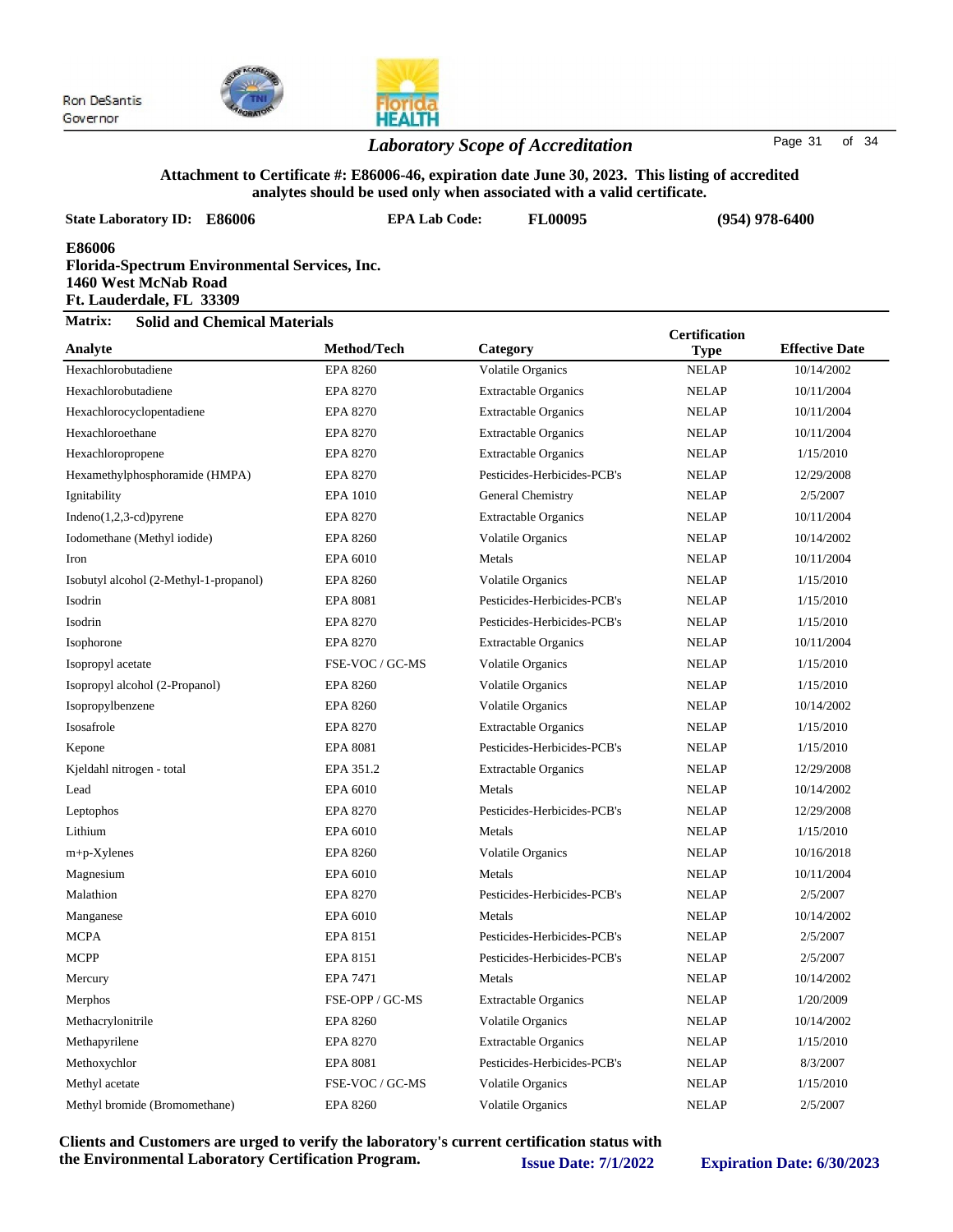Ron DeSantis
Governor

## Laboratory Scope of Accreditation

**Attachment to Certificate #: E86006-46, expiration date June 30, 2023. This listing of accredited analytes should be used only when associated with a valid certificate.**

**State Laboratory ID: E86006** **EPA Lab Code: FL00095** **(954) 978-6400**

**E86006**
**Florida-Spectrum Environmental Services, Inc.**
**1460 West McNab Road**
**Ft. Lauderdale, FL 33309**

**Matrix: Solid and Chemical Materials**

| Analyte | Method/Tech | Category | Certification Type | Effective Date |
|---|---|---|---|---|
| Hexachlorobutadiene | EPA 8260 | Volatile Organics | NELAP | 10/14/2002 |
| Hexachlorobutadiene | EPA 8270 | Extractable Organics | NELAP | 10/11/2004 |
| Hexachlorocyclopentadiene | EPA 8270 | Extractable Organics | NELAP | 10/11/2004 |
| Hexachloroethane | EPA 8270 | Extractable Organics | NELAP | 10/11/2004 |
| Hexachloropropene | EPA 8270 | Extractable Organics | NELAP | 1/15/2010 |
| Hexamethylphosphoramide (HMPA) | EPA 8270 | Pesticides-Herbicides-PCB's | NELAP | 12/29/2008 |
| Ignitability | EPA 1010 | General Chemistry | NELAP | 2/5/2007 |
| Indeno(1,2,3-cd)pyrene | EPA 8270 | Extractable Organics | NELAP | 10/11/2004 |
| Iodomethane (Methyl iodide) | EPA 8260 | Volatile Organics | NELAP | 10/14/2002 |
| Iron | EPA 6010 | Metals | NELAP | 10/11/2004 |
| Isobutyl alcohol (2-Methyl-1-propanol) | EPA 8260 | Volatile Organics | NELAP | 1/15/2010 |
| Isodrin | EPA 8081 | Pesticides-Herbicides-PCB's | NELAP | 1/15/2010 |
| Isodrin | EPA 8270 | Pesticides-Herbicides-PCB's | NELAP | 1/15/2010 |
| Isophorone | EPA 8270 | Extractable Organics | NELAP | 10/11/2004 |
| Isopropyl acetate | FSE-VOC / GC-MS | Volatile Organics | NELAP | 1/15/2010 |
| Isopropyl alcohol (2-Propanol) | EPA 8260 | Volatile Organics | NELAP | 1/15/2010 |
| Isopropylbenzene | EPA 8260 | Volatile Organics | NELAP | 10/14/2002 |
| Isosafrole | EPA 8270 | Extractable Organics | NELAP | 1/15/2010 |
| Kepone | EPA 8081 | Pesticides-Herbicides-PCB's | NELAP | 1/15/2010 |
| Kjeldahl nitrogen - total | EPA 351.2 | Extractable Organics | NELAP | 12/29/2008 |
| Lead | EPA 6010 | Metals | NELAP | 10/14/2002 |
| Leptophos | EPA 8270 | Pesticides-Herbicides-PCB's | NELAP | 12/29/2008 |
| Lithium | EPA 6010 | Metals | NELAP | 1/15/2010 |
| m+p-Xylenes | EPA 8260 | Volatile Organics | NELAP | 10/16/2018 |
| Magnesium | EPA 6010 | Metals | NELAP | 10/11/2004 |
| Malathion | EPA 8270 | Pesticides-Herbicides-PCB's | NELAP | 2/5/2007 |
| Manganese | EPA 6010 | Metals | NELAP | 10/14/2002 |
| MCPA | EPA 8151 | Pesticides-Herbicides-PCB's | NELAP | 2/5/2007 |
| MCPP | EPA 8151 | Pesticides-Herbicides-PCB's | NELAP | 2/5/2007 |
| Mercury | EPA 7471 | Metals | NELAP | 10/14/2002 |
| Merphos | FSE-OPP / GC-MS | Extractable Organics | NELAP | 1/20/2009 |
| Methacrylonitrile | EPA 8260 | Volatile Organics | NELAP | 10/14/2002 |
| Methapyrilene | EPA 8270 | Extractable Organics | NELAP | 1/15/2010 |
| Methoxychlor | EPA 8081 | Pesticides-Herbicides-PCB's | NELAP | 8/3/2007 |
| Methyl acetate | FSE-VOC / GC-MS | Volatile Organics | NELAP | 1/15/2010 |
| Methyl bromide (Bromomethane) | EPA 8260 | Volatile Organics | NELAP | 2/5/2007 |

**Clients and Customers are urged to verify the laboratory's current certification status with the Environmental Laboratory Certification Program.** **Issue Date: 7/1/2022** **Expiration Date: 6/30/2023**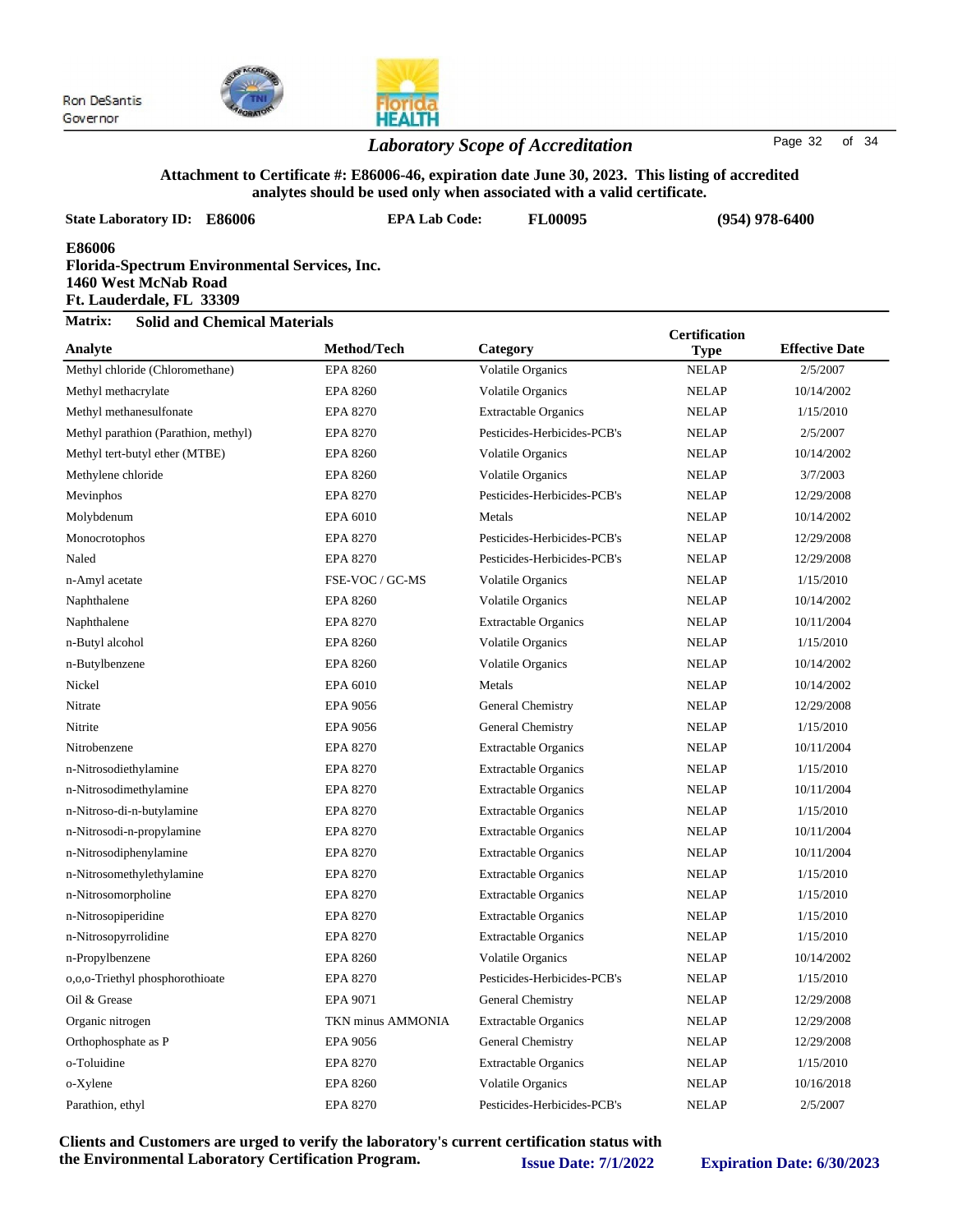Ron DeSantis
Governor

## *Laboratory Scope of Accreditation*

**Attachment to Certificate #: E86006-46, expiration date June 30, 2023. This listing of accredited analytes should be used only when associated with a valid certificate.**

**State Laboratory ID: E86006** **EPA Lab Code: FL00095** **(954) 978-6400**

**E86006**
**Florida-Spectrum Environmental Services, Inc.**
**1460 West McNab Road**
**Ft. Lauderdale, FL 33309**

**Matrix: Solid and Chemical Materials**

| Analyte | Method/Tech | Category | Certification Type | Effective Date |
|---|---|---|---|---|
| Methyl chloride (Chloromethane) | EPA 8260 | Volatile Organics | NELAP | 2/5/2007 |
| Methyl methacrylate | EPA 8260 | Volatile Organics | NELAP | 10/14/2002 |
| Methyl methanesulfonate | EPA 8270 | Extractable Organics | NELAP | 1/15/2010 |
| Methyl parathion (Parathion, methyl) | EPA 8270 | Pesticides-Herbicides-PCB's | NELAP | 2/5/2007 |
| Methyl tert-butyl ether (MTBE) | EPA 8260 | Volatile Organics | NELAP | 10/14/2002 |
| Methylene chloride | EPA 8260 | Volatile Organics | NELAP | 3/7/2003 |
| Mevinphos | EPA 8270 | Pesticides-Herbicides-PCB's | NELAP | 12/29/2008 |
| Molybdenum | EPA 6010 | Metals | NELAP | 10/14/2002 |
| Monocrotophos | EPA 8270 | Pesticides-Herbicides-PCB's | NELAP | 12/29/2008 |
| Naled | EPA 8270 | Pesticides-Herbicides-PCB's | NELAP | 12/29/2008 |
| n-Amyl acetate | FSE-VOC / GC-MS | Volatile Organics | NELAP | 1/15/2010 |
| Naphthalene | EPA 8260 | Volatile Organics | NELAP | 10/14/2002 |
| Naphthalene | EPA 8270 | Extractable Organics | NELAP | 10/11/2004 |
| n-Butyl alcohol | EPA 8260 | Volatile Organics | NELAP | 1/15/2010 |
| n-Butylbenzene | EPA 8260 | Volatile Organics | NELAP | 10/14/2002 |
| Nickel | EPA 6010 | Metals | NELAP | 10/14/2002 |
| Nitrate | EPA 9056 | General Chemistry | NELAP | 12/29/2008 |
| Nitrite | EPA 9056 | General Chemistry | NELAP | 1/15/2010 |
| Nitrobenzene | EPA 8270 | Extractable Organics | NELAP | 10/11/2004 |
| n-Nitrosodiethylamine | EPA 8270 | Extractable Organics | NELAP | 1/15/2010 |
| n-Nitrosodimethylamine | EPA 8270 | Extractable Organics | NELAP | 10/11/2004 |
| n-Nitroso-di-n-butylamine | EPA 8270 | Extractable Organics | NELAP | 1/15/2010 |
| n-Nitrosodi-n-propylamine | EPA 8270 | Extractable Organics | NELAP | 10/11/2004 |
| n-Nitrosodiphenylamine | EPA 8270 | Extractable Organics | NELAP | 10/11/2004 |
| n-Nitrosomethylethylamine | EPA 8270 | Extractable Organics | NELAP | 1/15/2010 |
| n-Nitrosomorpholine | EPA 8270 | Extractable Organics | NELAP | 1/15/2010 |
| n-Nitrosopiperidine | EPA 8270 | Extractable Organics | NELAP | 1/15/2010 |
| n-Nitrosopyrrolidine | EPA 8270 | Extractable Organics | NELAP | 1/15/2010 |
| n-Propylbenzene | EPA 8260 | Volatile Organics | NELAP | 10/14/2002 |
| o,o,o-Triethyl phosphorothioate | EPA 8270 | Pesticides-Herbicides-PCB's | NELAP | 1/15/2010 |
| Oil & Grease | EPA 9071 | General Chemistry | NELAP | 12/29/2008 |
| Organic nitrogen | TKN minus AMMONIA | Extractable Organics | NELAP | 12/29/2008 |
| Orthophosphate as P | EPA 9056 | General Chemistry | NELAP | 12/29/2008 |
| o-Toluidine | EPA 8270 | Extractable Organics | NELAP | 1/15/2010 |
| o-Xylene | EPA 8260 | Volatile Organics | NELAP | 10/16/2018 |
| Parathion, ethyl | EPA 8270 | Pesticides-Herbicides-PCB's | NELAP | 2/5/2007 |

**Clients and Customers are urged to verify the laboratory's current certification status with the Environmental Laboratory Certification Program.**

**Issue Date: 7/1/2022** **Expiration Date: 6/30/2023**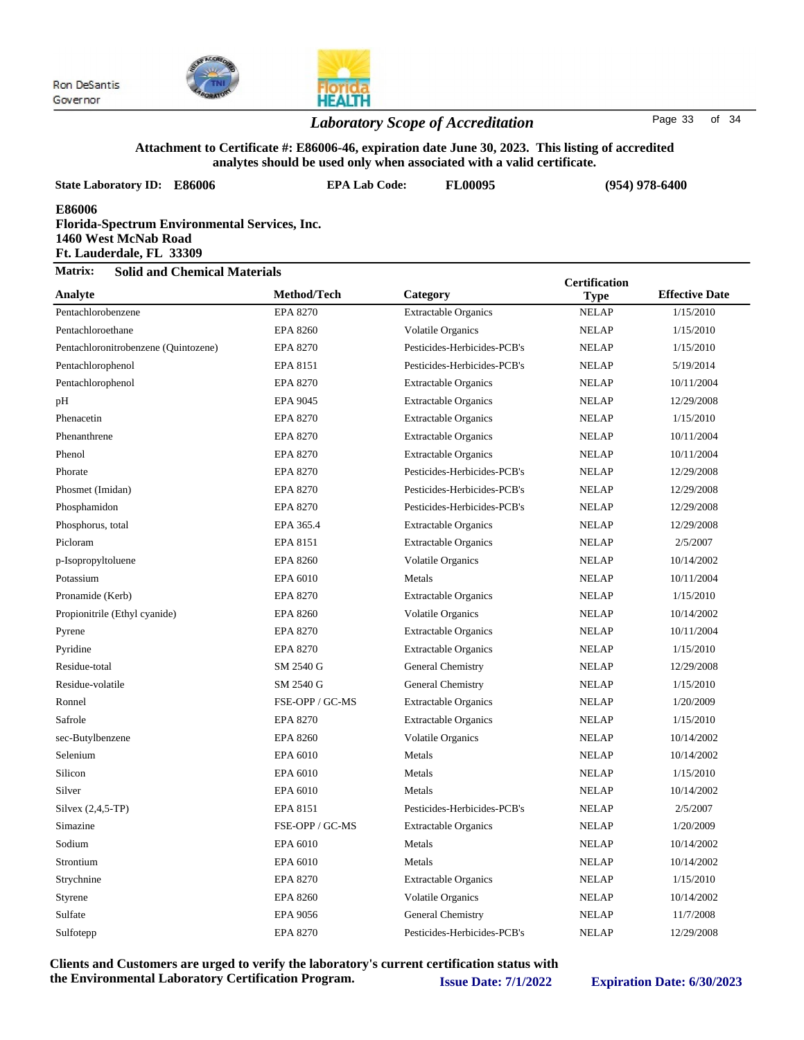Ron DeSantis
Governor

## *Laboratory Scope of Accreditation*

**Attachment to Certificate #: E86006-46, expiration date June 30, 2023. This listing of accredited analytes should be used only when associated with a valid certificate.**

**State Laboratory ID: E86006** | **EPA Lab Code: FL00095** | **(954) 978-6400**

**E86006**
**Florida-Spectrum Environmental Services, Inc.**
**1460 West McNab Road**
**Ft. Lauderdale, FL 33309**

**Matrix: Solid and Chemical Materials**

| Analyte | Method/Tech | Category | Certification Type | Effective Date |
|---|---|---|---|---|
| Pentachlorobenzene | EPA 8270 | Extractable Organics | NELAP | 1/15/2010 |
| Pentachloroethane | EPA 8260 | Volatile Organics | NELAP | 1/15/2010 |
| Pentachloronitrobenzene (Quintozene) | EPA 8270 | Pesticides-Herbicides-PCB's | NELAP | 1/15/2010 |
| Pentachlorophenol | EPA 8151 | Pesticides-Herbicides-PCB's | NELAP | 5/19/2014 |
| Pentachlorophenol | EPA 8270 | Extractable Organics | NELAP | 10/11/2004 |
| pH | EPA 9045 | Extractable Organics | NELAP | 12/29/2008 |
| Phenacetin | EPA 8270 | Extractable Organics | NELAP | 1/15/2010 |
| Phenanthrene | EPA 8270 | Extractable Organics | NELAP | 10/11/2004 |
| Phenol | EPA 8270 | Extractable Organics | NELAP | 10/11/2004 |
| Phorate | EPA 8270 | Pesticides-Herbicides-PCB's | NELAP | 12/29/2008 |
| Phosmet (Imidan) | EPA 8270 | Pesticides-Herbicides-PCB's | NELAP | 12/29/2008 |
| Phosphamidon | EPA 8270 | Pesticides-Herbicides-PCB's | NELAP | 12/29/2008 |
| Phosphorus, total | EPA 365.4 | Extractable Organics | NELAP | 12/29/2008 |
| Picloram | EPA 8151 | Extractable Organics | NELAP | 2/5/2007 |
| p-Isopropyltoluene | EPA 8260 | Volatile Organics | NELAP | 10/14/2002 |
| Potassium | EPA 6010 | Metals | NELAP | 10/11/2004 |
| Pronamide (Kerb) | EPA 8270 | Extractable Organics | NELAP | 1/15/2010 |
| Propionitrile (Ethyl cyanide) | EPA 8260 | Volatile Organics | NELAP | 10/14/2002 |
| Pyrene | EPA 8270 | Extractable Organics | NELAP | 10/11/2004 |
| Pyridine | EPA 8270 | Extractable Organics | NELAP | 1/15/2010 |
| Residue-total | SM 2540 G | General Chemistry | NELAP | 12/29/2008 |
| Residue-volatile | SM 2540 G | General Chemistry | NELAP | 1/15/2010 |
| Ronnel | FSE-OPP / GC-MS | Extractable Organics | NELAP | 1/20/2009 |
| Safrole | EPA 8270 | Extractable Organics | NELAP | 1/15/2010 |
| sec-Butylbenzene | EPA 8260 | Volatile Organics | NELAP | 10/14/2002 |
| Selenium | EPA 6010 | Metals | NELAP | 10/14/2002 |
| Silicon | EPA 6010 | Metals | NELAP | 1/15/2010 |
| Silver | EPA 6010 | Metals | NELAP | 10/14/2002 |
| Silvex (2,4,5-TP) | EPA 8151 | Pesticides-Herbicides-PCB's | NELAP | 2/5/2007 |
| Simazine | FSE-OPP / GC-MS | Extractable Organics | NELAP | 1/20/2009 |
| Sodium | EPA 6010 | Metals | NELAP | 10/14/2002 |
| Strontium | EPA 6010 | Metals | NELAP | 10/14/2002 |
| Strychnine | EPA 8270 | Extractable Organics | NELAP | 1/15/2010 |
| Styrene | EPA 8260 | Volatile Organics | NELAP | 10/14/2002 |
| Sulfate | EPA 9056 | General Chemistry | NELAP | 11/7/2008 |
| Sulfotepp | EPA 8270 | Pesticides-Herbicides-PCB's | NELAP | 12/29/2008 |

**Clients and Customers are urged to verify the laboratory's current certification status with the Environmental Laboratory Certification Program.**

**Issue Date: 7/1/2022** **Expiration Date: 6/30/2023**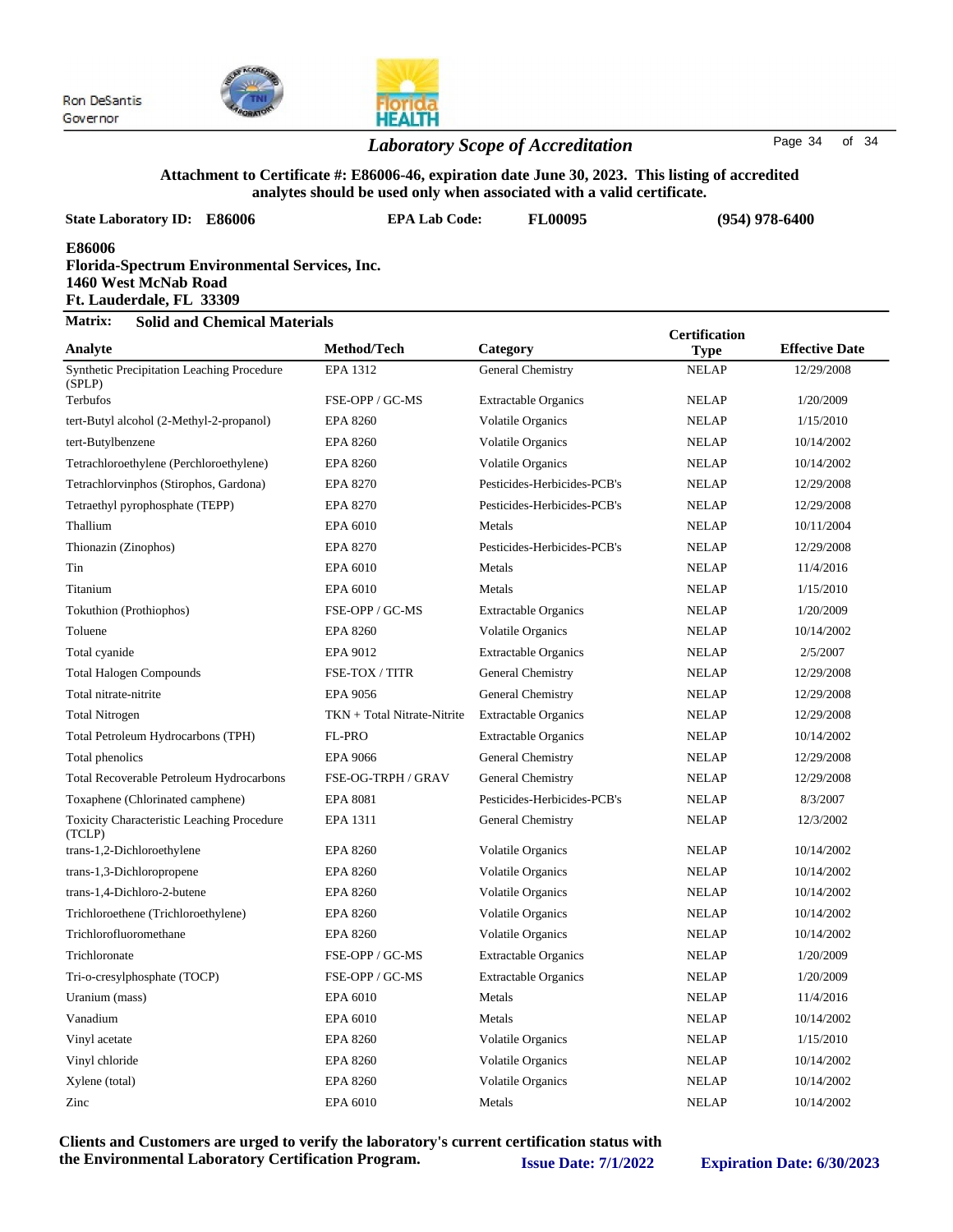Ron DeSantis
Governor

## *Laboratory Scope of Accreditation*

**Attachment to Certificate #: E86006-46, expiration date June 30, 2023. This listing of accredited analytes should be used only when associated with a valid certificate.**

**State Laboratory ID: E86006** **EPA Lab Code: FL00095** **(954) 978-6400**

**E86006**
**Florida-Spectrum Environmental Services, Inc.**
**1460 West McNab Road**
**Ft. Lauderdale, FL 33309**

**Matrix: Solid and Chemical Materials**

| Analyte | Method/Tech | Category | Certification Type | Effective Date |
|---|---|---|---|---|
| Synthetic Precipitation Leaching Procedure (SPLP) | EPA 1312 | General Chemistry | NELAP | 12/29/2008 |
| Terbufos | FSE-OPP / GC-MS | Extractable Organics | NELAP | 1/20/2009 |
| tert-Butyl alcohol (2-Methyl-2-propanol) | EPA 8260 | Volatile Organics | NELAP | 1/15/2010 |
| tert-Butylbenzene | EPA 8260 | Volatile Organics | NELAP | 10/14/2002 |
| Tetrachloroethylene (Perchloroethylene) | EPA 8260 | Volatile Organics | NELAP | 10/14/2002 |
| Tetrachlorvinphos (Stirophos, Gardona) | EPA 8270 | Pesticides-Herbicides-PCB's | NELAP | 12/29/2008 |
| Tetraethyl pyrophosphate (TEPP) | EPA 8270 | Pesticides-Herbicides-PCB's | NELAP | 12/29/2008 |
| Thallium | EPA 6010 | Metals | NELAP | 10/11/2004 |
| Thionazin (Zinophos) | EPA 8270 | Pesticides-Herbicides-PCB's | NELAP | 12/29/2008 |
| Tin | EPA 6010 | Metals | NELAP | 11/4/2016 |
| Titanium | EPA 6010 | Metals | NELAP | 1/15/2010 |
| Tokuthion (Prothiophos) | FSE-OPP / GC-MS | Extractable Organics | NELAP | 1/20/2009 |
| Toluene | EPA 8260 | Volatile Organics | NELAP | 10/14/2002 |
| Total cyanide | EPA 9012 | Extractable Organics | NELAP | 2/5/2007 |
| Total Halogen Compounds | FSE-TOX / TITR | General Chemistry | NELAP | 12/29/2008 |
| Total nitrate-nitrite | EPA 9056 | General Chemistry | NELAP | 12/29/2008 |
| Total Nitrogen | TKN + Total Nitrate-Nitrite | Extractable Organics | NELAP | 12/29/2008 |
| Total Petroleum Hydrocarbons (TPH) | FL-PRO | Extractable Organics | NELAP | 10/14/2002 |
| Total phenolics | EPA 9066 | General Chemistry | NELAP | 12/29/2008 |
| Total Recoverable Petroleum Hydrocarbons | FSE-OG-TRPH / GRAV | General Chemistry | NELAP | 12/29/2008 |
| Toxaphene (Chlorinated camphene) | EPA 8081 | Pesticides-Herbicides-PCB's | NELAP | 8/3/2007 |
| Toxicity Characteristic Leaching Procedure (TCLP) | EPA 1311 | General Chemistry | NELAP | 12/3/2002 |
| trans-1,2-Dichloroethylene | EPA 8260 | Volatile Organics | NELAP | 10/14/2002 |
| trans-1,3-Dichloropropene | EPA 8260 | Volatile Organics | NELAP | 10/14/2002 |
| trans-1,4-Dichloro-2-butene | EPA 8260 | Volatile Organics | NELAP | 10/14/2002 |
| Trichloroethene (Trichloroethylene) | EPA 8260 | Volatile Organics | NELAP | 10/14/2002 |
| Trichlorofluoromethane | EPA 8260 | Volatile Organics | NELAP | 10/14/2002 |
| Trichloronate | FSE-OPP / GC-MS | Extractable Organics | NELAP | 1/20/2009 |
| Tri-o-cresylphosphate (TOCP) | FSE-OPP / GC-MS | Extractable Organics | NELAP | 1/20/2009 |
| Uranium (mass) | EPA 6010 | Metals | NELAP | 11/4/2016 |
| Vanadium | EPA 6010 | Metals | NELAP | 10/14/2002 |
| Vinyl acetate | EPA 8260 | Volatile Organics | NELAP | 1/15/2010 |
| Vinyl chloride | EPA 8260 | Volatile Organics | NELAP | 10/14/2002 |
| Xylene (total) | EPA 8260 | Volatile Organics | NELAP | 10/14/2002 |
| Zinc | EPA 6010 | Metals | NELAP | 10/14/2002 |

**Clients and Customers are urged to verify the laboratory's current certification status with the Environmental Laboratory Certification Program.** **Issue Date: 7/1/2022** **Expiration Date: 6/30/2023**